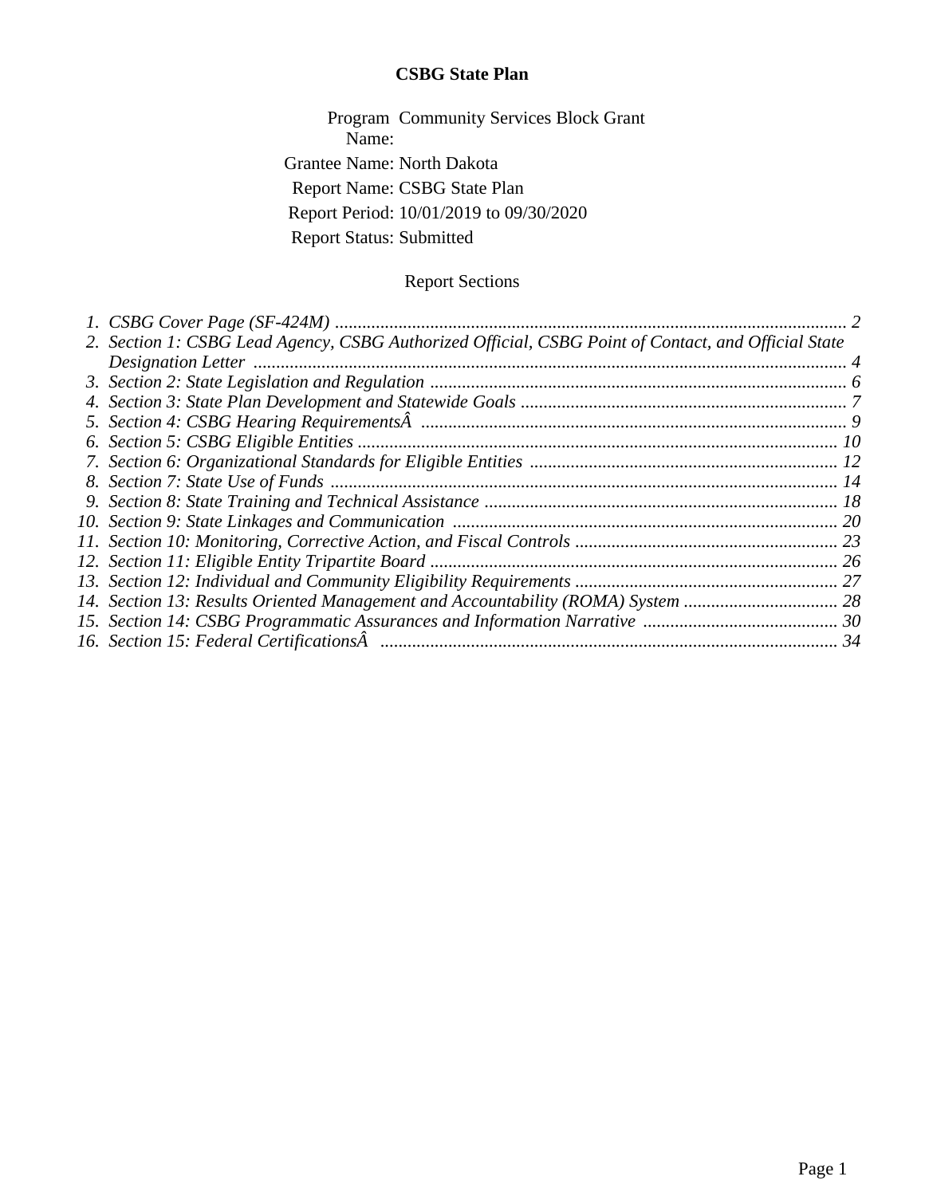# CSBG State Plan

Program Name: Community Services Block Grant

Grantee Name: North Dakota

Report Name: CSBG State Plan

Report Period: 10/01/2019 to 09/30/2020

Report Status: Submitted

## Report Sections

1. *CSBG Cover Page (SF-424M) ........ 2*
2. *Section 1: CSBG Lead Agency, CSBG Authorized Official, CSBG Point of Contact, and Official State Designation Letter ........ 4*
3. *Section 2: State Legislation and Regulation ........ 6*
4. *Section 3: State Plan Development and Statewide Goals ........ 7*
5. *Section 4: CSBG Hearing RequirementsÂ ........ 9*
6. *Section 5: CSBG Eligible Entities ........ 10*
7. *Section 6: Organizational Standards for Eligible Entities ........ 12*
8. *Section 7: State Use of Funds ........ 14*
9. *Section 8: State Training and Technical Assistance ........ 18*
10. *Section 9: State Linkages and Communication ........ 20*
11. *Section 10: Monitoring, Corrective Action, and Fiscal Controls ........ 23*
12. *Section 11: Eligible Entity Tripartite Board ........ 26*
13. *Section 12: Individual and Community Eligibility Requirements ........ 27*
14. *Section 13: Results Oriented Management and Accountability (ROMA) System ........ 28*
15. *Section 14: CSBG Programmatic Assurances and Information Narrative ........ 30*
16. *Section 15: Federal CertificationsÂ ........ 34*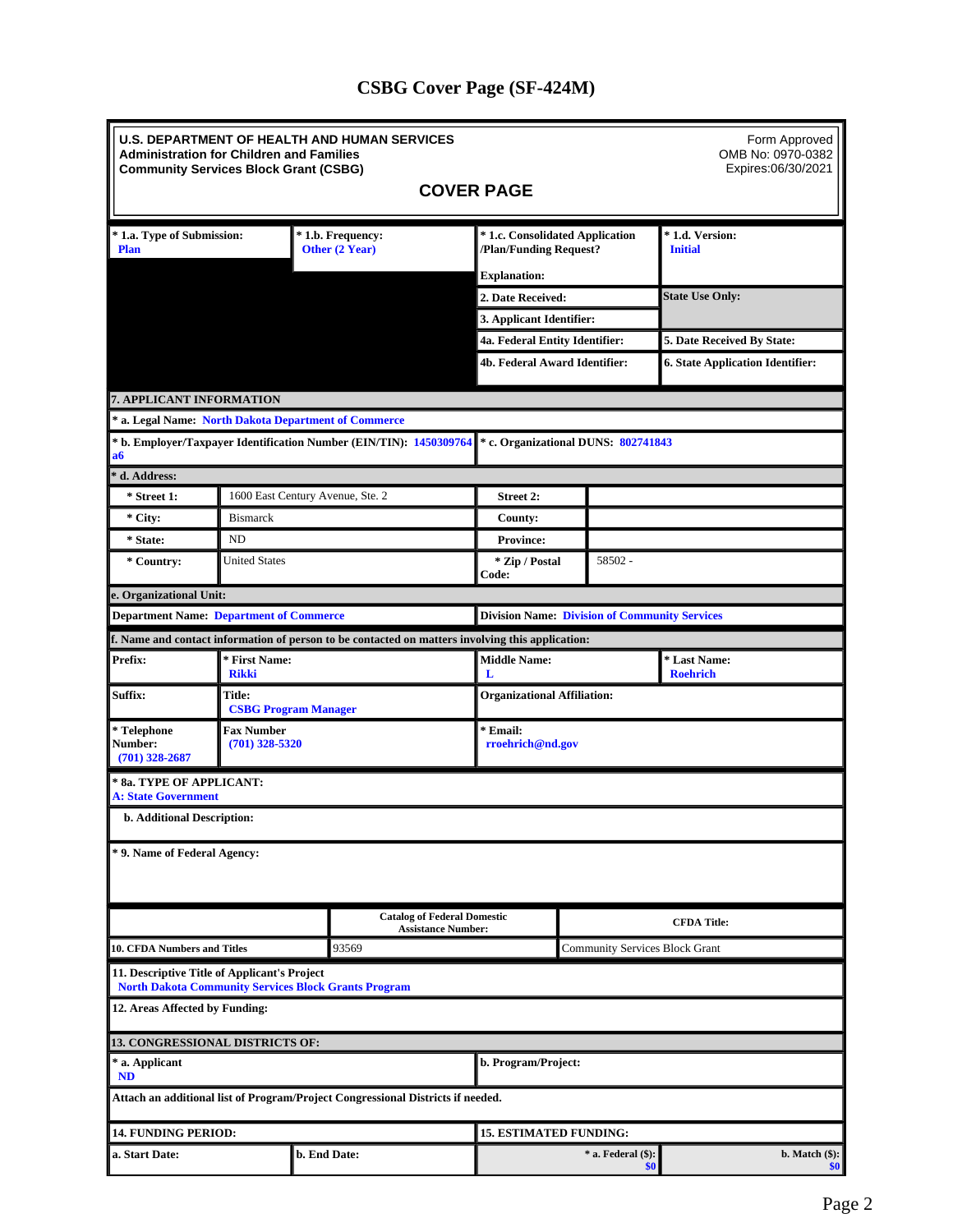# CSBG Cover Page (SF-424M)

**U.S. DEPARTMENT OF HEALTH AND HUMAN SERVICES**
**Administration for Children and Families**
**Community Services Block Grant (CSBG)**

Form Approved
OMB No: 0970-0382
Expires:06/30/2021

## COVER PAGE

| * 1.a. Type of Submission: | * 1.b. Frequency: | * 1.c. Consolidated Application /Plan/Funding Request? | * 1.d. Version: |
|---|---|---|---|
| Plan | Other (2 Year) | Explanation: | Initial |
| | | 2. Date Received: | State Use Only: |
| | | 3. Applicant Identifier: | |
| | | 4a. Federal Entity Identifier: | 5. Date Received By State: |
| | | 4b. Federal Award Identifier: | 6. State Application Identifier: |

**7. APPLICANT INFORMATION**

**\* a. Legal Name:** North Dakota Department of Commerce

| * b. Employer/Taxpayer Identification Number (EIN/TIN): 1450309764a6 | * c. Organizational DUNS: 802741843 |
|---|---|

**\* d. Address:**

| * Street 1: | 1600 East Century Avenue, Ste. 2 | Street 2: | |
|---|---|---|---|
| * City: | Bismarck | County: | |
| * State: | ND | Province: | |
| * Country: | United States | * Zip / Postal Code: | 58502 - |

**e. Organizational Unit:**

| Department Name: Department of Commerce | Division Name: Division of Community Services |
|---|---|

**f. Name and contact information of person to be contacted on matters involving this application:**

| Prefix: | * First Name: Rikki | Middle Name: L | * Last Name: Roehrich |
|---|---|---|---|
| Suffix: | Title: CSBG Program Manager | Organizational Affiliation: | |
| * Telephone Number: (701) 328-2687 | Fax Number (701) 328-5320 | * Email: rroehrich@nd.gov | |

**\* 8a. TYPE OF APPLICANT:**
A: State Government

**b. Additional Description:**

**\* 9. Name of Federal Agency:**

| | Catalog of Federal Domestic Assistance Number: | CFDA Title: |
|---|---|---|
| 10. CFDA Numbers and Titles | 93569 | Community Services Block Grant |

**11. Descriptive Title of Applicant's Project**
North Dakota Community Services Block Grants Program

**12. Areas Affected by Funding:**

**13. CONGRESSIONAL DISTRICTS OF:**

| * a. Applicant | b. Program/Project: |
|---|---|
| ND | |

Attach an additional list of Program/Project Congressional Districts if needed.

| 14. FUNDING PERIOD: | | 15. ESTIMATED FUNDING: | |
|---|---|---|---|
| a. Start Date: | b. End Date: | * a. Federal ($): $0 | b. Match ($): $0 |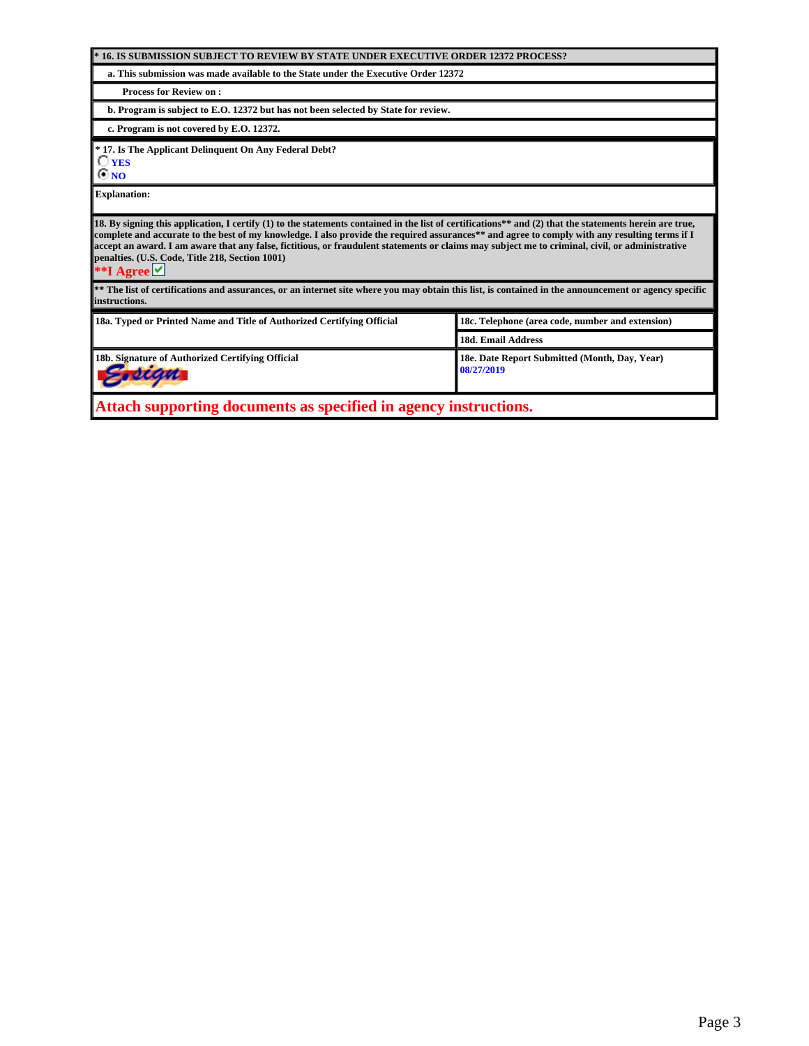**\* 16. IS SUBMISSION SUBJECT TO REVIEW BY STATE UNDER EXECUTIVE ORDER 12372 PROCESS?**

**a. This submission was made available to the State under the Executive Order 12372**

**Process for Review on :**

**b. Program is subject to E.O. 12372 but has not been selected by State for review.**

**c. Program is not covered by E.O. 12372.**

**\* 17. Is The Applicant Delinquent On Any Federal Debt?**

○ YES

◉ NO

**Explanation:**

**18. By signing this application, I certify (1) to the statements contained in the list of certifications\*\* and (2) that the statements herein are true, complete and accurate to the best of my knowledge. I also provide the required assurances\*\* and agree to comply with any resulting terms if I accept an award. I am aware that any false, fictitious, or fraudulent statements or claims may subject me to criminal, civil, or administrative penalties. (U.S. Code, Title 218, Section 1001)**

**\*\*I Agree** ☑

**\*\* The list of certifications and assurances, or an internet site where you may obtain this list, is contained in the announcement or agency specific instructions.**

| **18a. Typed or Printed Name and Title of Authorized Certifying Official** | **18c. Telephone (area code, number and extension)** |
|---|---|
| | **18d. Email Address** |
| **18b. Signature of Authorized Certifying Official**<br>E-sign | **18e. Date Report Submitted (Month, Day, Year)**<br>08/27/2019 |

**Attach supporting documents as specified in agency instructions.**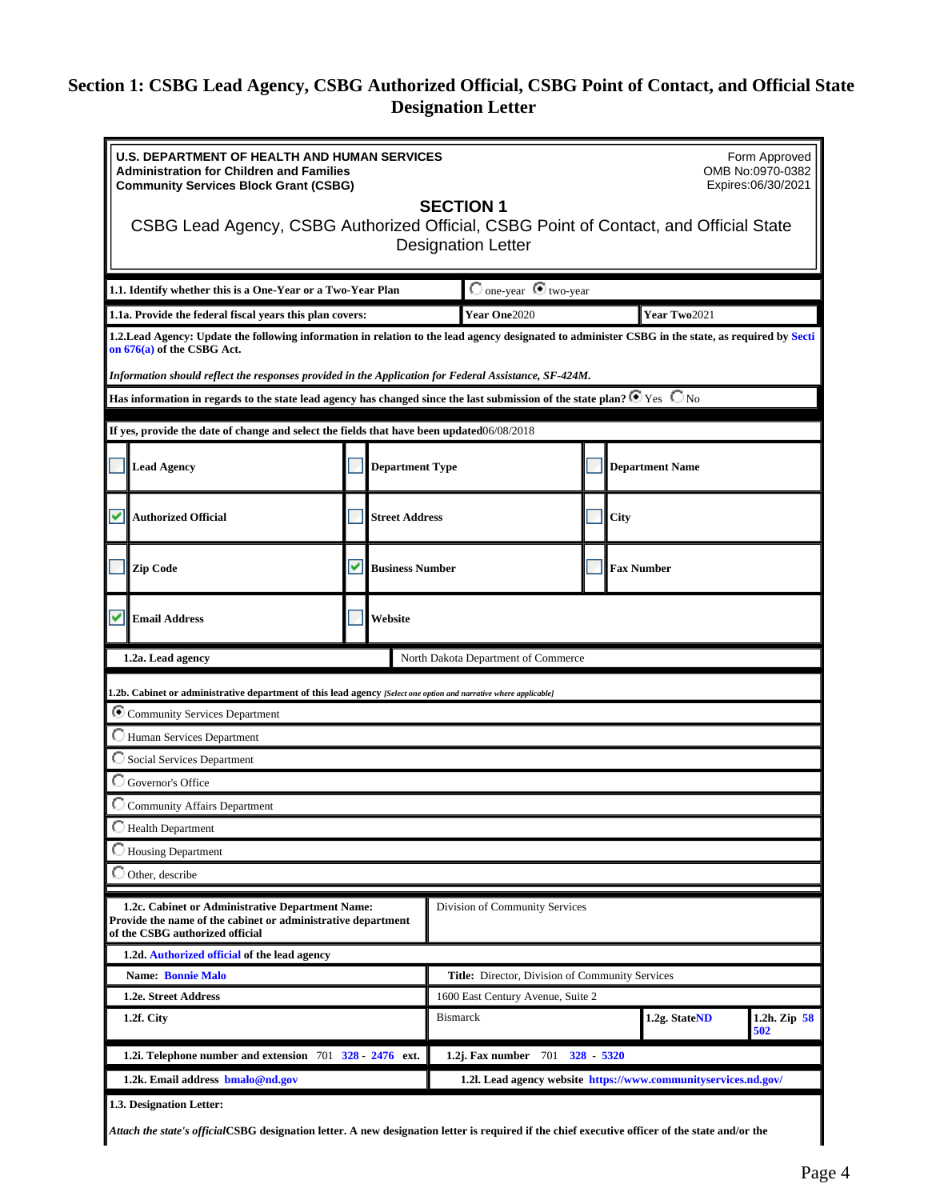# Section 1: CSBG Lead Agency, CSBG Authorized Official, CSBG Point of Contact, and Official State Designation Letter

**U.S. DEPARTMENT OF HEALTH AND HUMAN SERVICES**
**Administration for Children and Families**
**Community Services Block Grant (CSBG)**

Form Approved
OMB No:0970-0382
Expires:06/30/2021

## SECTION 1

CSBG Lead Agency, CSBG Authorized Official, CSBG Point of Contact, and Official State Designation Letter

| | | |
|---|---|---|
| **1.1. Identify whether this is a One-Year or a Two-Year Plan** | ○ one-year ◉ two-year | |
| **1.1a. Provide the federal fiscal years this plan covers:** | **Year One** 2020 | **Year Two** 2021 |

**1.2.Lead Agency: Update the following information in relation to the lead agency designated to administer CSBG in the state, as required by Section 676(a) of the CSBG Act.**

*Information should reflect the responses provided in the Application for Federal Assistance, SF-424M.*

**Has information in regards to the state lead agency has changed since the last submission of the state plan?** ◉ Yes ○ No

**If yes, provide the date of change and select the fields that have been updated** 06/08/2018

| | | |
|---|---|---|
| ☐ **Lead Agency** | ☐ **Department Type** | ☐ **Department Name** |
| ☑ **Authorized Official** | ☐ **Street Address** | ☐ **City** |
| ☐ **Zip Code** | ☑ **Business Number** | ☐ **Fax Number** |
| ☑ **Email Address** | ☐ **Website** | |

| | |
|---|---|
| **1.2a. Lead agency** | North Dakota Department of Commerce |

**1.2b. Cabinet or administrative department of this lead agency** *[Select one option and narrative where applicable]*

- ◉ Community Services Department
- ○ Human Services Department
- ○ Social Services Department
- ○ Governor's Office
- ○ Community Affairs Department
- ○ Health Department
- ○ Housing Department
- ○ Other, describe

| | | | |
|---|---|---|---|
| **1.2c. Cabinet or Administrative Department Name: Provide the name of the cabinet or administrative department of the CSBG authorized official** | Division of Community Services | | |
| **1.2d. Authorized official of the lead agency** | | | |
| **Name:** Bonnie Malo | **Title:** Director, Division of Community Services | | |
| **1.2e. Street Address** | 1600 East Century Avenue, Suite 2 | | |
| **1.2f. City** | Bismarck | **1.2g. State** ND | **1.2h. Zip** 58502 |
| **1.2i. Telephone number and extension** 701 328 - 2476 ext. | **1.2j. Fax number** 701 328 - 5320 | | |
| **1.2k. Email address** bmalo@nd.gov | **1.2l. Lead agency website** https://www.communityservices.nd.gov/ | | |

**1.3. Designation Letter:**

*Attach the state's official* **CSBG designation letter. A new designation letter is required if the chief executive officer of the state and/or the**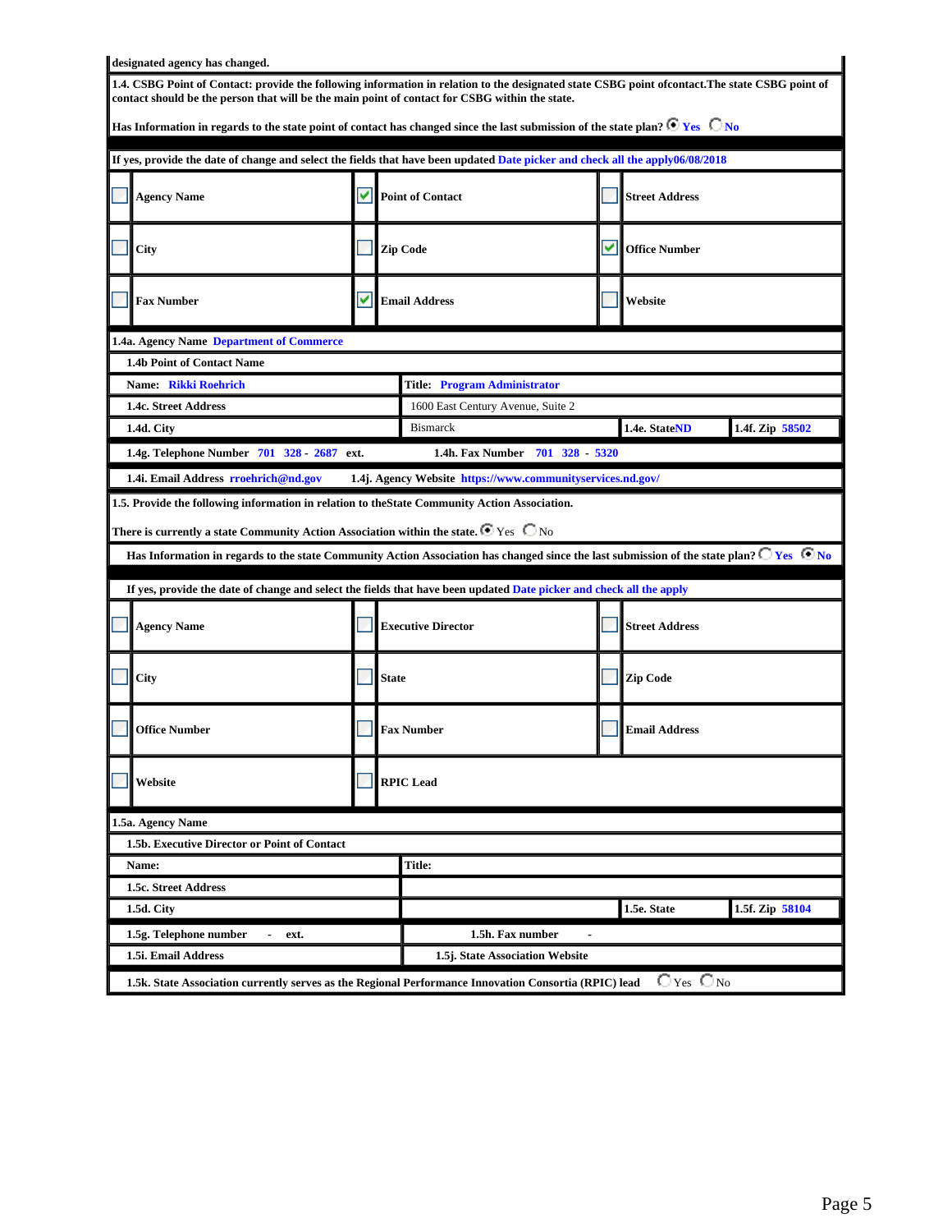designated agency has changed.

**1.4. CSBG Point of Contact: provide the following information in relation to the designated state CSBG point ofcontact.The state CSBG point of contact should be the person that will be the main point of contact for CSBG within the state.**

**Has Information in regards to the state point of contact has changed since the last submission of the state plan?** ◉ Yes ○ No

**If yes, provide the date of change and select the fields that have been updated** Date picker and check all the apply06/08/2018

| | | | | | |
|---|---|---|---|---|---|
| ☐ | Agency Name | ☑ | Point of Contact | ☐ | Street Address |
| ☐ | City | ☐ | Zip Code | ☑ | Office Number |
| ☐ | Fax Number | ☑ | Email Address | ☐ | Website |

**1.4a. Agency Name** Department of Commerce

**1.4b Point of Contact Name**

**Name:** Rikki Roehrich

**Title:** Program Administrator

**1.4c. Street Address** 1600 East Century Avenue, Suite 2

**1.4d. City** Bismarck

**1.4e. State** ND

**1.4f. Zip** 58502

**1.4g. Telephone Number** 701 328 - 2687 **ext.**

**1.4h. Fax Number** 701 328 - 5320

**1.4i. Email Address** rroehrich@nd.gov

**1.4j. Agency Website** https://www.communityservices.nd.gov/

**1.5. Provide the following information in relation to theState Community Action Association.**

**There is currently a state Community Action Association within the state.** ◉ Yes ○ No

**Has Information in regards to the state Community Action Association has changed since the last submission of the state plan?** ○ Yes ◉ No

**If yes, provide the date of change and select the fields that have been updated** Date picker and check all the apply

| | | | | | |
|---|---|---|---|---|---|
| ☐ | Agency Name | ☐ | Executive Director | ☐ | Street Address |
| ☐ | City | ☐ | State | ☐ | Zip Code |
| ☐ | Office Number | ☐ | Fax Number | ☐ | Email Address |
| ☐ | Website | ☐ | RPIC Lead | | |

**1.5a. Agency Name**

**1.5b. Executive Director or Point of Contact**

**Name:**

**Title:**

**1.5c. Street Address**

**1.5d. City**

**1.5e. State**

**1.5f. Zip** 58104

**1.5g. Telephone number** - **ext.**

**1.5h. Fax number** -

**1.5i. Email Address**

**1.5j. State Association Website**

**1.5k. State Association currently serves as the Regional Performance Innovation Consortia (RPIC) lead** ○ Yes ○ No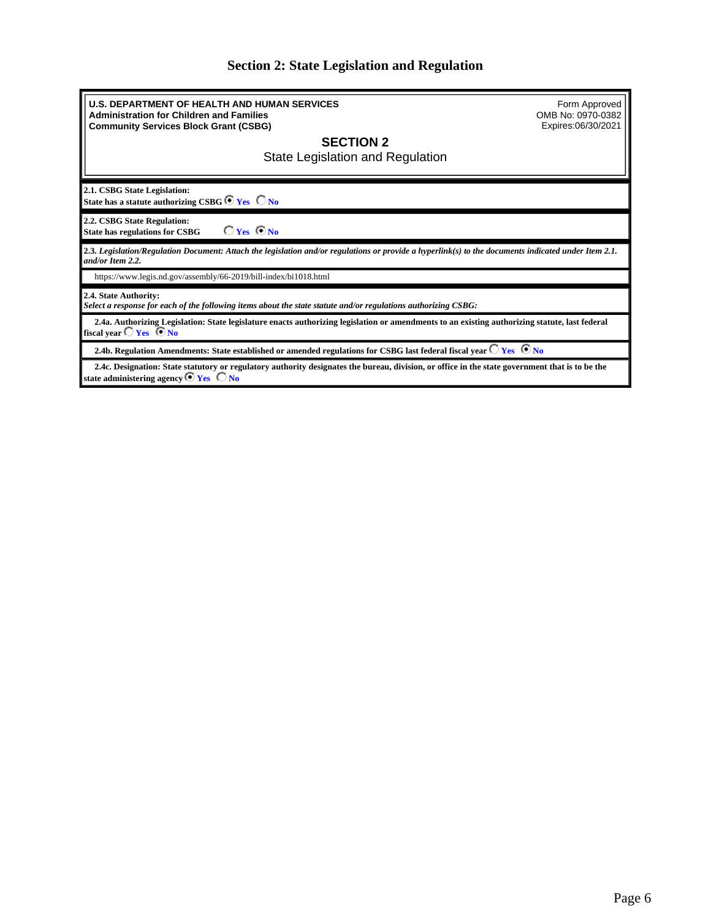# Section 2: State Legislation and Regulation

**U.S. DEPARTMENT OF HEALTH AND HUMAN SERVICES**
**Administration for Children and Families**
**Community Services Block Grant (CSBG)**

Form Approved
OMB No: 0970-0382
Expires:06/30/2021

## SECTION 2
State Legislation and Regulation

**2.1. CSBG State Legislation:**
**State has a statute authorizing CSBG** (X) Yes ( ) No

**2.2. CSBG State Regulation:**
**State has regulations for CSBG** ( ) Yes (X) No

**2.3.** ***Legislation/Regulation Document: Attach the legislation and/or regulations or provide a hyperlink(s) to the documents indicated under Item 2.1. and/or Item 2.2.***

https://www.legis.nd.gov/assembly/66-2019/bill-index/bi1018.html

**2.4. State Authority:**
***Select a response for each of the following items about the state statute and/or regulations authorizing CSBG:***

**2.4a. Authorizing Legislation: State legislature enacts authorizing legislation or amendments to an existing authorizing statute, last federal fiscal year** ( ) Yes (X) No

**2.4b. Regulation Amendments: State established or amended regulations for CSBG last federal fiscal year** ( ) Yes (X) No

**2.4c. Designation: State statutory or regulatory authority designates the bureau, division, or office in the state government that is to be the state administering agency** (X) Yes ( ) No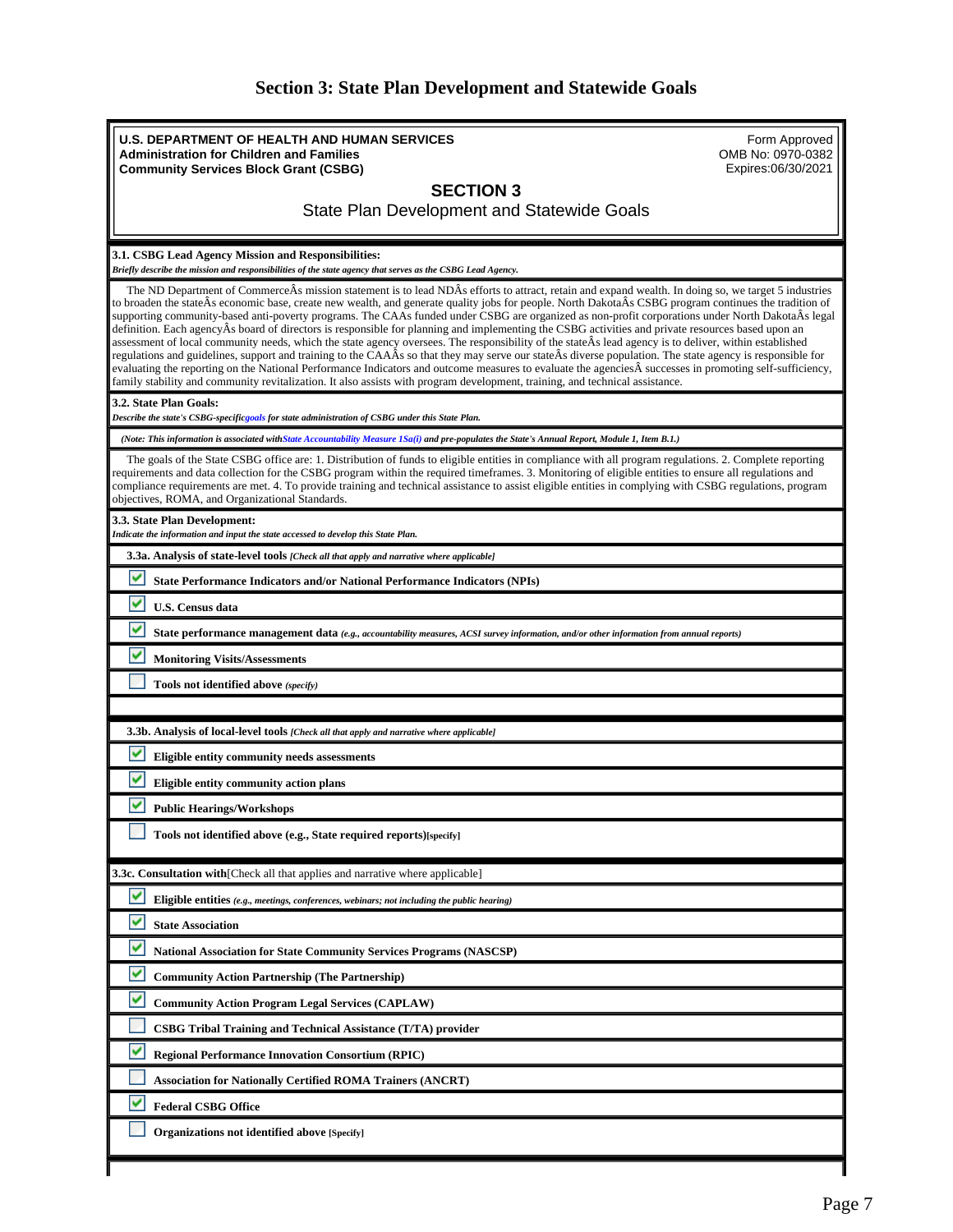# Section 3: State Plan Development and Statewide Goals

**U.S. DEPARTMENT OF HEALTH AND HUMAN SERVICES**
**Administration for Children and Families**
**Community Services Block Grant (CSBG)**

Form Approved
OMB No: 0970-0382
Expires:06/30/2021

## SECTION 3

State Plan Development and Statewide Goals

**3.1. CSBG Lead Agency Mission and Responsibilities:**
*Briefly describe the mission and responsibilities of the state agency that serves as the CSBG Lead Agency.*

The ND Department of CommerceÂs mission statement is to lead NDÂs efforts to attract, retain and expand wealth. In doing so, we target 5 industries to broaden the stateÂs economic base, create new wealth, and generate quality jobs for people. North DakotaÂs CSBG program continues the tradition of supporting community-based anti-poverty programs. The CAAs funded under CSBG are organized as non-profit corporations under North DakotaÂs legal definition. Each agencyÂs board of directors is responsible for planning and implementing the CSBG activities and private resources based upon an assessment of local community needs, which the state agency oversees. The responsibility of the stateÂs lead agency is to deliver, within established regulations and guidelines, support and training to the CAAÂs so that they may serve our stateÂs diverse population. The state agency is responsible for evaluating the reporting on the National Performance Indicators and outcome measures to evaluate the agenciesÂ successes in promoting self-sufficiency, family stability and community revitalization. It also assists with program development, training, and technical assistance.

**3.2. State Plan Goals:**
*Describe the state's CSBG-specific goals for state administration of CSBG under this State Plan.*

*(Note: This information is associated with State Accountability Measure 1Sa(i) and pre-populates the State's Annual Report, Module 1, Item B.1.)*

The goals of the State CSBG office are: 1. Distribution of funds to eligible entities in compliance with all program regulations. 2. Complete reporting requirements and data collection for the CSBG program within the required timeframes. 3. Monitoring of eligible entities to ensure all regulations and compliance requirements are met. 4. To provide training and technical assistance to assist eligible entities in complying with CSBG regulations, program objectives, ROMA, and Organizational Standards.

**3.3. State Plan Development:**
*Indicate the information and input the state accessed to develop this State Plan.*

**3.3a. Analysis of state-level tools** *[Check all that apply and narrative where applicable]*

- [x] **State Performance Indicators and/or National Performance Indicators (NPIs)**
- [x] **U.S. Census data**
- [x] **State performance management data** *(e.g., accountability measures, ACSI survey information, and/or other information from annual reports)*
- [x] **Monitoring Visits/Assessments**
- [ ] **Tools not identified above** *(specify)*

**3.3b. Analysis of local-level tools** *[Check all that apply and narrative where applicable]*

- [x] **Eligible entity community needs assessments**
- [x] **Eligible entity community action plans**
- [x] **Public Hearings/Workshops**
- [ ] **Tools not identified above (e.g., State required reports)[specify]**

**3.3c. Consultation with**[Check all that applies and narrative where applicable]

- [x] **Eligible entities** *(e.g., meetings, conferences, webinars; not including the public hearing)*
- [x] **State Association**
- [x] **National Association for State Community Services Programs (NASCSP)**
- [x] **Community Action Partnership (The Partnership)**
- [x] **Community Action Program Legal Services (CAPLAW)**
- [ ] **CSBG Tribal Training and Technical Assistance (T/TA) provider**
- [x] **Regional Performance Innovation Consortium (RPIC)**
- [ ] **Association for Nationally Certified ROMA Trainers (ANCRT)**
- [x] **Federal CSBG Office**
- [ ] **Organizations not identified above [Specify]**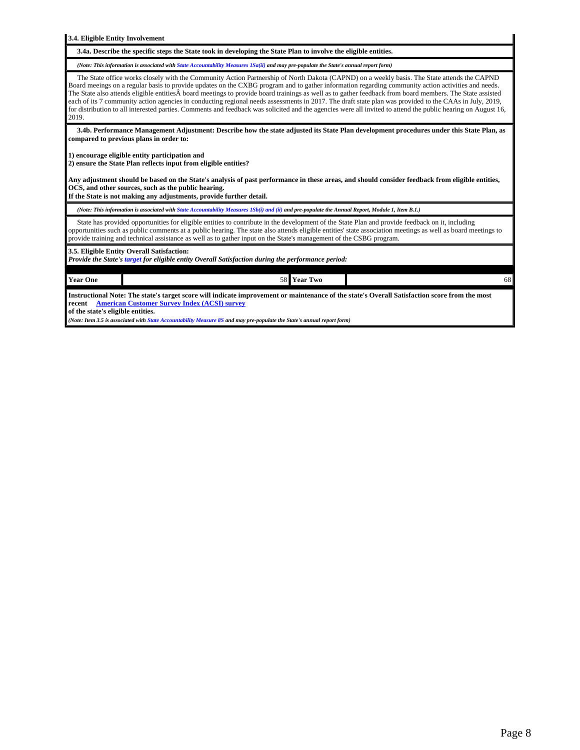**3.4. Eligible Entity Involvement**

**3.4a. Describe the specific steps the State took in developing the State Plan to involve the eligible entities.**

*(Note: This information is associated with State Accountability Measures 1Sa(ii) and may pre-populate the State's annual report form)*

The State office works closely with the Community Action Partnership of North Dakota (CAPND) on a weekly basis. The State attends the CAPND Board meeings on a regular basis to provide updates on the CXBG program and to gather information regarding community action activities and needs. The State also attends eligible entitiesÂ board meetings to provide board trainings as well as to gather feedback from board members. The State assisted each of its 7 community action agencies in conducting regional needs assessments in 2017. The draft state plan was provided to the CAAs in July, 2019, for distribution to all interested parties. Comments and feedback was solicited and the agencies were all invited to attend the public hearing on August 16, 2019.

**3.4b. Performance Management Adjustment: Describe how the state adjusted its State Plan development procedures under this State Plan, as compared to previous plans in order to:**

**1) encourage eligible entity participation and**
**2) ensure the State Plan reflects input from eligible entities?**

**Any adjustment should be based on the State's analysis of past performance in these areas, and should consider feedback from eligible entities, OCS, and other sources, such as the public hearing.**
**If the State is not making any adjustments, provide further detail.**

*(Note: This information is associated with State Accountability Measures 1Sb(i) and (ii) and pre-populate the Annual Report, Module 1, Item B.1.)*

State has provided opportunities for eligible entities to contribute in the development of the State Plan and provide feedback on it, including opportunities such as public comments at a public hearing. The state also attends eligible entities' state association meetings as well as board meetings to provide training and technical assistance as well as to gather input on the State's management of the CSBG program.

**3.5. Eligible Entity Overall Satisfaction:**
***Provide the State's target for eligible entity Overall Satisfaction during the performance period:***

| Year One | 58 | Year Two | 68 |
|---|---|---|---|

**Instructional Note: The state's target score will indicate improvement or maintenance of the state's Overall Satisfaction score from the most recent American Customer Survey Index (ACSI) survey of the state's eligible entities.**
*(Note: Item 3.5 is associated with State Accountability Measure 8S and may pre-populate the State's annual report form)*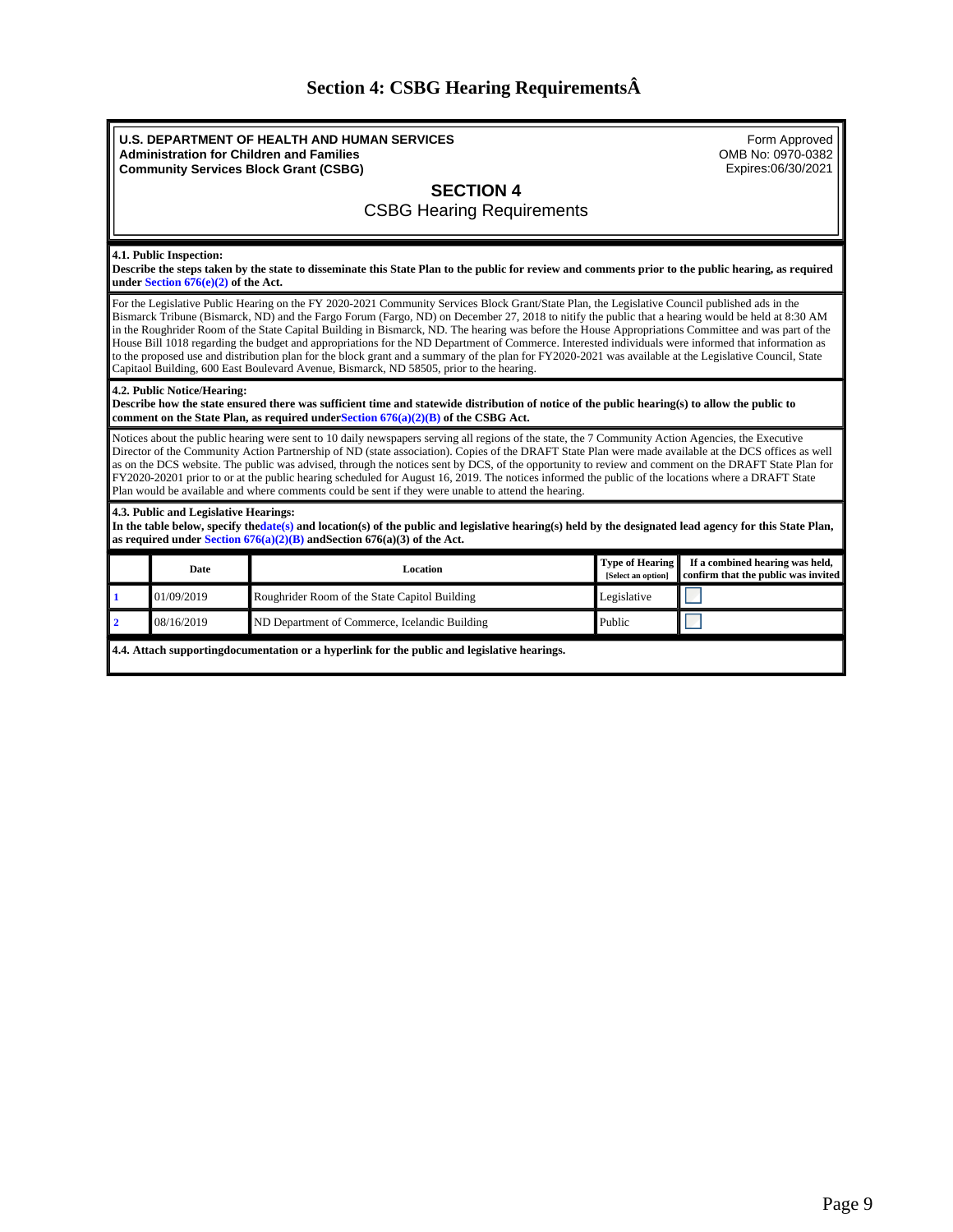# Section 4: CSBG Hearing RequirementsÂ

**U.S. DEPARTMENT OF HEALTH AND HUMAN SERVICES**
**Administration for Children and Families**
**Community Services Block Grant (CSBG)**

Form Approved
OMB No: 0970-0382
Expires:06/30/2021

## SECTION 4
CSBG Hearing Requirements

**4.1. Public Inspection:**
**Describe the steps taken by the state to disseminate this State Plan to the public for review and comments prior to the public hearing, as required under Section 676(e)(2) of the Act.**

For the Legislative Public Hearing on the FY 2020-2021 Community Services Block Grant/State Plan, the Legislative Council published ads in the Bismarck Tribune (Bismarck, ND) and the Fargo Forum (Fargo, ND) on December 27, 2018 to nitify the public that a hearing would be held at 8:30 AM in the Roughrider Room of the State Capital Building in Bismarck, ND. The hearing was before the House Appropriations Committee and was part of the House Bill 1018 regarding the budget and appropriations for the ND Department of Commerce. Interested individuals were informed that information as to the proposed use and distribution plan for the block grant and a summary of the plan for FY2020-2021 was available at the Legislative Council, State Capitaol Building, 600 East Boulevard Avenue, Bismarck, ND 58505, prior to the hearing.

**4.2. Public Notice/Hearing:**
**Describe how the state ensured there was sufficient time and statewide distribution of notice of the public hearing(s) to allow the public to comment on the State Plan, as required underSection 676(a)(2)(B) of the CSBG Act.**

Notices about the public hearing were sent to 10 daily newspapers serving all regions of the state, the 7 Community Action Agencies, the Executive Director of the Community Action Partnership of ND (state association). Copies of the DRAFT State Plan were made available at the DCS offices as well as on the DCS website. The public was advised, through the notices sent by DCS, of the opportunity to review and comment on the DRAFT State Plan for FY2020-20201 prior to or at the public hearing scheduled for August 16, 2019. The notices informed the public of the locations where a DRAFT State Plan would be available and where comments could be sent if they were unable to attend the hearing.

**4.3. Public and Legislative Hearings:**
**In the table below, specify thedate(s) and location(s) of the public and legislative hearing(s) held by the designated lead agency for this State Plan, as required under Section 676(a)(2)(B) andSection 676(a)(3) of the Act.**

| | Date | Location | Type of Hearing [Select an option] | If a combined hearing was held, confirm that the public was invited |
|---|---|---|---|---|
| 1 | 01/09/2019 | Roughrider Room of the State Capitol Building | Legislative | ☐ |
| 2 | 08/16/2019 | ND Department of Commerce, Icelandic Building | Public | ☐ |

**4.4. Attach supportingdocumentation or a hyperlink for the public and legislative hearings.**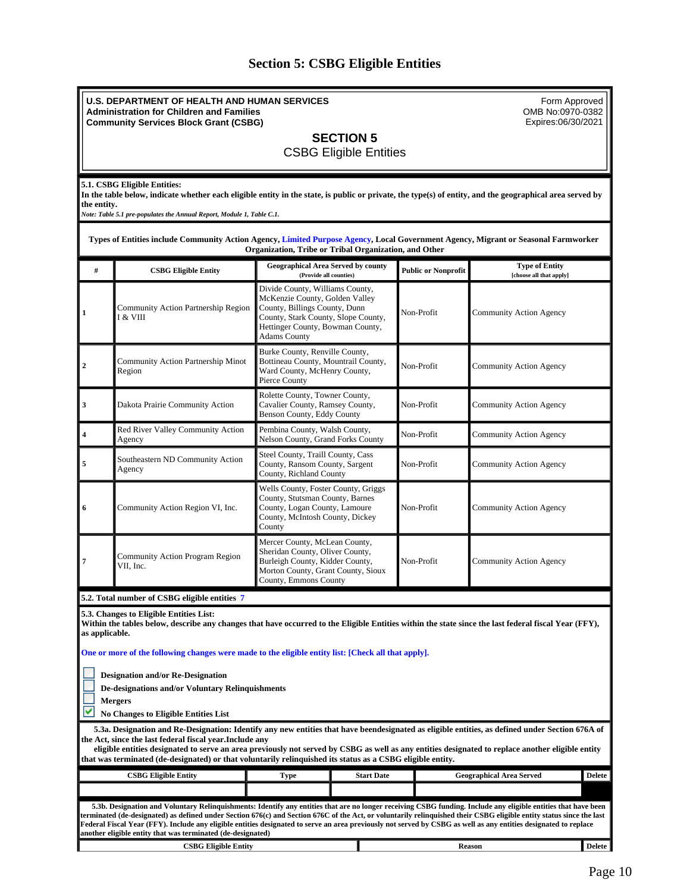# Section 5: CSBG Eligible Entities

**U.S. DEPARTMENT OF HEALTH AND HUMAN SERVICES**
**Administration for Children and Families**
**Community Services Block Grant (CSBG)**

Form Approved
OMB No:0970-0382
Expires:06/30/2021

## SECTION 5
CSBG Eligible Entities

**5.1. CSBG Eligible Entities:**
**In the table below, indicate whether each eligible entity in the state, is public or private, the type(s) of entity, and the geographical area served by the entity.**
*Note: Table 5.1 pre-populates the Annual Report, Module 1, Table C.1.*

**Types of Entities include Community Action Agency, Limited Purpose Agency, Local Government Agency, Migrant or Seasonal Farmworker Organization, Tribe or Tribal Organization, and Other**

| # | CSBG Eligible Entity | Geographical Area Served by county (Provide all counties) | Public or Nonprofit | Type of Entity [choose all that apply] |
|---|---|---|---|---|
| 1 | Community Action Partnership Region I & VIII | Divide County, Williams County, McKenzie County, Golden Valley County, Billings County, Dunn County, Stark County, Slope County, Hettinger County, Bowman County, Adams County | Non-Profit | Community Action Agency |
| 2 | Community Action Partnership Minot Region | Burke County, Renville County, Bottineau County, Mountrail County, Ward County, McHenry County, Pierce County | Non-Profit | Community Action Agency |
| 3 | Dakota Prairie Community Action | Rolette County, Towner County, Cavalier County, Ramsey County, Benson County, Eddy County | Non-Profit | Community Action Agency |
| 4 | Red River Valley Community Action Agency | Pembina County, Walsh County, Nelson County, Grand Forks County | Non-Profit | Community Action Agency |
| 5 | Southeastern ND Community Action Agency | Steel County, Traill County, Cass County, Ransom County, Sargent County, Richland County | Non-Profit | Community Action Agency |
| 6 | Community Action Region VI, Inc. | Wells County, Foster County, Griggs County, Stutsman County, Barnes County, Logan County, Lamoure County, McIntosh County, Dickey County | Non-Profit | Community Action Agency |
| 7 | Community Action Program Region VII, Inc. | Mercer County, McLean County, Sheridan County, Oliver County, Burleigh County, Kidder County, Morton County, Grant County, Sioux County, Emmons County | Non-Profit | Community Action Agency |

**5.2. Total number of CSBG eligible entities** 7

**5.3. Changes to Eligible Entities List:**
**Within the tables below, describe any changes that have occurred to the Eligible Entities within the state since the last federal fiscal Year (FFY), as applicable.**

One or more of the following changes were made to the eligible entity list: [Check all that apply].

- [ ] **Designation and/or Re-Designation**
- [ ] **De-designations and/or Voluntary Relinquishments**
- [ ] **Mergers**
- [x] **No Changes to Eligible Entities List**

**5.3a. Designation and Re-Designation: Identify any new entities that have beendesignated as eligible entities, as defined under Section 676A of the Act, since the last federal fiscal year.Include any eligible entities designated to serve an area previously not served by CSBG as well as any entities designated to replace another eligible entity that was terminated (de-designated) or that voluntarily relinquished its status as a CSBG eligible entity.**

| CSBG Eligible Entity | Type | Start Date | Geographical Area Served | Delete |
|---|---|---|---|---|
| | | | | |

**5.3b. Designation and Voluntary Relinquishments: Identify any entities that are no longer receiving CSBG funding. Include any eligible entities that have been terminated (de-designated) as defined under Section 676(c) and Section 676C of the Act, or voluntarily relinquished their CSBG eligible entity status since the last Federal Fiscal Year (FFY). Include any eligible entities designated to serve an area previously not served by CSBG as well as any entities designated to replace another eligible entity that was terminated (de-designated)**

| CSBG Eligible Entity | Reason | Delete |
|---|---|---|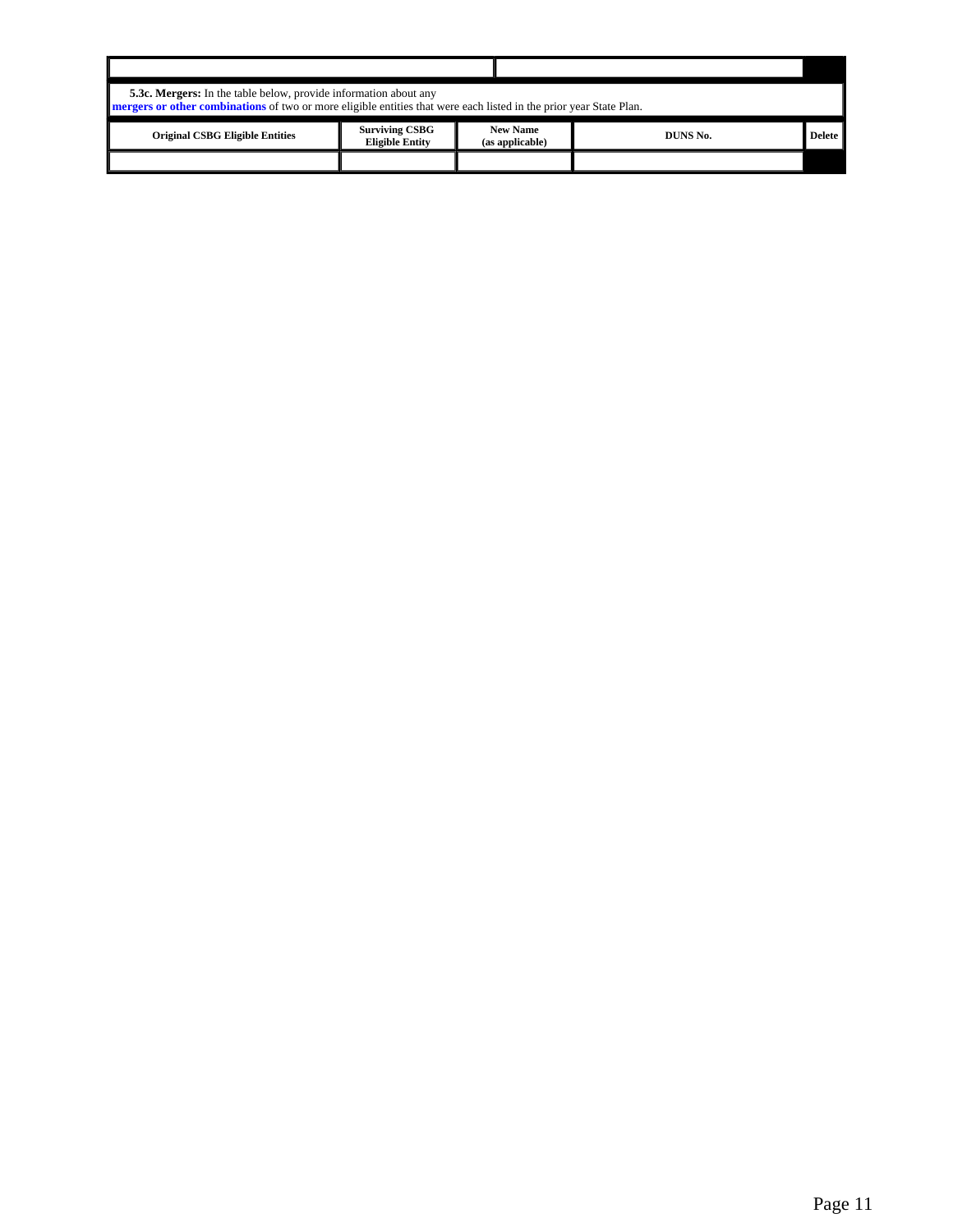**5.3c. Mergers:** In the table below, provide information about any **mergers or other combinations** of two or more eligible entities that were each listed in the prior year State Plan.

| Original CSBG Eligible Entities | Surviving CSBG Eligible Entity | New Name (as applicable) | DUNS No. | Delete |
|---|---|---|---|---|
| | | | | |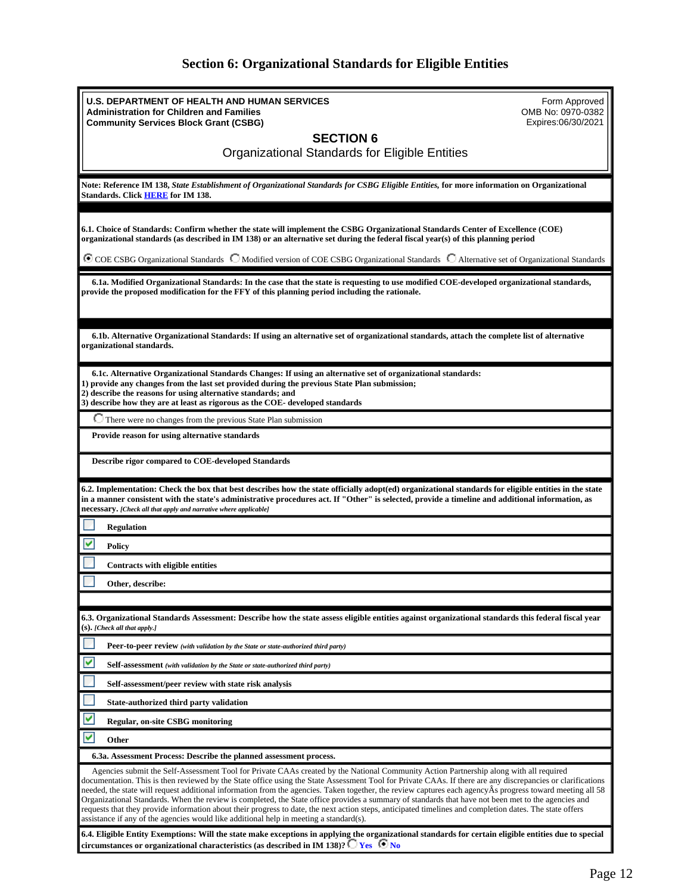# Section 6: Organizational Standards for Eligible Entities

**U.S. DEPARTMENT OF HEALTH AND HUMAN SERVICES**
**Administration for Children and Families**
**Community Services Block Grant (CSBG)**

Form Approved
OMB No: 0970-0382
Expires:06/30/2021

## SECTION 6

Organizational Standards for Eligible Entities

**Note: Reference IM 138, *State Establishment of Organizational Standards for CSBG Eligible Entities*, for more information on Organizational Standards. Click HERE for IM 138.**

**6.1. Choice of Standards: Confirm whether the state will implement the CSBG Organizational Standards Center of Excellence (COE) organizational standards (as described in IM 138) or an alternative set during the federal fiscal year(s) of this planning period**

- (●) COE CSBG Organizational Standards
- ( ) Modified version of COE CSBG Organizational Standards
- ( ) Alternative set of Organizational Standards

**6.1a. Modified Organizational Standards: In the case that the state is requesting to use modified COE-developed organizational standards, provide the proposed modification for the FFY of this planning period including the rationale.**

**6.1b. Alternative Organizational Standards: If using an alternative set of organizational standards, attach the complete list of alternative organizational standards.**

**6.1c. Alternative Organizational Standards Changes: If using an alternative set of organizational standards:**
**1) provide any changes from the last set provided during the previous State Plan submission;**
**2) describe the reasons for using alternative standards; and**
**3) describe how they are at least as rigorous as the COE- developed standards**

( ) There were no changes from the previous State Plan submission

**Provide reason for using alternative standards**

**Describe rigor compared to COE-developed Standards**

**6.2. Implementation: Check the box that best describes how the state officially adopt(ed) organizational standards for eligible entities in the state in a manner consistent with the state's administrative procedures act. If "Other" is selected, provide a timeline and additional information, as necessary.** ***[Check all that apply and narrative where applicable]***

- [ ] **Regulation**
- [x] **Policy**
- [ ] **Contracts with eligible entities**
- [ ] **Other, describe:**

**6.3. Organizational Standards Assessment: Describe how the state assess eligible entities against organizational standards this federal fiscal year (s).** ***[Check all that apply.]***

- [ ] **Peer-to-peer review** *(with validation by the State or state-authorized third party)*
- [x] **Self-assessment** *(with validation by the State or state-authorized third party)*
- [ ] **Self-assessment/peer review with state risk analysis**
- [ ] **State-authorized third party validation**
- [x] **Regular, on-site CSBG monitoring**
- [x] **Other**

**6.3a. Assessment Process: Describe the planned assessment process.**

Agencies submit the Self-Assessment Tool for Private CAAs created by the National Community Action Partnership along with all required documentation. This is then reviewed by the State office using the State Assessment Tool for Private CAAs. If there are any discrepancies or clarifications needed, the state will request additional information from the agencies. Taken together, the review captures each agencyÂs progress toward meeting all 58 Organizational Standards. When the review is completed, the State office provides a summary of standards that have not been met to the agencies and requests that they provide information about their progress to date, the next action steps, anticipated timelines and completion dates. The state offers assistance if any of the agencies would like additional help in meeting a standard(s).

**6.4. Eligible Entity Exemptions: Will the state make exceptions in applying the organizational standards for certain eligible entities due to special circumstances or organizational characteristics (as described in IM 138)?** ( ) Yes (●) No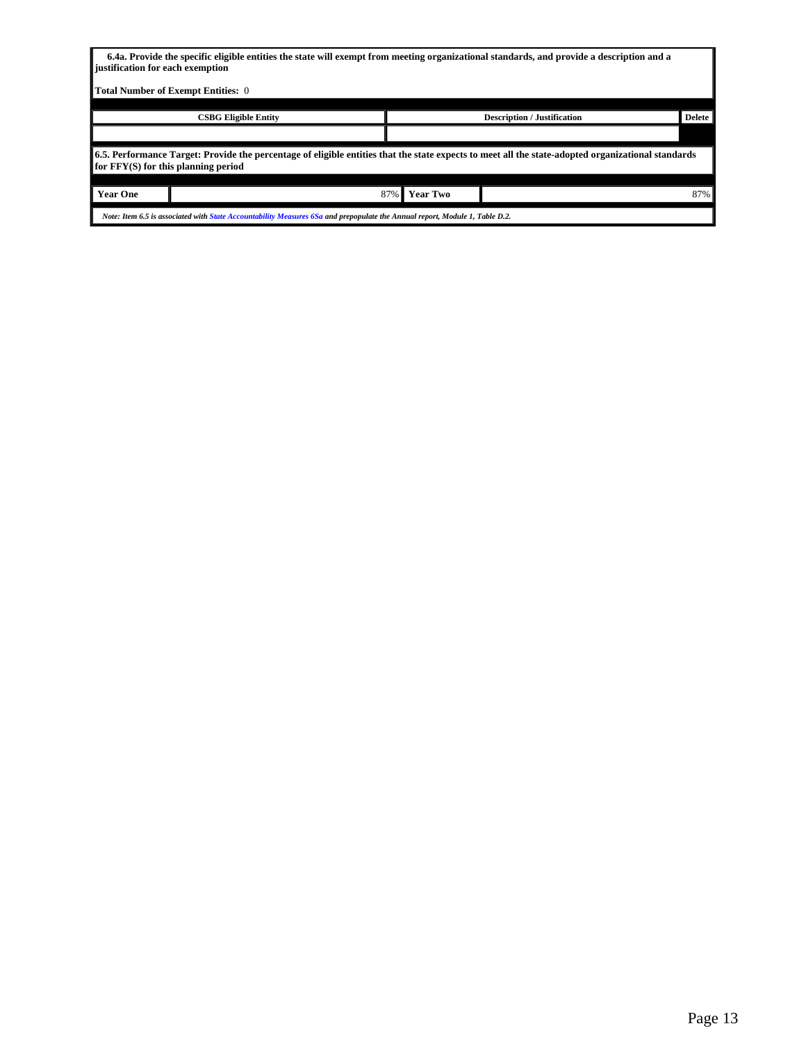**6.4a. Provide the specific eligible entities the state will exempt from meeting organizational standards, and provide a description and a justification for each exemption**

**Total Number of Exempt Entities:** 0

| CSBG Eligible Entity | Description / Justification | Delete |
|---|---|---|
| | | |

**6.5. Performance Target: Provide the percentage of eligible entities that the state expects to meet all the state-adopted organizational standards for FFY(S) for this planning period**

| Year One | 87% | Year Two | 87% |
|---|---|---|---|

*Note: Item 6.5 is associated with State Accountability Measures 6Sa and prepopulate the Annual report, Module 1, Table D.2.*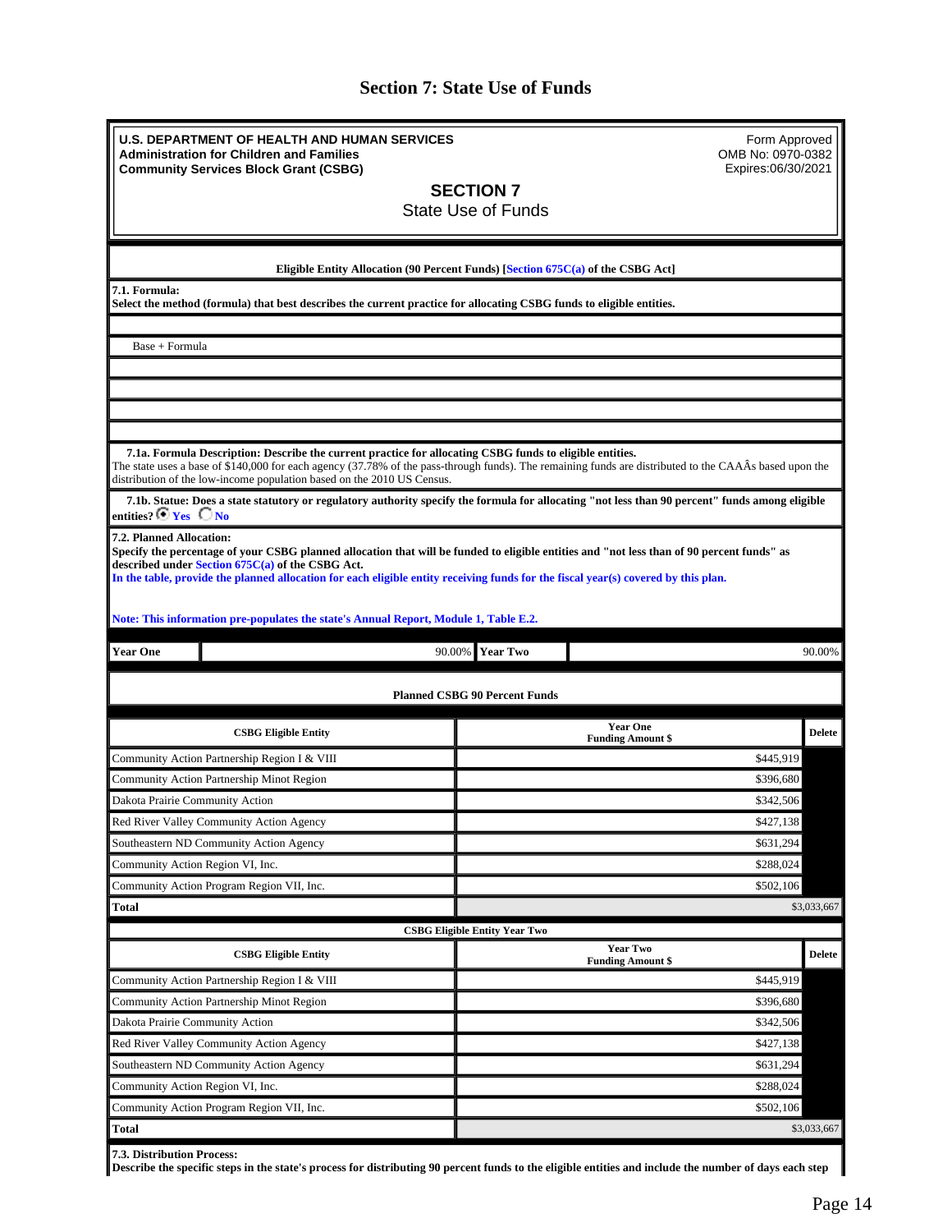# Section 7: State Use of Funds

**U.S. DEPARTMENT OF HEALTH AND HUMAN SERVICES**
**Administration for Children and Families**
**Community Services Block Grant (CSBG)**

Form Approved
OMB No: 0970-0382
Expires:06/30/2021

## SECTION 7
State Use of Funds

**Eligible Entity Allocation (90 Percent Funds) [Section 675C(a) of the CSBG Act]**

**7.1. Formula:**
**Select the method (formula) that best describes the current practice for allocating CSBG funds to eligible entities.**

Base + Formula

**7.1a. Formula Description: Describe the current practice for allocating CSBG funds to eligible entities.**
The state uses a base of $140,000 for each agency (37.78% of the pass-through funds). The remaining funds are distributed to the CAAÂs based upon the distribution of the low-income population based on the 2010 US Census.

**7.1b. Statue: Does a state statutory or regulatory authority specify the formula for allocating "not less than 90 percent" funds among eligible entities?** ◉ Yes ○ No

**7.2. Planned Allocation:**
**Specify the percentage of your CSBG planned allocation that will be funded to eligible entities and "not less than of 90 percent funds" as described under Section 675C(a) of the CSBG Act.**
In the table, provide the planned allocation for each eligible entity receiving funds for the fiscal year(s) covered by this plan.

Note: This information pre-populates the state's Annual Report, Module 1, Table E.2.

| Year One | 90.00% | Year Two | 90.00% |
|---|---|---|---|

**Planned CSBG 90 Percent Funds**

| CSBG Eligible Entity | Year One Funding Amount $ | Delete |
|---|---|---|
| Community Action Partnership Region I & VIII | $445,919 | |
| Community Action Partnership Minot Region | $396,680 | |
| Dakota Prairie Community Action | $342,506 | |
| Red River Valley Community Action Agency | $427,138 | |
| Southeastern ND Community Action Agency | $631,294 | |
| Community Action Region VI, Inc. | $288,024 | |
| Community Action Program Region VII, Inc. | $502,106 | |
| **Total** | $3,033,667 | |

**CSBG Eligible Entity Year Two**

| CSBG Eligible Entity | Year Two Funding Amount $ | Delete |
|---|---|---|
| Community Action Partnership Region I & VIII | $445,919 | |
| Community Action Partnership Minot Region | $396,680 | |
| Dakota Prairie Community Action | $342,506 | |
| Red River Valley Community Action Agency | $427,138 | |
| Southeastern ND Community Action Agency | $631,294 | |
| Community Action Region VI, Inc. | $288,024 | |
| Community Action Program Region VII, Inc. | $502,106 | |
| **Total** | $3,033,667 | |

**7.3. Distribution Process:**
**Describe the specific steps in the state's process for distributing 90 percent funds to the eligible entities and include the number of days each step**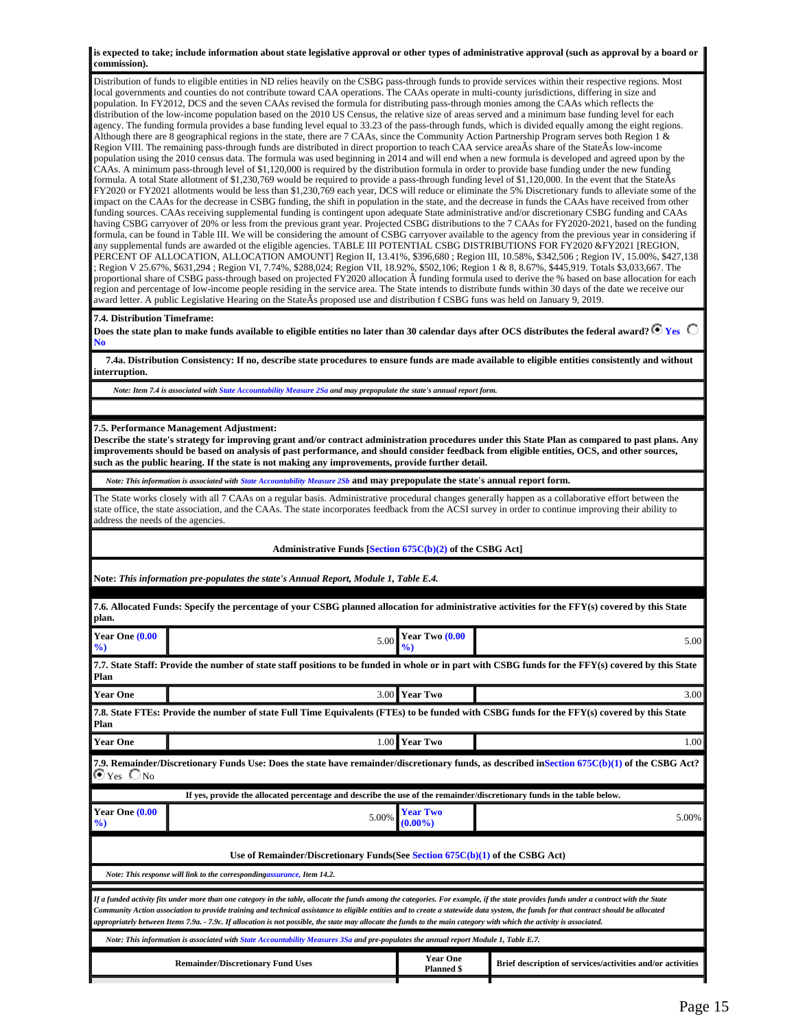**is expected to take; include information about state legislative approval or other types of administrative approval (such as approval by a board or commission).**

Distribution of funds to eligible entities in ND relies heavily on the CSBG pass-through funds to provide services within their respective regions. Most local governments and counties do not contribute toward CAA operations. The CAAs operate in multi-county jurisdictions, differing in size and population. In FY2012, DCS and the seven CAAs revised the formula for distributing pass-through monies among the CAAs which reflects the distribution of the low-income population based on the 2010 US Census, the relative size of areas served and a minimum base funding level for each agency. The funding formula provides a base funding level equal to 33.23 of the pass-through funds, which is divided equally among the eight regions. Although there are 8 geographical regions in the state, there are 7 CAAs, since the Community Action Partnership Program serves both Region 1 & Region VIII. The remaining pass-through funds are distributed in direct proportion to teach CAA service areaÂs share of the StateÂs low-income population using the 2010 census data. The formula was used beginning in 2014 and will end when a new formula is developed and agreed upon by the CAAs. A minimum pass-through level of $1,120,000 is required by the distribution formula in order to provide base funding under the new funding formula. A total State allotment of $1,230,769 would be required to provide a pass-through funding level of $1,120,000. In the event that the StateÂs FY2020 or FY2021 allotments would be less than $1,230,769 each year, DCS will reduce or eliminate the 5% Discretionary funds to alleviate some of the impact on the CAAs for the decrease in CSBG funding, the shift in population in the state, and the decrease in funds the CAAs have received from other funding sources. CAAs receiving supplemental funding is contingent upon adequate State administrative and/or discretionary CSBG funding and CAAs having CSBG carryover of 20% or less from the previous grant year. Projected CSBG distributions to the 7 CAAs for FY2020-2021, based on the funding formula, can be found in Table III. We will be considering the amount of CSBG carryover available to the agency from the previous year in considering if any supplemental funds are awarded ot the eligible agencies. TABLE III POTENTIAL CSBG DISTRIBUTIONS FOR FY2020 &FY2021 [REGION, PERCENT OF ALLOCATION, ALLOCATION AMOUNT] Region II, 13.41%, $396,680 ; Region III, 10.58%, $342,506 ; Region IV, 15.00%, $427,138 ; Region V 25.67%, $631,294 ; Region VI, 7.74%, $288,024; Region VII, 18.92%, $502,106; Region 1 & 8, 8.67%, $445,919. Totals $3,033,667. The proportional share of CSBG pass-through based on projected FY2020 allocation Â funding formula used to derive the % based on base allocation for each region and percentage of low-income people residing in the service area. The State intends to distribute funds within 30 days of the date we receive our award letter. A public Legislative Hearing on the StateÂs proposed use and distribution f CSBG funs was held on January 9, 2019.

**7.4. Distribution Timeframe:**

**Does the state plan to make funds available to eligible entities no later than 30 calendar days after OCS distributes the federal award?** ◉ Yes ○ No

**7.4a. Distribution Consistency: If no, describe state procedures to ensure funds are made available to eligible entities consistently and without interruption.**

*Note: Item 7.4 is associated with State Accountability Measure 2Sa and may prepopulate the state's annual report form.*

**7.5. Performance Management Adjustment:**

**Describe the state's strategy for improving grant and/or contract administration procedures under this State Plan as compared to past plans. Any improvements should be based on analysis of past performance, and should consider feedback from eligible entities, OCS, and other sources, such as the public hearing. If the state is not making any improvements, provide further detail.**

*Note: This information is associated with State Accountability Measure 2Sb* **and may prepopulate the state's annual report form.**

The State works closely with all 7 CAAs on a regular basis. Administrative procedural changes generally happen as a collaborative effort between the state office, the state association, and the CAAs. The state incorporates feedback from the ACSI survey in order to continue improving their ability to address the needs of the agencies.

**Administrative Funds [Section 675C(b)(2) of the CSBG Act]**

**Note:** ***This information pre-populates the state's Annual Report, Module 1, Table E.4.***

**7.6. Allocated Funds: Specify the percentage of your CSBG planned allocation for administrative activities for the FFY(s) covered by this State plan.**

| Year One (0.00 %) | 5.00 | Year Two (0.00 %) | 5.00 |
|---|---|---|---|

**7.7. State Staff: Provide the number of state staff positions to be funded in whole or in part with CSBG funds for the FFY(s) covered by this State Plan**

| Year One | 3.00 | Year Two | 3.00 |
|---|---|---|---|

**7.8. State FTEs: Provide the number of state Full Time Equivalents (FTEs) to be funded with CSBG funds for the FFY(s) covered by this State Plan**

| Year One | 1.00 | Year Two | 1.00 |
|---|---|---|---|

**7.9. Remainder/Discretionary Funds Use: Does the state have remainder/discretionary funds, as described in Section 675C(b)(1) of the CSBG Act?** ◉ Yes ○ No

**If yes, provide the allocated percentage and describe the use of the remainder/discretionary funds in the table below.**

| Year One (0.00 %) | 5.00% | Year Two (0.00%) | 5.00% |
|---|---|---|---|

**Use of Remainder/Discretionary Funds(See Section 675C(b)(1) of the CSBG Act)**

*Note: This response will link to the corresponding assurance, Item 14.2.*

*If a funded activity fits under more than one category in the table, allocate the funds among the categories. For example, if the state provides funds under a contract with the State Community Action association to provide training and technical assistance to eligible entities and to create a statewide data system, the funds for that contract should be allocated appropriately between Items 7.9a. - 7.9c. If allocation is not possible, the state may allocate the funds to the main category with which the activity is associated.*

*Note: This information is associated with State Accountability Measures 3Sa and pre-populates the annual report Module 1, Table E.7.*

| Remainder/Discretionary Fund Uses | Year One Planned $ | Brief description of services/activities and/or activities |
|---|---|---|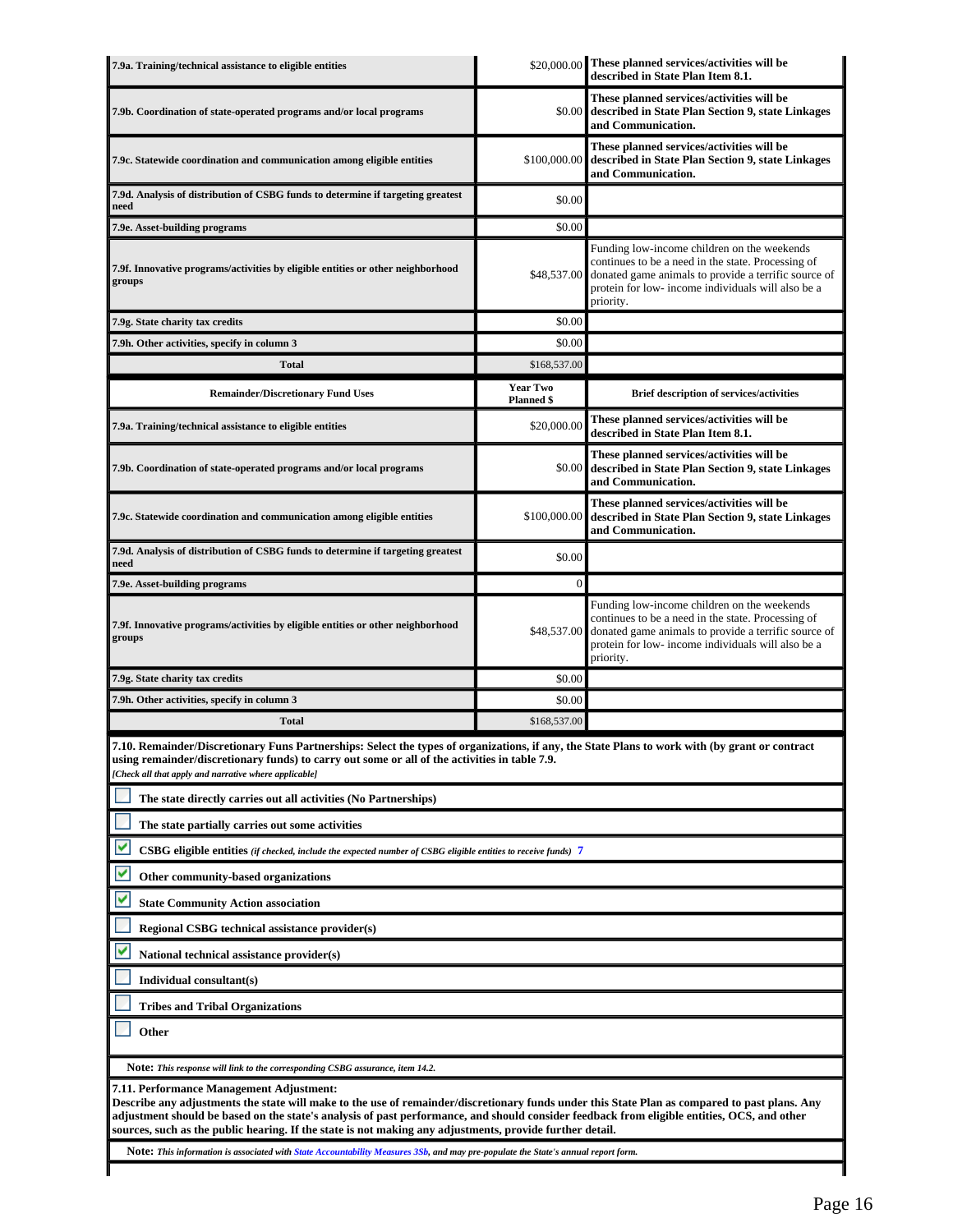| | | |
|---|---|---|
| **7.9a. Training/technical assistance to eligible entities** | $20,000.00 | **These planned services/activities will be described in State Plan Item 8.1.** |
| **7.9b. Coordination of state-operated programs and/or local programs** | $0.00 | **These planned services/activities will be described in State Plan Section 9, state Linkages and Communication.** |
| **7.9c. Statewide coordination and communication among eligible entities** | $100,000.00 | **These planned services/activities will be described in State Plan Section 9, state Linkages and Communication.** |
| **7.9d. Analysis of distribution of CSBG funds to determine if targeting greatest need** | $0.00 | |
| **7.9e. Asset-building programs** | $0.00 | |
| **7.9f. Innovative programs/activities by eligible entities or other neighborhood groups** | $48,537.00 | Funding low-income children on the weekends continues to be a need in the state. Processing of donated game animals to provide a terrific source of protein for low- income individuals will also be a priority. |
| **7.9g. State charity tax credits** | $0.00 | |
| **7.9h. Other activities, specify in column 3** | $0.00 | |
| **Total** | $168,537.00 | |

| Remainder/Discretionary Fund Uses | Year Two Planned $ | Brief description of services/activities |
|---|---|---|
| **7.9a. Training/technical assistance to eligible entities** | $20,000.00 | **These planned services/activities will be described in State Plan Item 8.1.** |
| **7.9b. Coordination of state-operated programs and/or local programs** | $0.00 | **These planned services/activities will be described in State Plan Section 9, state Linkages and Communication.** |
| **7.9c. Statewide coordination and communication among eligible entities** | $100,000.00 | **These planned services/activities will be described in State Plan Section 9, state Linkages and Communication.** |
| **7.9d. Analysis of distribution of CSBG funds to determine if targeting greatest need** | $0.00 | |
| **7.9e. Asset-building programs** | 0 | |
| **7.9f. Innovative programs/activities by eligible entities or other neighborhood groups** | $48,537.00 | Funding low-income children on the weekends continues to be a need in the state. Processing of donated game animals to provide a terrific source of protein for low- income individuals will also be a priority. |
| **7.9g. State charity tax credits** | $0.00 | |
| **7.9h. Other activities, specify in column 3** | $0.00 | |
| **Total** | $168,537.00 | |

**7.10. Remainder/Discretionary Funs Partnerships: Select the types of organizations, if any, the State Plans to work with (by grant or contract using remainder/discretionary funds) to carry out some or all of the activities in table 7.9.**
*[Check all that apply and narrative where applicable]*

- [ ] **The state directly carries out all activities (No Partnerships)**
- [ ] **The state partially carries out some activities**
- [x] **CSBG eligible entities** *(if checked, include the expected number of CSBG eligible entities to receive funds)* 7
- [x] **Other community-based organizations**
- [x] **State Community Action association**
- [ ] **Regional CSBG technical assistance provider(s)**
- [x] **National technical assistance provider(s)**
- [ ] **Individual consultant(s)**
- [ ] **Tribes and Tribal Organizations**
- [ ] **Other**

**Note:** *This response will link to the corresponding CSBG assurance, item 14.2.*

**7.11. Performance Management Adjustment:**
**Describe any adjustments the state will make to the use of remainder/discretionary funds under this State Plan as compared to past plans. Any adjustment should be based on the state's analysis of past performance, and should consider feedback from eligible entities, OCS, and other sources, such as the public hearing. If the state is not making any adjustments, provide further detail.**

**Note:** *This information is associated with State Accountability Measures 3Sb, and may pre-populate the State's annual report form.*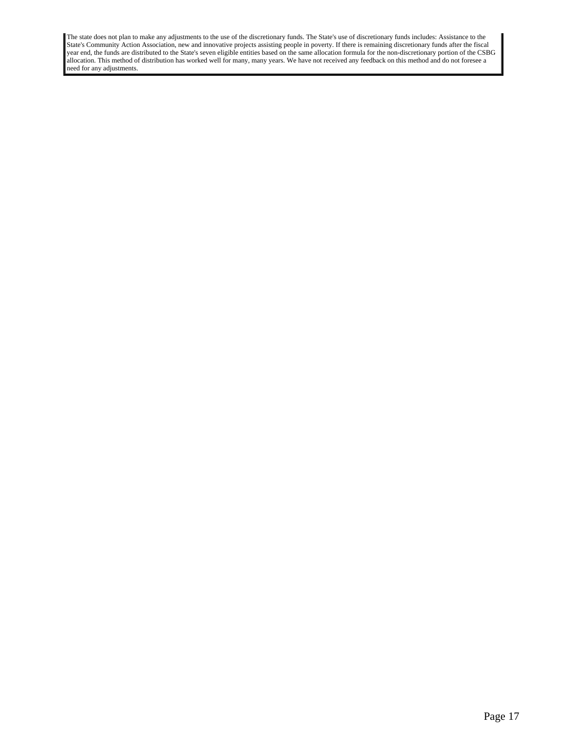The state does not plan to make any adjustments to the use of the discretionary funds. The State's use of discretionary funds includes: Assistance to the State's Community Action Association, new and innovative projects assisting people in poverty. If there is remaining discretionary funds after the fiscal year end, the funds are distributed to the State's seven eligible entities based on the same allocation formula for the non-discretionary portion of the CSBG allocation. This method of distribution has worked well for many, many years. We have not received any feedback on this method and do not foresee a need for any adjustments.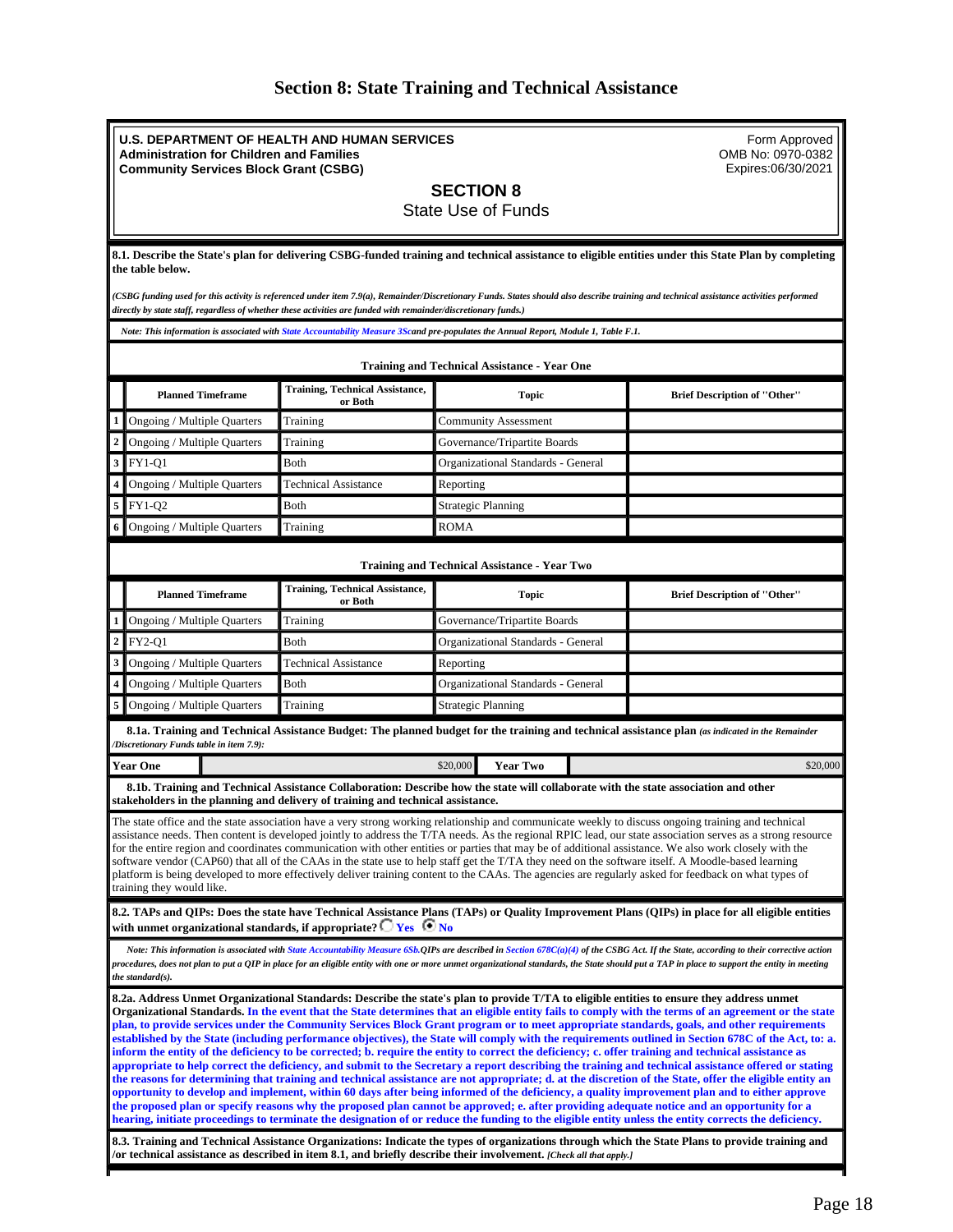# Section 8: State Training and Technical Assistance

**U.S. DEPARTMENT OF HEALTH AND HUMAN SERVICES**
**Administration for Children and Families**
**Community Services Block Grant (CSBG)**

Form Approved
OMB No: 0970-0382
Expires:06/30/2021

## SECTION 8
### State Use of Funds

**8.1. Describe the State's plan for delivering CSBG-funded training and technical assistance to eligible entities under this State Plan by completing the table below.**

*(CSBG funding used for this activity is referenced under item 7.9(a), Remainder/Discretionary Funds. States should also describe training and technical assistance activities performed directly by state staff, regardless of whether these activities are funded with remainder/discretionary funds.)*

*Note: This information is associated with State Accountability Measure 3Scand pre-populates the Annual Report, Module 1, Table F.1.*

**Training and Technical Assistance - Year One**

| | Planned Timeframe | Training, Technical Assistance, or Both | Topic | Brief Description of "Other" |
|---|---|---|---|---|
| 1 | Ongoing / Multiple Quarters | Training | Community Assessment | |
| 2 | Ongoing / Multiple Quarters | Training | Governance/Tripartite Boards | |
| 3 | FY1-Q1 | Both | Organizational Standards - General | |
| 4 | Ongoing / Multiple Quarters | Technical Assistance | Reporting | |
| 5 | FY1-Q2 | Both | Strategic Planning | |
| 6 | Ongoing / Multiple Quarters | Training | ROMA | |

**Training and Technical Assistance - Year Two**

| | Planned Timeframe | Training, Technical Assistance, or Both | Topic | Brief Description of "Other" |
|---|---|---|---|---|
| 1 | Ongoing / Multiple Quarters | Training | Governance/Tripartite Boards | |
| 2 | FY2-Q1 | Both | Organizational Standards - General | |
| 3 | Ongoing / Multiple Quarters | Technical Assistance | Reporting | |
| 4 | Ongoing / Multiple Quarters | Both | Organizational Standards - General | |
| 5 | Ongoing / Multiple Quarters | Training | Strategic Planning | |

**8.1a. Training and Technical Assistance Budget: The planned budget for the training and technical assistance plan** *(as indicated in the Remainder /Discretionary Funds table in item 7.9):*

| Year One | $20,000 | Year Two | $20,000 |
|---|---|---|---|

**8.1b. Training and Technical Assistance Collaboration: Describe how the state will collaborate with the state association and other stakeholders in the planning and delivery of training and technical assistance.**

The state office and the state association have a very strong working relationship and communicate weekly to discuss ongoing training and technical assistance needs. Then content is developed jointly to address the T/TA needs. As the regional RPIC lead, our state association serves as a strong resource for the entire region and coordinates communication with other entities or parties that may be of additional assistance. We also work closely with the software vendor (CAP60) that all of the CAAs in the state use to help staff get the T/TA they need on the software itself. A Moodle-based learning platform is being developed to more effectively deliver training content to the CAAs. The agencies are regularly asked for feedback on what types of training they would like.

**8.2. TAPs and QIPs: Does the state have Technical Assistance Plans (TAPs) or Quality Improvement Plans (QIPs) in place for all eligible entities with unmet organizational standards, if appropriate?** ○ Yes ◉ No

*Note: This information is associated with State Accountability Measure 6Sb.QIPs are described in Section 678C(a)(4) of the CSBG Act. If the State, according to their corrective action procedures, does not plan to put a QIP in place for an eligible entity with one or more unmet organizational standards, the State should put a TAP in place to support the entity in meeting the standard(s).*

**8.2a. Address Unmet Organizational Standards: Describe the state's plan to provide T/TA to eligible entities to ensure they address unmet Organizational Standards.** **In the event that the State determines that an eligible entity fails to comply with the terms of an agreement or the state plan, to provide services under the Community Services Block Grant program or to meet appropriate standards, goals, and other requirements established by the State (including performance objectives), the State will comply with the requirements outlined in Section 678C of the Act, to: a. inform the entity of the deficiency to be corrected; b. require the entity to correct the deficiency; c. offer training and technical assistance as appropriate to help correct the deficiency, and submit to the Secretary a report describing the training and technical assistance offered or stating the reasons for determining that training and technical assistance are not appropriate; d. at the discretion of the State, offer the eligible entity an opportunity to develop and implement, within 60 days after being informed of the deficiency, a quality improvement plan and to either approve the proposed plan or specify reasons why the proposed plan cannot be approved; e. after providing adequate notice and an opportunity for a hearing, initiate proceedings to terminate the designation of or reduce the funding to the eligible entity unless the entity corrects the deficiency.**

**8.3. Training and Technical Assistance Organizations: Indicate the types of organizations through which the State Plans to provide training and /or technical assistance as described in item 8.1, and briefly describe their involvement.** *[Check all that apply.]*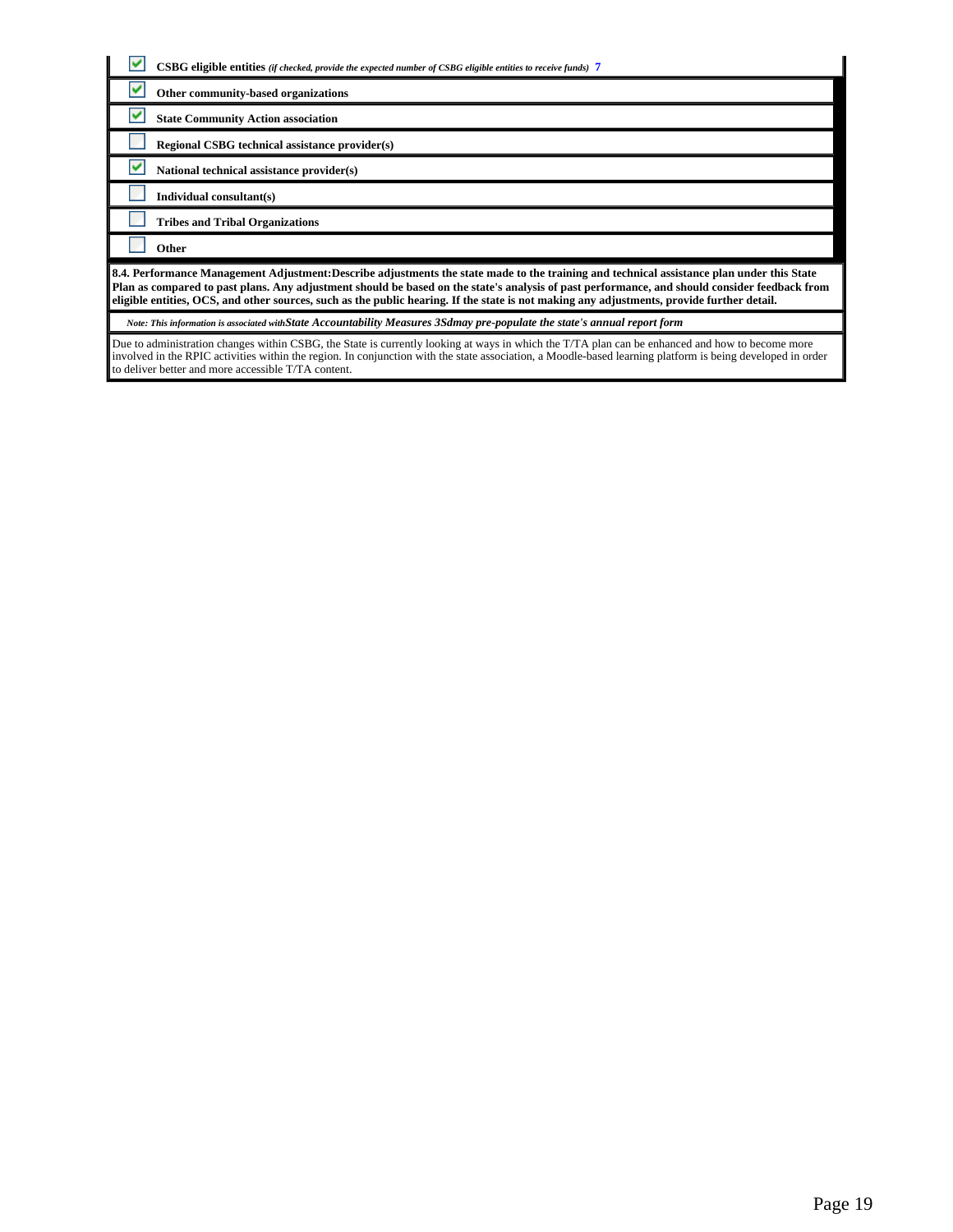- [x] **CSBG eligible entities** *(if checked, provide the expected number of CSBG eligible entities to receive funds)* 7
- [x] **Other community-based organizations**
- [x] **State Community Action association**
- [ ] **Regional CSBG technical assistance provider(s)**
- [x] **National technical assistance provider(s)**
- [ ] **Individual consultant(s)**
- [ ] **Tribes and Tribal Organizations**
- [ ] **Other**

**8.4. Performance Management Adjustment:Describe adjustments the state made to the training and technical assistance plan under this State Plan as compared to past plans. Any adjustment should be based on the state's analysis of past performance, and should consider feedback from eligible entities, OCS, and other sources, such as the public hearing. If the state is not making any adjustments, provide further detail.**

*Note: This information is associated withState Accountability Measures 3Sdmay pre-populate the state's annual report form*

Due to administration changes within CSBG, the State is currently looking at ways in which the T/TA plan can be enhanced and how to become more involved in the RPIC activities within the region. In conjunction with the state association, a Moodle-based learning platform is being developed in order to deliver better and more accessible T/TA content.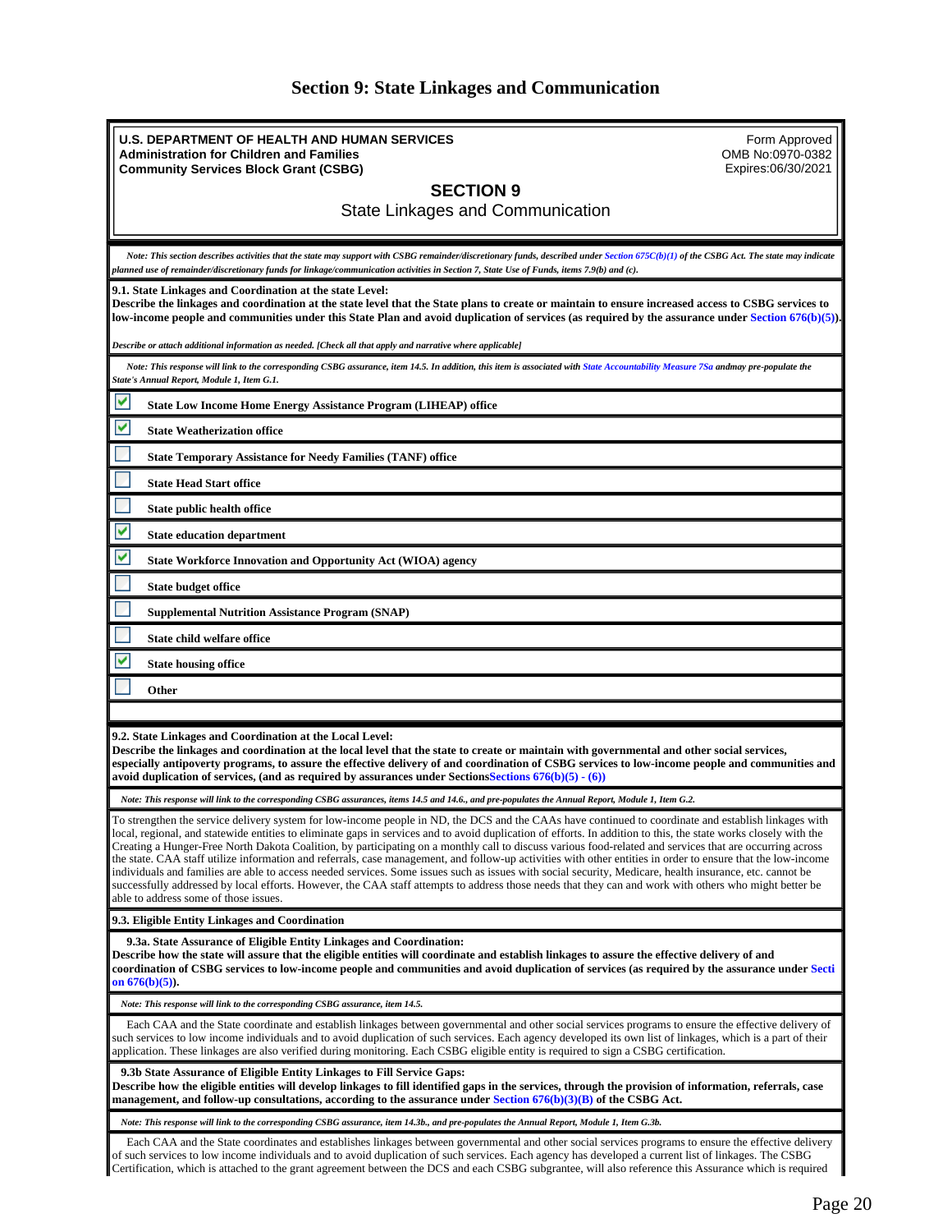# Section 9: State Linkages and Communication

**U.S. DEPARTMENT OF HEALTH AND HUMAN SERVICES**
**Administration for Children and Families**
**Community Services Block Grant (CSBG)**

Form Approved
OMB No:0970-0382
Expires:06/30/2021

## SECTION 9

State Linkages and Communication

*Note: This section describes activities that the state may support with CSBG remainder/discretionary funds, described under Section 675C(b)(1) of the CSBG Act. The state may indicate planned use of remainder/discretionary funds for linkage/communication activities in Section 7, State Use of Funds, items 7.9(b) and (c).*

**9.1. State Linkages and Coordination at the state Level:**
**Describe the linkages and coordination at the state level that the State plans to create or maintain to ensure increased access to CSBG services to low-income people and communities under this State Plan and avoid duplication of services (as required by the assurance under Section 676(b)(5)).**

*Describe or attach additional information as needed. [Check all that apply and narrative where applicable]*

*Note: This response will link to the corresponding CSBG assurance, item 14.5. In addition, this item is associated with State Accountability Measure 7Sa andmay pre-populate the State's Annual Report, Module 1, Item G.1.*

- [x] **State Low Income Home Energy Assistance Program (LIHEAP) office**
- [x] **State Weatherization office**
- [ ] **State Temporary Assistance for Needy Families (TANF) office**
- [ ] **State Head Start office**
- [ ] **State public health office**
- [x] **State education department**
- [x] **State Workforce Innovation and Opportunity Act (WIOA) agency**
- [ ] **State budget office**
- [ ] **Supplemental Nutrition Assistance Program (SNAP)**
- [ ] **State child welfare office**
- [x] **State housing office**
- [ ] **Other**

**9.2. State Linkages and Coordination at the Local Level:**
**Describe the linkages and coordination at the local level that the state to create or maintain with governmental and other social services, especially antipoverty programs, to assure the effective delivery of and coordination of CSBG services to low-income people and communities and avoid duplication of services, (and as required by assurances under SectionsSections 676(b)(5) - (6))**

*Note: This response will link to the corresponding CSBG assurances, items 14.5 and 14.6., and pre-populates the Annual Report, Module 1, Item G.2.*

To strengthen the service delivery system for low-income people in ND, the DCS and the CAAs have continued to coordinate and establish linkages with local, regional, and statewide entities to eliminate gaps in services and to avoid duplication of efforts. In addition to this, the state works closely with the Creating a Hunger-Free North Dakota Coalition, by participating on a monthly call to discuss various food-related and services that are occurring across the state. CAA staff utilize information and referrals, case management, and follow-up activities with other entities in order to ensure that the low-income individuals and families are able to access needed services. Some issues such as issues with social security, Medicare, health insurance, etc. cannot be successfully addressed by local efforts. However, the CAA staff attempts to address those needs that they can and work with others who might better be able to address some of those issues.

**9.3. Eligible Entity Linkages and Coordination**

**9.3a. State Assurance of Eligible Entity Linkages and Coordination:**
**Describe how the state will assure that the eligible entities will coordinate and establish linkages to assure the effective delivery of and coordination of CSBG services to low-income people and communities and avoid duplication of services (as required by the assurance under Section 676(b)(5)).**

*Note: This response will link to the corresponding CSBG assurance, item 14.5.*

Each CAA and the State coordinate and establish linkages between governmental and other social services programs to ensure the effective delivery of such services to low income individuals and to avoid duplication of such services. Each agency developed its own list of linkages, which is a part of their application. These linkages are also verified during monitoring. Each CSBG eligible entity is required to sign a CSBG certification.

**9.3b State Assurance of Eligible Entity Linkages to Fill Service Gaps:**
**Describe how the eligible entities will develop linkages to fill identified gaps in the services, through the provision of information, referrals, case management, and follow-up consultations, according to the assurance under Section 676(b)(3)(B) of the CSBG Act.**

*Note: This response will link to the corresponding CSBG assurance, item 14.3b., and pre-populates the Annual Report, Module 1, Item G.3b.*

Each CAA and the State coordinates and establishes linkages between governmental and other social services programs to ensure the effective delivery of such services to low income individuals and to avoid duplication of such services. Each agency has developed a current list of linkages. The CSBG Certification, which is attached to the grant agreement between the DCS and each CSBG subgrantee, will also reference this Assurance which is required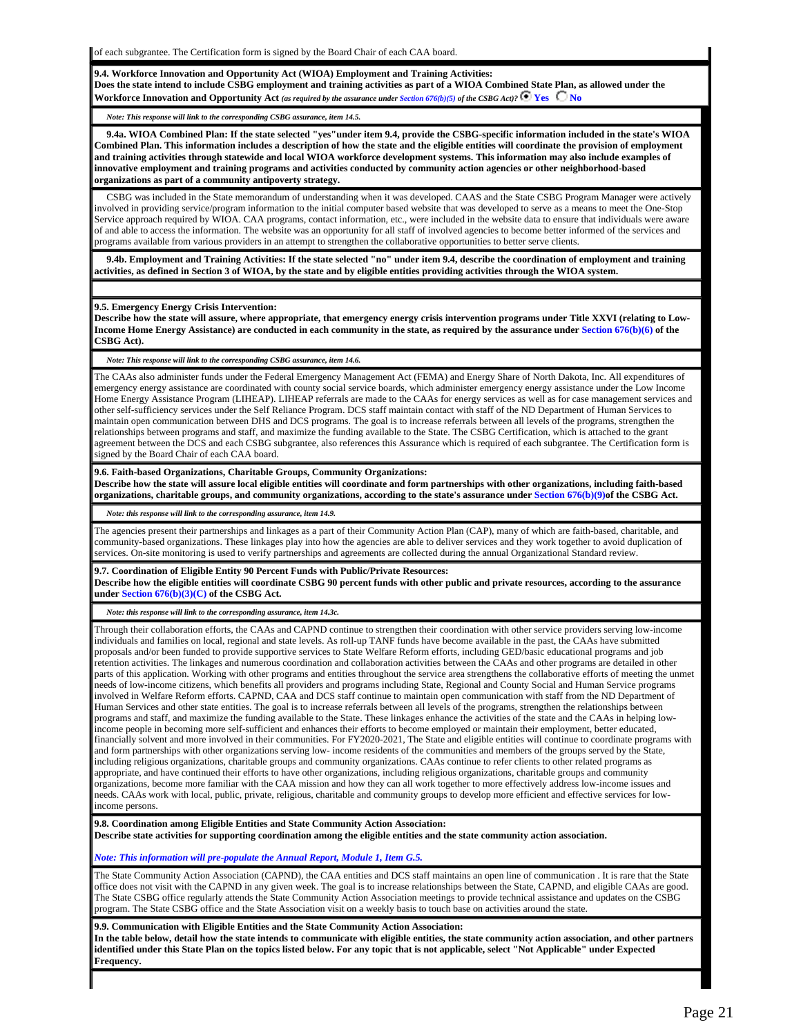of each subgrantee. The Certification form is signed by the Board Chair of each CAA board.

**9.4. Workforce Innovation and Opportunity Act (WIOA) Employment and Training Activities:**
**Does the state intend to include CSBG employment and training activities as part of a WIOA Combined State Plan, as allowed under the Workforce Innovation and Opportunity Act** *(as required by the assurance under Section 676(b)(5) of the CSBG Act)?* ◉ **Yes** ○ **No**

*Note: This response will link to the corresponding CSBG assurance, item 14.5.*

**9.4a. WIOA Combined Plan: If the state selected "yes"under item 9.4, provide the CSBG-specific information included in the state's WIOA Combined Plan. This information includes a description of how the state and the eligible entities will coordinate the provision of employment and training activities through statewide and local WIOA workforce development systems. This information may also include examples of innovative employment and training programs and activities conducted by community action agencies or other neighborhood-based organizations as part of a community antipoverty strategy.**

CSBG was included in the State memorandum of understanding when it was developed. CAAS and the State CSBG Program Manager were actively involved in providing service/program information to the initial computer based website that was developed to serve as a means to meet the One-Stop Service approach required by WIOA. CAA programs, contact information, etc., were included in the website data to ensure that individuals were aware of and able to access the information. The website was an opportunity for all staff of involved agencies to become better informed of the services and programs available from various providers in an attempt to strengthen the collaborative opportunities to better serve clients.

**9.4b. Employment and Training Activities: If the state selected "no" under item 9.4, describe the coordination of employment and training activities, as defined in Section 3 of WIOA, by the state and by eligible entities providing activities through the WIOA system.**

**9.5. Emergency Energy Crisis Intervention:**
**Describe how the state will assure, where appropriate, that emergency energy crisis intervention programs under Title XXVI (relating to Low-Income Home Energy Assistance) are conducted in each community in the state, as required by the assurance under Section 676(b)(6) of the CSBG Act).**

*Note: This response will link to the corresponding CSBG assurance, item 14.6.*

The CAAs also administer funds under the Federal Emergency Management Act (FEMA) and Energy Share of North Dakota, Inc. All expenditures of emergency energy assistance are coordinated with county social service boards, which administer emergency energy assistance under the Low Income Home Energy Assistance Program (LIHEAP). LIHEAP referrals are made to the CAAs for energy services as well as for case management services and other self-sufficiency services under the Self Reliance Program. DCS staff maintain contact with staff of the ND Department of Human Services to maintain open communication between DHS and DCS programs. The goal is to increase referrals between all levels of the programs, strengthen the relationships between programs and staff, and maximize the funding available to the State. The CSBG Certification, which is attached to the grant agreement between the DCS and each CSBG subgrantee, also references this Assurance which is required of each subgrantee. The Certification form is signed by the Board Chair of each CAA board.

**9.6. Faith-based Organizations, Charitable Groups, Community Organizations:**
**Describe how the state will assure local eligible entities will coordinate and form partnerships with other organizations, including faith-based organizations, charitable groups, and community organizations, according to the state's assurance under Section 676(b)(9)of the CSBG Act.**

*Note: this response will link to the corresponding assurance, item 14.9.*

The agencies present their partnerships and linkages as a part of their Community Action Plan (CAP), many of which are faith-based, charitable, and community-based organizations. These linkages play into how the agencies are able to deliver services and they work together to avoid duplication of services. On-site monitoring is used to verify partnerships and agreements are collected during the annual Organizational Standard review.

**9.7. Coordination of Eligible Entity 90 Percent Funds with Public/Private Resources:**
**Describe how the eligible entities will coordinate CSBG 90 percent funds with other public and private resources, according to the assurance under Section 676(b)(3)(C) of the CSBG Act.**

*Note: this response will link to the corresponding assurance, item 14.3c.*

Through their collaboration efforts, the CAAs and CAPND continue to strengthen their coordination with other service providers serving low-income individuals and families on local, regional and state levels. As roll-up TANF funds have become available in the past, the CAAs have submitted proposals and/or been funded to provide supportive services to State Welfare Reform efforts, including GED/basic educational programs and job retention activities. The linkages and numerous coordination and collaboration activities between the CAAs and other programs are detailed in other parts of this application. Working with other programs and entities throughout the service area strengthens the collaborative efforts of meeting the unmet needs of low-income citizens, which benefits all providers and programs including State, Regional and County Social and Human Service programs involved in Welfare Reform efforts. CAPND, CAA and DCS staff continue to maintain open communication with staff from the ND Department of Human Services and other state entities. The goal is to increase referrals between all levels of the programs, strengthen the relationships between programs and staff, and maximize the funding available to the State. These linkages enhance the activities of the state and the CAAs in helping low-income people in becoming more self-sufficient and enhances their efforts to become employed or maintain their employment, better educated, financially solvent and more involved in their communities. For FY2020-2021, The State and eligible entities will continue to coordinate programs with and form partnerships with other organizations serving low- income residents of the communities and members of the groups served by the State, including religious organizations, charitable groups and community organizations. CAAs continue to refer clients to other related programs as appropriate, and have continued their efforts to have other organizations, including religious organizations, charitable groups and community organizations, become more familiar with the CAA mission and how they can all work together to more effectively address low-income issues and needs. CAAs work with local, public, private, religious, charitable and community groups to develop more efficient and effective services for low-income persons.

**9.8. Coordination among Eligible Entities and State Community Action Association:**
**Describe state activities for supporting coordination among the eligible entities and the state community action association.**

*Note: This information will pre-populate the Annual Report, Module 1, Item G.5.*

The State Community Action Association (CAPND), the CAA entities and DCS staff maintains an open line of communication . It is rare that the State office does not visit with the CAPND in any given week. The goal is to increase relationships between the State, CAPND, and eligible CAAs are good. The State CSBG office regularly attends the State Community Action Association meetings to provide technical assistance and updates on the CSBG program. The State CSBG office and the State Association visit on a weekly basis to touch base on activities around the state.

**9.9. Communication with Eligible Entities and the State Community Action Association:**
**In the table below, detail how the state intends to communicate with eligible entities, the state community action association, and other partners identified under this State Plan on the topics listed below. For any topic that is not applicable, select "Not Applicable" under Expected Frequency.**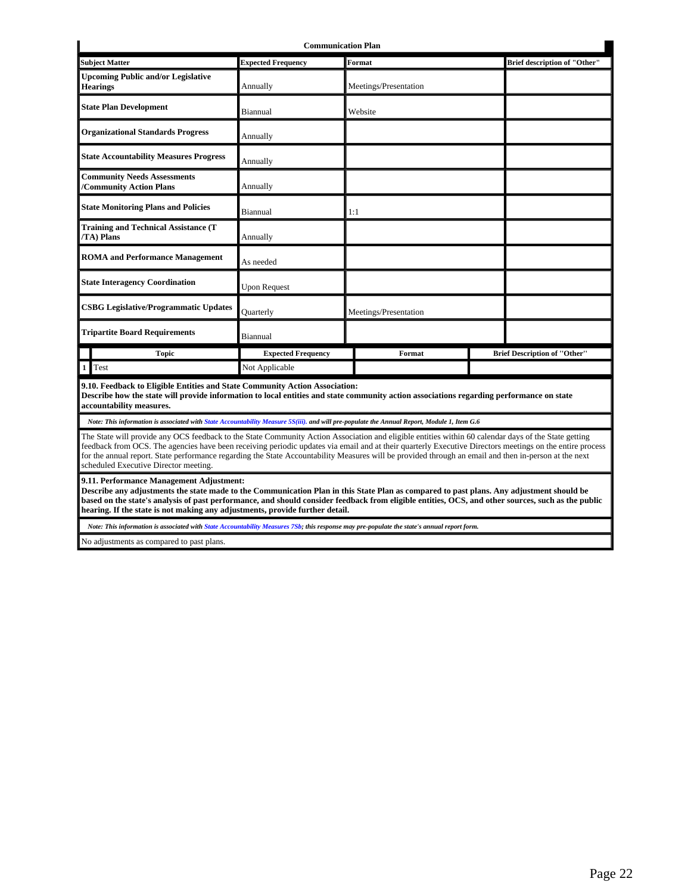**Communication Plan**

| Subject Matter | Expected Frequency | Format | Brief description of "Other" |
|---|---|---|---|
| **Upcoming Public and/or Legislative Hearings** | Annually | Meetings/Presentation | |
| **State Plan Development** | Biannual | Website | |
| **Organizational Standards Progress** | Annually | | |
| **State Accountability Measures Progress** | Annually | | |
| **Community Needs Assessments /Community Action Plans** | Annually | | |
| **State Monitoring Plans and Policies** | Biannual | 1:1 | |
| **Training and Technical Assistance (T /TA) Plans** | Annually | | |
| **ROMA and Performance Management** | As needed | | |
| **State Interagency Coordination** | Upon Request | | |
| **CSBG Legislative/Programmatic Updates** | Quarterly | Meetings/Presentation | |
| **Tripartite Board Requirements** | Biannual | | |

| | Topic | Expected Frequency | Format | Brief Description of "Other" |
|---|---|---|---|---|
| 1 | Test | Not Applicable | | |

**9.10. Feedback to Eligible Entities and State Community Action Association:**
**Describe how the state will provide information to local entities and state community action associations regarding performance on state accountability measures.**

*Note: This information is associated with State Accountability Measure 5S(iii). and will pre-populate the Annual Report, Module 1, Item G.6*

The State will provide any OCS feedback to the State Community Action Association and eligible entities within 60 calendar days of the State getting feedback from OCS. The agencies have been receiving periodic updates via email and at their quarterly Executive Directors meetings on the entire process for the annual report. State performance regarding the State Accountability Measures will be provided through an email and then in-person at the next scheduled Executive Director meeting.

**9.11. Performance Management Adjustment:**
**Describe any adjustments the state made to the Communication Plan in this State Plan as compared to past plans. Any adjustment should be based on the state's analysis of past performance, and should consider feedback from eligible entities, OCS, and other sources, such as the public hearing. If the state is not making any adjustments, provide further detail.**

*Note: This information is associated with State Accountability Measures 7Sb; this response may pre-populate the state's annual report form.*

No adjustments as compared to past plans.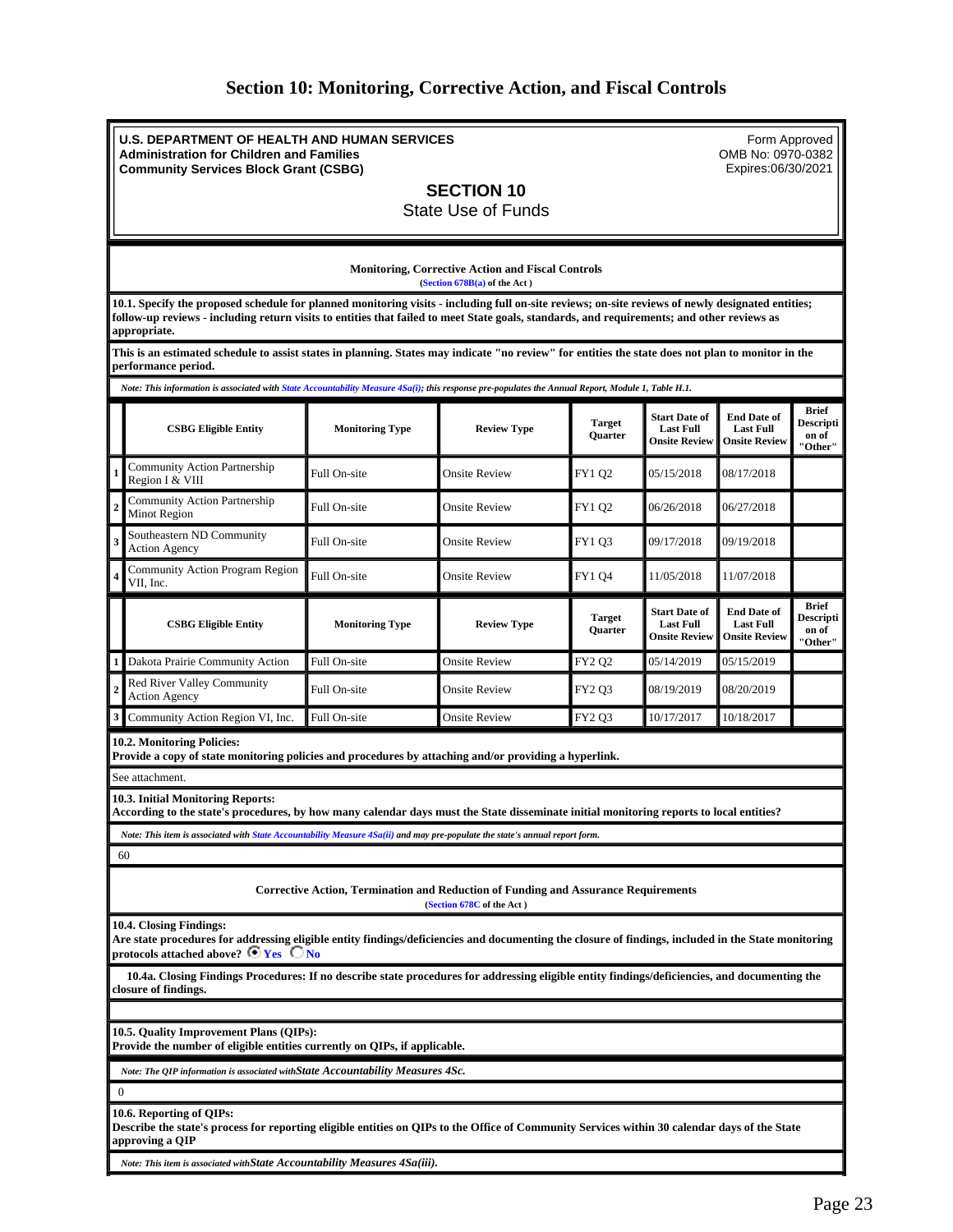# Section 10: Monitoring, Corrective Action, and Fiscal Controls

**U.S. DEPARTMENT OF HEALTH AND HUMAN SERVICES**
**Administration for Children and Families**
**Community Services Block Grant (CSBG)**

Form Approved
OMB No: 0970-0382
Expires:06/30/2021

## SECTION 10
State Use of Funds

**Monitoring, Corrective Action and Fiscal Controls**
(Section 678B(a) of the Act )

**10.1. Specify the proposed schedule for planned monitoring visits - including full on-site reviews; on-site reviews of newly designated entities; follow-up reviews - including return visits to entities that failed to meet State goals, standards, and requirements; and other reviews as appropriate.**

**This is an estimated schedule to assist states in planning. States may indicate "no review" for entities the state does not plan to monitor in the performance period.**

*Note: This information is associated with State Accountability Measure 4Sa(i); this response pre-populates the Annual Report, Module 1, Table H.1.*

| | CSBG Eligible Entity | Monitoring Type | Review Type | Target Quarter | Start Date of Last Full Onsite Review | End Date of Last Full Onsite Review | Brief Description of "Other" |
|---|---|---|---|---|---|---|---|
| 1 | Community Action Partnership Region I & VIII | Full On-site | Onsite Review | FY1 Q2 | 05/15/2018 | 08/17/2018 | |
| 2 | Community Action Partnership Minot Region | Full On-site | Onsite Review | FY1 Q2 | 06/26/2018 | 06/27/2018 | |
| 3 | Southeastern ND Community Action Agency | Full On-site | Onsite Review | FY1 Q3 | 09/17/2018 | 09/19/2018 | |
| 4 | Community Action Program Region VII, Inc. | Full On-site | Onsite Review | FY1 Q4 | 11/05/2018 | 11/07/2018 | |

| | CSBG Eligible Entity | Monitoring Type | Review Type | Target Quarter | Start Date of Last Full Onsite Review | End Date of Last Full Onsite Review | Brief Description of "Other" |
|---|---|---|---|---|---|---|---|
| 1 | Dakota Prairie Community Action | Full On-site | Onsite Review | FY2 Q2 | 05/14/2019 | 05/15/2019 | |
| 2 | Red River Valley Community Action Agency | Full On-site | Onsite Review | FY2 Q3 | 08/19/2019 | 08/20/2019 | |
| 3 | Community Action Region VI, Inc. | Full On-site | Onsite Review | FY2 Q3 | 10/17/2017 | 10/18/2017 | |

**10.2. Monitoring Policies:**
**Provide a copy of state monitoring policies and procedures by attaching and/or providing a hyperlink.**

See attachment.

**10.3. Initial Monitoring Reports:**
**According to the state's procedures, by how many calendar days must the State disseminate initial monitoring reports to local entities?**

*Note: This item is associated with State Accountability Measure 4Sa(ii) and may pre-populate the state's annual report form.*

60

**Corrective Action, Termination and Reduction of Funding and Assurance Requirements**
(Section 678C of the Act )

**10.4. Closing Findings:**
**Are state procedures for addressing eligible entity findings/deficiencies and documenting the closure of findings, included in the State monitoring protocols attached above?** (●) Yes ( ) No

**10.4a. Closing Findings Procedures: If no describe state procedures for addressing eligible entity findings/deficiencies, and documenting the closure of findings.**

**10.5. Quality Improvement Plans (QIPs):**
**Provide the number of eligible entities currently on QIPs, if applicable.**

*Note: The QIP information is associated with State Accountability Measures 4Sc.*

0

**10.6. Reporting of QIPs:**
**Describe the state's process for reporting eligible entities on QIPs to the Office of Community Services within 30 calendar days of the State approving a QIP**

*Note: This item is associated with State Accountability Measures 4Sa(iii).*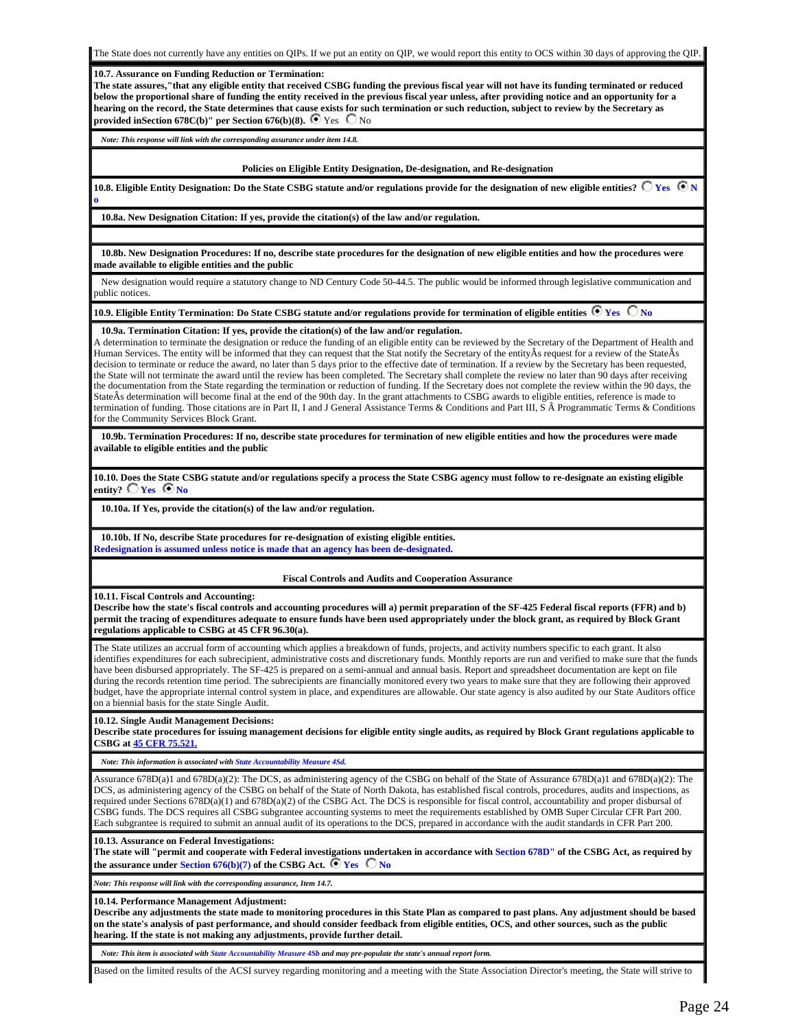The State does not currently have any entities on QIPs. If we put an entity on QIP, we would report this entity to OCS within 30 days of approving the QIP.

**10.7. Assurance on Funding Reduction or Termination:**
**The state assures,"that any eligible entity that received CSBG funding the previous fiscal year will not have its funding terminated or reduced below the proportional share of funding the entity received in the previous fiscal year unless, after providing notice and an opportunity for a hearing on the record, the State determines that cause exists for such termination or such reduction, subject to review by the Secretary as provided inSection 678C(b)" per Section 676(b)(8).** ◉ Yes ○ No

*Note: This response will link with the corresponding assurance under item 14.8.*

**Policies on Eligible Entity Designation, De-designation, and Re-designation**

**10.8. Eligible Entity Designation: Do the State CSBG statute and/or regulations provide for the designation of new eligible entities?** ○ Yes ◉ No

**10.8a. New Designation Citation: If yes, provide the citation(s) of the law and/or regulation.**

**10.8b. New Designation Procedures: If no, describe state procedures for the designation of new eligible entities and how the procedures were made available to eligible entities and the public**

New designation would require a statutory change to ND Century Code 50-44.5. The public would be informed through legislative communication and public notices.

**10.9. Eligible Entity Termination: Do State CSBG statute and/or regulations provide for termination of eligible entities** ◉ Yes ○ No

**10.9a. Termination Citation: If yes, provide the citation(s) of the law and/or regulation.**
A determination to terminate the designation or reduce the funding of an eligible entity can be reviewed by the Secretary of the Department of Health and Human Services. The entity will be informed that they can request that the Stat notify the Secretary of the entityÂs request for a review of the StateÂs decision to terminate or reduce the award, no later than 5 days prior to the effective date of termination. If a review by the Secretary has been requested, the State will not terminate the award until the review has been completed. The Secretary shall complete the review no later than 90 days after receiving the documentation from the State regarding the termination or reduction of funding. If the Secretary does not complete the review within the 90 days, the StateÂs determination will become final at the end of the 90th day. In the grant attachments to CSBG awards to eligible entities, reference is made to termination of funding. Those citations are in Part II, I and J General Assistance Terms & Conditions and Part III, S Â Programmatic Terms & Conditions for the Community Services Block Grant.

**10.9b. Termination Procedures: If no, describe state procedures for termination of new eligible entities and how the procedures were made available to eligible entities and the public**

**10.10. Does the State CSBG statute and/or regulations specify a process the State CSBG agency must follow to re-designate an existing eligible entity?** ○ Yes ◉ No

**10.10a. If Yes, provide the citation(s) of the law and/or regulation.**

**10.10b. If No, describe State procedures for re-designation of existing eligible entities.**
Redesignation is assumed unless notice is made that an agency has been de-designated.

**Fiscal Controls and Audits and Cooperation Assurance**

**10.11. Fiscal Controls and Accounting:**
**Describe how the state's fiscal controls and accounting procedures will a) permit preparation of the SF-425 Federal fiscal reports (FFR) and b) permit the tracing of expenditures adequate to ensure funds have been used appropriately under the block grant, as required by Block Grant regulations applicable to CSBG at 45 CFR 96.30(a).**

The State utilizes an accrual form of accounting which applies a breakdown of funds, projects, and activity numbers specific to each grant. It also identifies expenditures for each subrecipient, administrative costs and discretionary funds. Monthly reports are run and verified to make sure that the funds have been disbursed appropriately. The SF-425 is prepared on a semi-annual and annual basis. Report and spreadsheet documentation are kept on file during the records retention time period. The subrecipients are financially monitored every two years to make sure that they are following their approved budget, have the appropriate internal control system in place, and expenditures are allowable. Our state agency is also audited by our State Auditors office on a biennial basis for the state Single Audit.

**10.12. Single Audit Management Decisions:**
**Describe state procedures for issuing management decisions for eligible entity single audits, as required by Block Grant regulations applicable to CSBG at 45 CFR 75.521.**

*Note: This information is associated with State Accountability Measure 4Sd.*

Assurance 678D(a)1 and 678D(a)(2): The DCS, as administering agency of the CSBG on behalf of the State of Assurance 678D(a)1 and 678D(a)(2): The DCS, as administering agency of the CSBG on behalf of the State of North Dakota, has established fiscal controls, procedures, audits and inspections, as required under Sections 678D(a)(1) and 678D(a)(2) of the CSBG Act. The DCS is responsible for fiscal control, accountability and proper disbursal of CSBG funds. The DCS requires all CSBG subgrantee accounting systems to meet the requirements established by OMB Super Circular CFR Part 200. Each subgrantee is required to submit an annual audit of its operations to the DCS, prepared in accordance with the audit standards in CFR Part 200.

**10.13. Assurance on Federal Investigations:**
**The state will "permit and cooperate with Federal investigations undertaken in accordance with Section 678D" of the CSBG Act, as required by the assurance under Section 676(b)(7) of the CSBG Act.** ◉ Yes ○ No

*Note: This response will link with the corresponding assurance, Item 14.7.*

**10.14. Performance Management Adjustment:**
**Describe any adjustments the state made to monitoring procedures in this State Plan as compared to past plans. Any adjustment should be based on the state's analysis of past performance, and should consider feedback from eligible entities, OCS, and other sources, such as the public hearing. If the state is not making any adjustments, provide further detail.**

*Note: This item is associated with State Accountability Measure 4Sb and may pre-populate the state's annual report form.*

Based on the limited results of the ACSI survey regarding monitoring and a meeting with the State Association Director's meeting, the State will strive to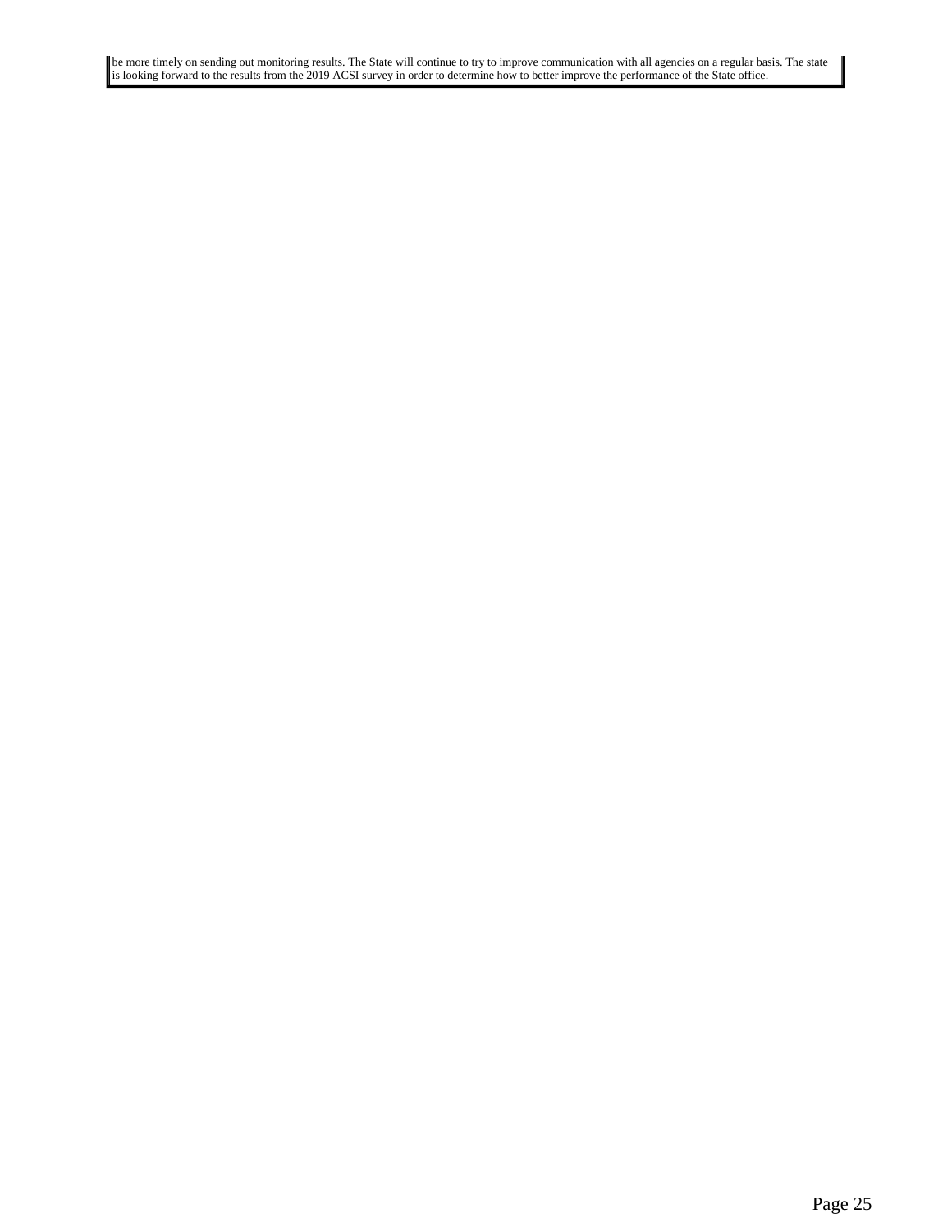be more timely on sending out monitoring results. The State will continue to try to improve communication with all agencies on a regular basis. The state is looking forward to the results from the 2019 ACSI survey in order to determine how to better improve the performance of the State office.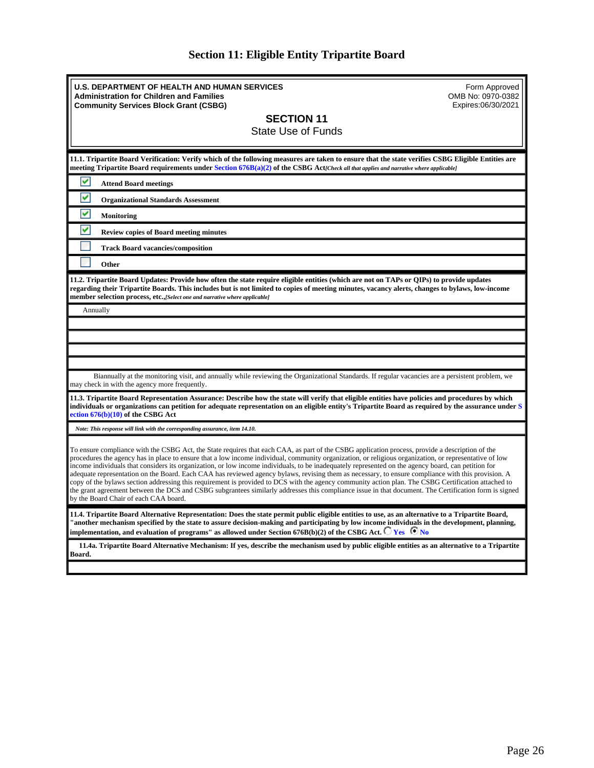# Section 11: Eligible Entity Tripartite Board

**U.S. DEPARTMENT OF HEALTH AND HUMAN SERVICES**
**Administration for Children and Families**
**Community Services Block Grant (CSBG)**

Form Approved
OMB No: 0970-0382
Expires:06/30/2021

## SECTION 11
State Use of Funds

**11.1. Tripartite Board Verification: Verify which of the following measures are taken to ensure that the state verifies CSBG Eligible Entities are meeting Tripartite Board requirements under Section 676B(a)(2) of the CSBG Act***[Check all that applies and narrative where applicable]*

- [x] **Attend Board meetings**
- [x] **Organizational Standards Assessment**
- [x] **Monitoring**
- [x] **Review copies of Board meeting minutes**
- [ ] **Track Board vacancies/composition**
- [ ] **Other**

**11.2. Tripartite Board Updates: Provide how often the state require eligible entities (which are not on TAPs or QIPs) to provide updates regarding their Tripartite Boards. This includes but is not limited to copies of meeting minutes, vacancy alerts, changes to bylaws, low-income member selection process, etc.,***[Select one and narrative where applicable]*

Annually

Biannually at the monitoring visit, and annually while reviewing the Organizational Standards. If regular vacancies are a persistent problem, we may check in with the agency more frequently.

**11.3. Tripartite Board Representation Assurance: Describe how the state will verify that eligible entities have policies and procedures by which individuals or organizations can petition for adequate representation on an eligible entity's Tripartite Board as required by the assurance under Section 676(b)(10) of the CSBG Act**

*Note: This response will link with the corresponding assurance, item 14.10.*

To ensure compliance with the CSBG Act, the State requires that each CAA, as part of the CSBG application process, provide a description of the procedures the agency has in place to ensure that a low income individual, community organization, or religious organization, or representative of low income individuals that considers its organization, or low income individuals, to be inadequately represented on the agency board, can petition for adequate representation on the Board. Each CAA has reviewed agency bylaws, revising them as necessary, to ensure compliance with this provision. A copy of the bylaws section addressing this requirement is provided to DCS with the agency community action plan. The CSBG Certification attached to the grant agreement between the DCS and CSBG subgrantees similarly addresses this compliance issue in that document. The Certification form is signed by the Board Chair of each CAA board.

**11.4. Tripartite Board Alternative Representation: Does the state permit public eligible entities to use, as an alternative to a Tripartite Board, "another mechanism specified by the state to assure decision-making and participating by low income individuals in the development, planning, implementation, and evaluation of programs" as allowed under Section 676B(b)(2) of the CSBG Act.** ○ Yes ◉ No

**11.4a. Tripartite Board Alternative Mechanism: If yes, describe the mechanism used by public eligible entities as an alternative to a Tripartite Board.**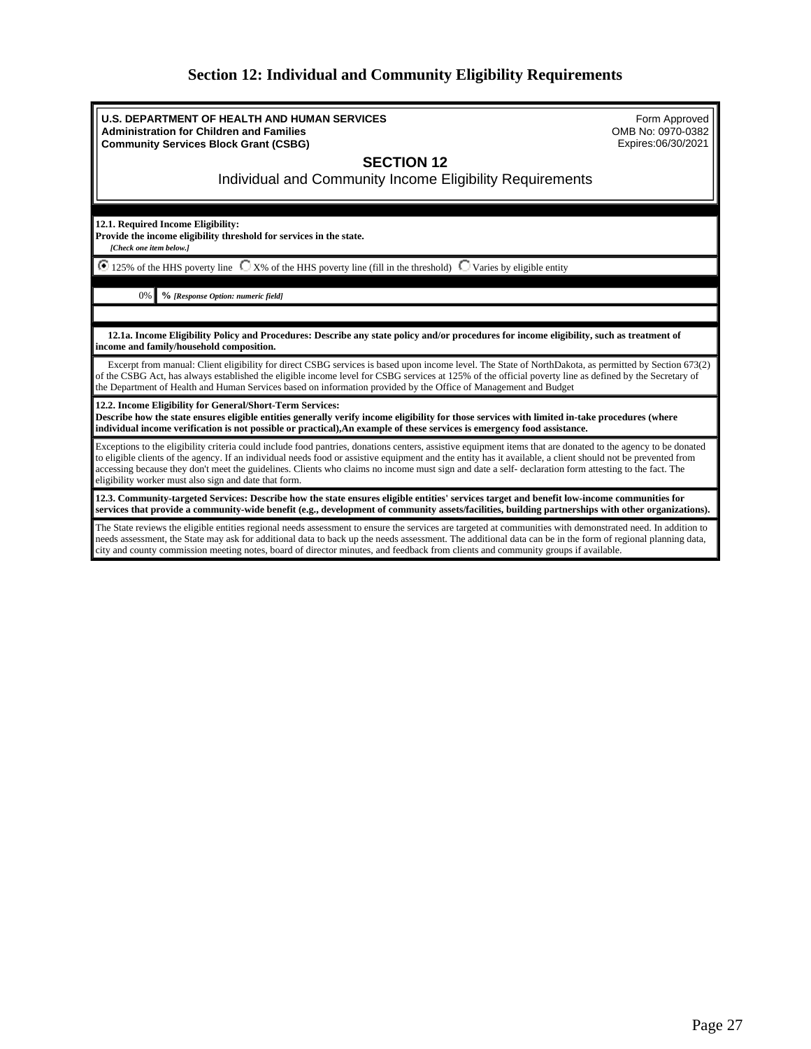# Section 12: Individual and Community Eligibility Requirements

**U.S. DEPARTMENT OF HEALTH AND HUMAN SERVICES**
**Administration for Children and Families**
**Community Services Block Grant (CSBG)**

Form Approved
OMB No: 0970-0382
Expires:06/30/2021

## SECTION 12

Individual and Community Income Eligibility Requirements

**12.1. Required Income Eligibility:**
**Provide the income eligibility threshold for services in the state.**
***[Check one item below.]***

(•) 125% of the HHS poverty line ( ) X% of the HHS poverty line (fill in the threshold) ( ) Varies by eligible entity

| 0% | % *[Response Option: numeric field]* |
|---|---|

**12.1a. Income Eligibility Policy and Procedures: Describe any state policy and/or procedures for income eligibility, such as treatment of income and family/household composition.**

Excerpt from manual: Client eligibility for direct CSBG services is based upon income level. The State of NorthDakota, as permitted by Section 673(2) of the CSBG Act, has always established the eligible income level for CSBG services at 125% of the official poverty line as defined by the Secretary of the Department of Health and Human Services based on information provided by the Office of Management and Budget

**12.2. Income Eligibility for General/Short-Term Services:**
**Describe how the state ensures eligible entities generally verify income eligibility for those services with limited in-take procedures (where individual income verification is not possible or practical),An example of these services is emergency food assistance.**

Exceptions to the eligibility criteria could include food pantries, donations centers, assistive equipment items that are donated to the agency to be donated to eligible clients of the agency. If an individual needs food or assistive equipment and the entity has it available, a client should not be prevented from accessing because they don't meet the guidelines. Clients who claims no income must sign and date a self- declaration form attesting to the fact. The eligibility worker must also sign and date that form.

**12.3. Community-targeted Services: Describe how the state ensures eligible entities' services target and benefit low-income communities for services that provide a community-wide benefit (e.g., development of community assets/facilities, building partnerships with other organizations).**

The State reviews the eligible entities regional needs assessment to ensure the services are targeted at communities with demonstrated need. In addition to needs assessment, the State may ask for additional data to back up the needs assessment. The additional data can be in the form of regional planning data, city and county commission meeting notes, board of director minutes, and feedback from clients and community groups if available.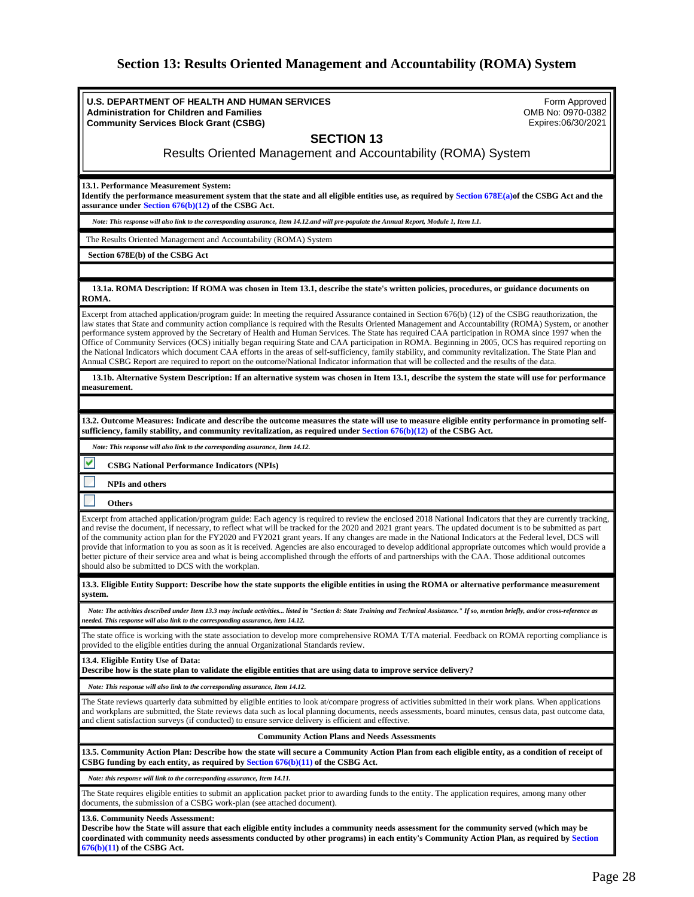# Section 13: Results Oriented Management and Accountability (ROMA) System

**U.S. DEPARTMENT OF HEALTH AND HUMAN SERVICES**
**Administration for Children and Families**
**Community Services Block Grant (CSBG)**

Form Approved
OMB No: 0970-0382
Expires:06/30/2021

## SECTION 13

### Results Oriented Management and Accountability (ROMA) System

**13.1. Performance Measurement System:**
**Identify the performance measurement system that the state and all eligible entities use, as required by Section 678E(a) of the CSBG Act and the assurance under Section 676(b)(12) of the CSBG Act.**

*Note: This response will also link to the corresponding assurance, Item 14.12.and will pre-populate the Annual Report, Module 1, Item I.1.*

The Results Oriented Management and Accountability (ROMA) System

**Section 678E(b) of the CSBG Act**

**13.1a. ROMA Description: If ROMA was chosen in Item 13.1, describe the state's written policies, procedures, or guidance documents on ROMA.**

Excerpt from attached application/program guide: In meeting the required Assurance contained in Section 676(b) (12) of the CSBG reauthorization, the law states that State and community action compliance is required with the Results Oriented Management and Accountability (ROMA) System, or another performance system approved by the Secretary of Health and Human Services. The State has required CAA participation in ROMA since 1997 when the Office of Community Services (OCS) initially began requiring State and CAA participation in ROMA. Beginning in 2005, OCS has required reporting on the National Indicators which document CAA efforts in the areas of self-sufficiency, family stability, and community revitalization. The State Plan and Annual CSBG Report are required to report on the outcome/National Indicator information that will be collected and the results of the data.

**13.1b. Alternative System Description: If an alternative system was chosen in Item 13.1, describe the system the state will use for performance measurement.**

**13.2. Outcome Measures: Indicate and describe the outcome measures the state will use to measure eligible entity performance in promoting self-sufficiency, family stability, and community revitalization, as required under Section 676(b)(12) of the CSBG Act.**

*Note: This response will also link to the corresponding assurance, Item 14.12.*

- [x] **CSBG National Performance Indicators (NPIs)**
- [ ] **NPIs and others**
- [ ] **Others**

Excerpt from attached application/program guide: Each agency is required to review the enclosed 2018 National Indicators that they are currently tracking, and revise the document, if necessary, to reflect what will be tracked for the 2020 and 2021 grant years. The updated document is to be submitted as part of the community action plan for the FY2020 and FY2021 grant years. If any changes are made in the National Indicators at the Federal level, DCS will provide that information to you as soon as it is received. Agencies are also encouraged to develop additional appropriate outcomes which would provide a better picture of their service area and what is being accomplished through the efforts of and partnerships with the CAA. Those additional outcomes should also be submitted to DCS with the workplan.

**13.3. Eligible Entity Support: Describe how the state supports the eligible entities in using the ROMA or alternative performance measurement system.**

*Note: The activities described under Item 13.3 may include activities... listed in "Section 8: State Training and Technical Assistance." If so, mention briefly, and/or cross-reference as needed. This response will also link to the corresponding assurance, item 14.12.*

The state office is working with the state association to develop more comprehensive ROMA T/TA material. Feedback on ROMA reporting compliance is provided to the eligible entities during the annual Organizational Standards review.

**13.4. Eligible Entity Use of Data:**
**Describe how is the state plan to validate the eligible entities that are using data to improve service delivery?**

*Note: This response will also link to the corresponding assurance, Item 14.12.*

The State reviews quarterly data submitted by eligible entities to look at/compare progress of activities submitted in their work plans. When applications and workplans are submitted, the State reviews data such as local planning documents, needs assessments, board minutes, census data, past outcome data, and client satisfaction surveys (if conducted) to ensure service delivery is efficient and effective.

**Community Action Plans and Needs Assessments**

**13.5. Community Action Plan: Describe how the state will secure a Community Action Plan from each eligible entity, as a condition of receipt of CSBG funding by each entity, as required by Section 676(b)(11) of the CSBG Act.**

*Note: this response will link to the corresponding assurance, Item 14.11.*

The State requires eligible entities to submit an application packet prior to awarding funds to the entity. The application requires, among many other documents, the submission of a CSBG work-plan (see attached document).

**13.6. Community Needs Assessment:**
**Describe how the State will assure that each eligible entity includes a community needs assessment for the community served (which may be coordinated with community needs assessments conducted by other programs) in each entity's Community Action Plan, as required by Section 676(b)(11) of the CSBG Act.**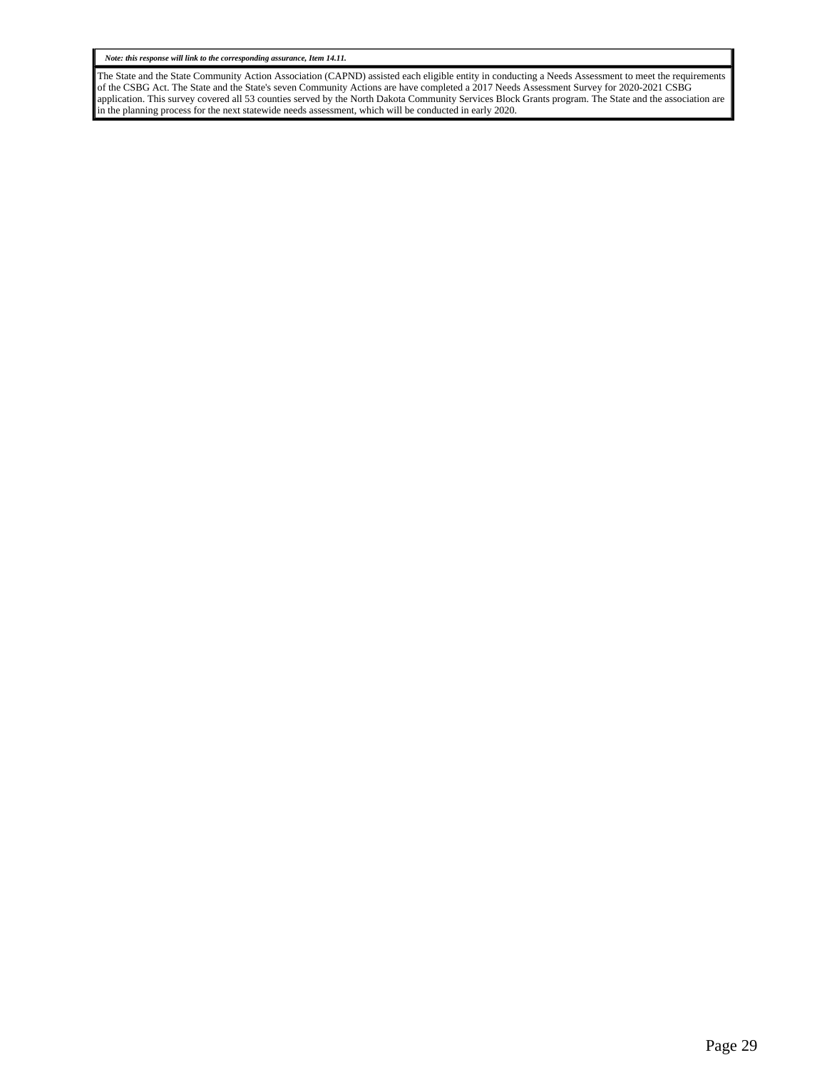*Note: this response will link to the corresponding assurance, Item 14.11.*

The State and the State Community Action Association (CAPND) assisted each eligible entity in conducting a Needs Assessment to meet the requirements of the CSBG Act. The State and the State's seven Community Actions are have completed a 2017 Needs Assessment Survey for 2020-2021 CSBG application. This survey covered all 53 counties served by the North Dakota Community Services Block Grants program. The State and the association are in the planning process for the next statewide needs assessment, which will be conducted in early 2020.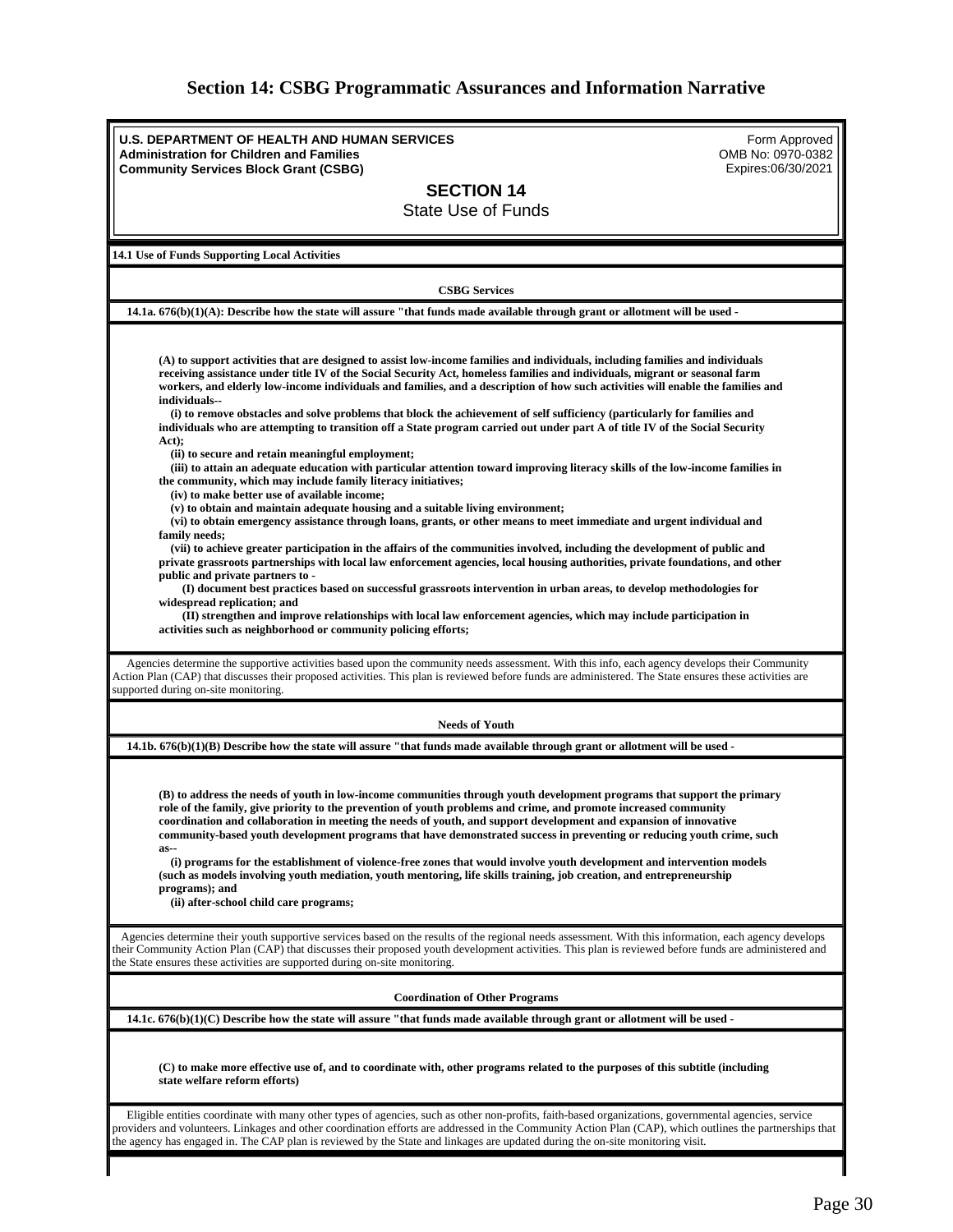# Section 14: CSBG Programmatic Assurances and Information Narrative

**U.S. DEPARTMENT OF HEALTH AND HUMAN SERVICES**
**Administration for Children and Families**
**Community Services Block Grant (CSBG)**

Form Approved
OMB No: 0970-0382
Expires:06/30/2021

## SECTION 14
State Use of Funds

### 14.1 Use of Funds Supporting Local Activities

#### CSBG Services

**14.1a. 676(b)(1)(A): Describe how the state will assure "that funds made available through grant or allotment will be used -**

**(A) to support activities that are designed to assist low-income families and individuals, including families and individuals receiving assistance under title IV of the Social Security Act, homeless families and individuals, migrant or seasonal farm workers, and elderly low-income individuals and families, and a description of how such activities will enable the families and individuals--**

**(i) to remove obstacles and solve problems that block the achievement of self sufficiency (particularly for families and individuals who are attempting to transition off a State program carried out under part A of title IV of the Social Security Act);**

**(ii) to secure and retain meaningful employment;**

**(iii) to attain an adequate education with particular attention toward improving literacy skills of the low-income families in the community, which may include family literacy initiatives;**

**(iv) to make better use of available income;**

**(v) to obtain and maintain adequate housing and a suitable living environment;**

**(vi) to obtain emergency assistance through loans, grants, or other means to meet immediate and urgent individual and family needs;**

**(vii) to achieve greater participation in the affairs of the communities involved, including the development of public and private grassroots partnerships with local law enforcement agencies, local housing authorities, private foundations, and other public and private partners to -**

**(I) document best practices based on successful grassroots intervention in urban areas, to develop methodologies for widespread replication; and**

**(II) strengthen and improve relationships with local law enforcement agencies, which may include participation in activities such as neighborhood or community policing efforts;**

Agencies determine the supportive activities based upon the community needs assessment. With this info, each agency develops their Community Action Plan (CAP) that discusses their proposed activities. This plan is reviewed before funds are administered. The State ensures these activities are supported during on-site monitoring.

#### Needs of Youth

**14.1b. 676(b)(1)(B) Describe how the state will assure "that funds made available through grant or allotment will be used -**

**(B) to address the needs of youth in low-income communities through youth development programs that support the primary role of the family, give priority to the prevention of youth problems and crime, and promote increased community coordination and collaboration in meeting the needs of youth, and support development and expansion of innovative community-based youth development programs that have demonstrated success in preventing or reducing youth crime, such as--**

**(i) programs for the establishment of violence-free zones that would involve youth development and intervention models (such as models involving youth mediation, youth mentoring, life skills training, job creation, and entrepreneurship programs); and**

**(ii) after-school child care programs;**

Agencies determine their youth supportive services based on the results of the regional needs assessment. With this information, each agency develops their Community Action Plan (CAP) that discusses their proposed youth development activities. This plan is reviewed before funds are administered and the State ensures these activities are supported during on-site monitoring.

#### Coordination of Other Programs

**14.1c. 676(b)(1)(C) Describe how the state will assure "that funds made available through grant or allotment will be used -**

**(C) to make more effective use of, and to coordinate with, other programs related to the purposes of this subtitle (including state welfare reform efforts)**

Eligible entities coordinate with many other types of agencies, such as other non-profits, faith-based organizations, governmental agencies, service providers and volunteers. Linkages and other coordination efforts are addressed in the Community Action Plan (CAP), which outlines the partnerships that the agency has engaged in. The CAP plan is reviewed by the State and linkages are updated during the on-site monitoring visit.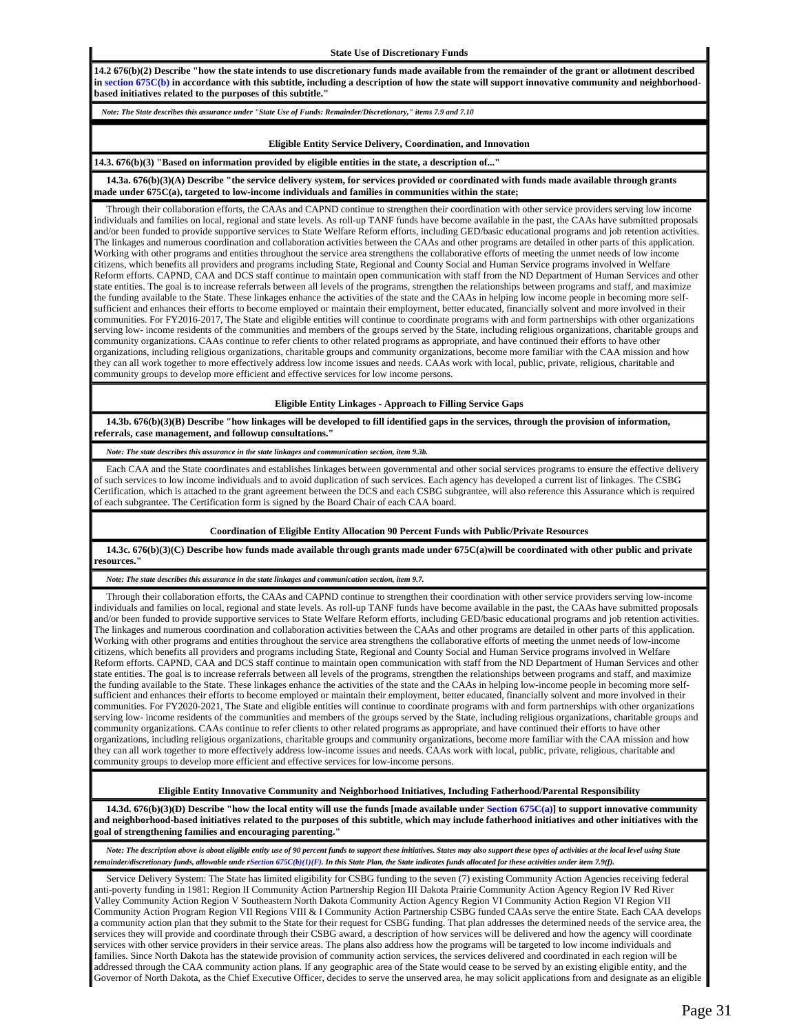### State Use of Discretionary Funds

**14.2 676(b)(2) Describe "how the state intends to use discretionary funds made available from the remainder of the grant or allotment described in section 675C(b) in accordance with this subtitle, including a description of how the state will support innovative community and neighborhood-based initiatives related to the purposes of this subtitle."**

*Note: The State describes this assurance under "State Use of Funds: Remainder/Discretionary," items 7.9 and 7.10*

### Eligible Entity Service Delivery, Coordination, and Innovation

**14.3. 676(b)(3) "Based on information provided by eligible entities in the state, a description of..."**

**14.3a. 676(b)(3)(A) Describe "the service delivery system, for services provided or coordinated with funds made available through grants made under 675C(a), targeted to low-income individuals and families in communities within the state;**

Through their collaboration efforts, the CAAs and CAPND continue to strengthen their coordination with other service providers serving low income individuals and families on local, regional and state levels. As roll-up TANF funds have become available in the past, the CAAs have submitted proposals and/or been funded to provide supportive services to State Welfare Reform efforts, including GED/basic educational programs and job retention activities. The linkages and numerous coordination and collaboration activities between the CAAs and other programs are detailed in other parts of this application. Working with other programs and entities throughout the service area strengthens the collaborative efforts of meeting the unmet needs of low income citizens, which benefits all providers and programs including State, Regional and County Social and Human Service programs involved in Welfare Reform efforts. CAPND, CAA and DCS staff continue to maintain open communication with staff from the ND Department of Human Services and other state entities. The goal is to increase referrals between all levels of the programs, strengthen the relationships between programs and staff, and maximize the funding available to the State. These linkages enhance the activities of the state and the CAAs in helping low income people in becoming more self-sufficient and enhances their efforts to become employed or maintain their employment, better educated, financially solvent and more involved in their communities. For FY2016-2017, The State and eligible entities will continue to coordinate programs with and form partnerships with other organizations serving low- income residents of the communities and members of the groups served by the State, including religious organizations, charitable groups and community organizations. CAAs continue to refer clients to other related programs as appropriate, and have continued their efforts to have other organizations, including religious organizations, charitable groups and community organizations, become more familiar with the CAA mission and how they can all work together to more effectively address low income issues and needs. CAAs work with local, public, private, religious, charitable and community groups to develop more efficient and effective services for low income persons.

### Eligible Entity Linkages - Approach to Filling Service Gaps

**14.3b. 676(b)(3)(B) Describe "how linkages will be developed to fill identified gaps in the services, through the provision of information, referrals, case management, and followup consultations."**

*Note: The state describes this assurance in the state linkages and communication section, item 9.3b.*

Each CAA and the State coordinates and establishes linkages between governmental and other social services programs to ensure the effective delivery of such services to low income individuals and to avoid duplication of such services. Each agency has developed a current list of linkages. The CSBG Certification, which is attached to the grant agreement between the DCS and each CSBG subgrantee, will also reference this Assurance which is required of each subgrantee. The Certification form is signed by the Board Chair of each CAA board.

### Coordination of Eligible Entity Allocation 90 Percent Funds with Public/Private Resources

**14.3c. 676(b)(3)(C) Describe how funds made available through grants made under 675C(a)will be coordinated with other public and private resources."**

*Note: The state describes this assurance in the state linkages and communication section, item 9.7.*

Through their collaboration efforts, the CAAs and CAPND continue to strengthen their coordination with other service providers serving low-income individuals and families on local, regional and state levels. As roll-up TANF funds have become available in the past, the CAAs have submitted proposals and/or been funded to provide supportive services to State Welfare Reform efforts, including GED/basic educational programs and job retention activities. The linkages and numerous coordination and collaboration activities between the CAAs and other programs are detailed in other parts of this application. Working with other programs and entities throughout the service area strengthens the collaborative efforts of meeting the unmet needs of low-income citizens, which benefits all providers and programs including State, Regional and County Social and Human Service programs involved in Welfare Reform efforts. CAPND, CAA and DCS staff continue to maintain open communication with staff from the ND Department of Human Services and other state entities. The goal is to increase referrals between all levels of the programs, strengthen the relationships between programs and staff, and maximize the funding available to the State. These linkages enhance the activities of the state and the CAAs in helping low-income people in becoming more self-sufficient and enhances their efforts to become employed or maintain their employment, better educated, financially solvent and more involved in their communities. For FY2020-2021, The State and eligible entities will continue to coordinate programs with and form partnerships with other organizations serving low- income residents of the communities and members of the groups served by the State, including religious organizations, charitable groups and community organizations. CAAs continue to refer clients to other related programs as appropriate, and have continued their efforts to have other organizations, including religious organizations, charitable groups and community organizations, become more familiar with the CAA mission and how they can all work together to more effectively address low-income issues and needs. CAAs work with local, public, private, religious, charitable and community groups to develop more efficient and effective services for low-income persons.

### Eligible Entity Innovative Community and Neighborhood Initiatives, Including Fatherhood/Parental Responsibility

**14.3d. 676(b)(3)(D) Describe "how the local entity will use the funds [made available under Section 675C(a)] to support innovative community and neighborhood-based initiatives related to the purposes of this subtitle, which may include fatherhood initiatives and other initiatives with the goal of strengthening families and encouraging parenting."**

*Note: The description above is about eligible entity use of 90 percent funds to support these initiatives. States may also support these types of activities at the local level using State remainder/discretionary funds, allowable unde rSection 675C(b)(1)(F). In this State Plan, the State indicates funds allocated for these activities under item 7.9(f).*

Service Delivery System: The State has limited eligibility for CSBG funding to the seven (7) existing Community Action Agencies receiving federal anti-poverty funding in 1981: Region II Community Action Partnership Region III Dakota Prairie Community Action Agency Region IV Red River Valley Community Action Region V Southeastern North Dakota Community Action Agency Region VI Community Action Region VI Region VII Community Action Program Region VII Regions VIII & I Community Action Partnership CSBG funded CAAs serve the entire State. Each CAA develops a community action plan that they submit to the State for their request for CSBG funding. That plan addresses the determined needs of the service area, the services they will provide and coordinate through their CSBG award, a description of how services will be delivered and how the agency will coordinate services with other service providers in their service areas. The plans also address how the programs will be targeted to low income individuals and families. Since North Dakota has the statewide provision of community action services, the services delivered and coordinated in each region will be addressed through the CAA community action plans. If any geographic area of the State would cease to be served by an existing eligible entity, and the Governor of North Dakota, as the Chief Executive Officer, decides to serve the unserved area, he may solicit applications from and designate as an eligible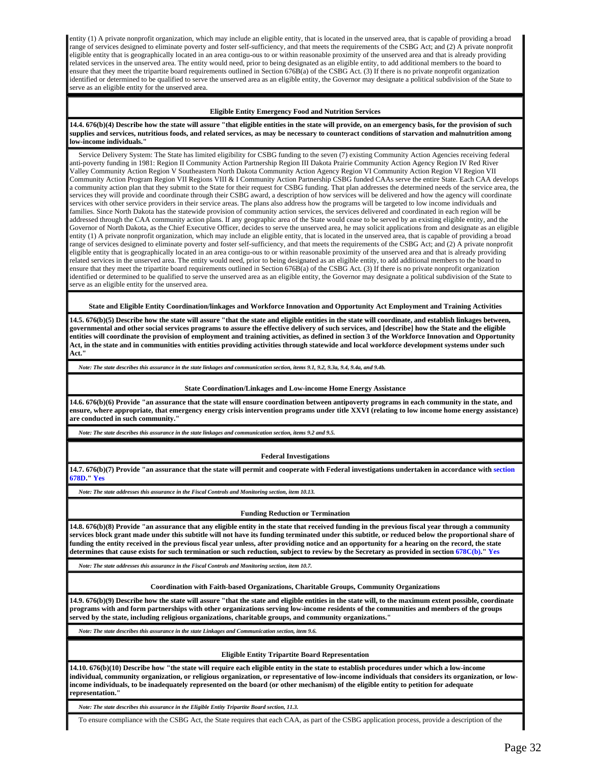entity (1) A private nonprofit organization, which may include an eligible entity, that is located in the unserved area, that is capable of providing a broad range of services designed to eliminate poverty and foster self-sufficiency, and that meets the requirements of the CSBG Act; and (2) A private nonprofit eligible entity that is geographically located in an area contigu-ous to or within reasonable proximity of the unserved area and that is already providing related services in the unserved area. The entity would need, prior to being designated as an eligible entity, to add additional members to the board to ensure that they meet the tripartite board requirements outlined in Section 676B(a) of the CSBG Act. (3) If there is no private nonprofit organization identified or determined to be qualified to serve the unserved area as an eligible entity, the Governor may designate a political subdivision of the State to serve as an eligible entity for the unserved area.

**Eligible Entity Emergency Food and Nutrition Services**

**14.4. 676(b)(4) Describe how the state will assure "that eligible entities in the state will provide, on an emergency basis, for the provision of such supplies and services, nutritious foods, and related services, as may be necessary to counteract conditions of starvation and malnutrition among low-income individuals."**

Service Delivery System: The State has limited eligibility for CSBG funding to the seven (7) existing Community Action Agencies receiving federal anti-poverty funding in 1981: Region II Community Action Partnership Region III Dakota Prairie Community Action Agency Region IV Red River Valley Community Action Region V Southeastern North Dakota Community Action Agency Region VI Community Action Region VI Region VII Community Action Program Region VII Regions VIII & I Community Action Partnership CSBG funded CAAs serve the entire State. Each CAA develops a community action plan that they submit to the State for their request for CSBG funding. That plan addresses the determined needs of the service area, the services they will provide and coordinate through their CSBG award, a description of how services will be delivered and how the agency will coordinate services with other service providers in their service areas. The plans also address how the programs will be targeted to low income individuals and families. Since North Dakota has the statewide provision of community action services, the services delivered and coordinated in each region will be addressed through the CAA community action plans. If any geographic area of the State would cease to be served by an existing eligible entity, and the Governor of North Dakota, as the Chief Executive Officer, decides to serve the unserved area, he may solicit applications from and designate as an eligible entity (1) A private nonprofit organization, which may include an eligible entity, that is located in the unserved area, that is capable of providing a broad range of services designed to eliminate poverty and foster self-sufficiency, and that meets the requirements of the CSBG Act; and (2) A private nonprofit eligible entity that is geographically located in an area contigu-ous to or within reasonable proximity of the unserved area and that is already providing related services in the unserved area. The entity would need, prior to being designated as an eligible entity, to add additional members to the board to ensure that they meet the tripartite board requirements outlined in Section 676B(a) of the CSBG Act. (3) If there is no private nonprofit organization identified or determined to be qualified to serve the unserved area as an eligible entity, the Governor may designate a political subdivision of the State to serve as an eligible entity for the unserved area.

**State and Eligible Entity Coordination/linkages and Workforce Innovation and Opportunity Act Employment and Training Activities**

**14.5. 676(b)(5) Describe how the state will assure "that the state and eligible entities in the state will coordinate, and establish linkages between, governmental and other social services programs to assure the effective delivery of such services, and [describe] how the State and the eligible entities will coordinate the provision of employment and training activities, as defined in section 3 of the Workforce Innovation and Opportunity Act, in the state and in communities with entities providing activities through statewide and local workforce development systems under such Act."**

*Note: The state describes this assurance in the state linkages and communication section, items 9.1, 9.2, 9.3a, 9.4, 9.4a, and 9.4b.*

**State Coordination/Linkages and Low-income Home Energy Assistance**

**14.6. 676(b)(6) Provide "an assurance that the state will ensure coordination between antipoverty programs in each community in the state, and ensure, where appropriate, that emergency energy crisis intervention programs under title XXVI (relating to low income home energy assistance) are conducted in such community."**

*Note: The state describes this assurance in the state linkages and communication section, items 9.2 and 9.5.*

**Federal Investigations**

**14.7. 676(b)(7) Provide "an assurance that the state will permit and cooperate with Federal investigations undertaken in accordance with section 678D." Yes**

*Note: The state addresses this assurance in the Fiscal Controls and Monitoring section, item 10.13.*

**Funding Reduction or Termination**

**14.8. 676(b)(8) Provide "an assurance that any eligible entity in the state that received funding in the previous fiscal year through a community services block grant made under this subtitle will not have its funding terminated under this subtitle, or reduced below the proportional share of funding the entity received in the previous fiscal year unless, after providing notice and an opportunity for a hearing on the record, the state determines that cause exists for such termination or such reduction, subject to review by the Secretary as provided in section 678C(b)." Yes**

*Note: The state addresses this assurance in the Fiscal Controls and Monitoring section, item 10.7.*

**Coordination with Faith-based Organizations, Charitable Groups, Community Organizations**

**14.9. 676(b)(9) Describe how the state will assure "that the state and eligible entities in the state will, to the maximum extent possible, coordinate programs with and form partnerships with other organizations serving low-income residents of the communities and members of the groups served by the state, including religious organizations, charitable groups, and community organizations."**

*Note: The state describes this assurance in the state Linkages and Communication section, item 9.6.*

**Eligible Entity Tripartite Board Representation**

**14.10. 676(b)(10) Describe how "the state will require each eligible entity in the state to establish procedures under which a low-income individual, community organization, or religious organization, or representative of low-income individuals that considers its organization, or low-income individuals, to be inadequately represented on the board (or other mechanism) of the eligible entity to petition for adequate representation."**

*Note: The state describes this assurance in the Eligible Entity Tripartite Board section, 11.3.*

To ensure compliance with the CSBG Act, the State requires that each CAA, as part of the CSBG application process, provide a description of the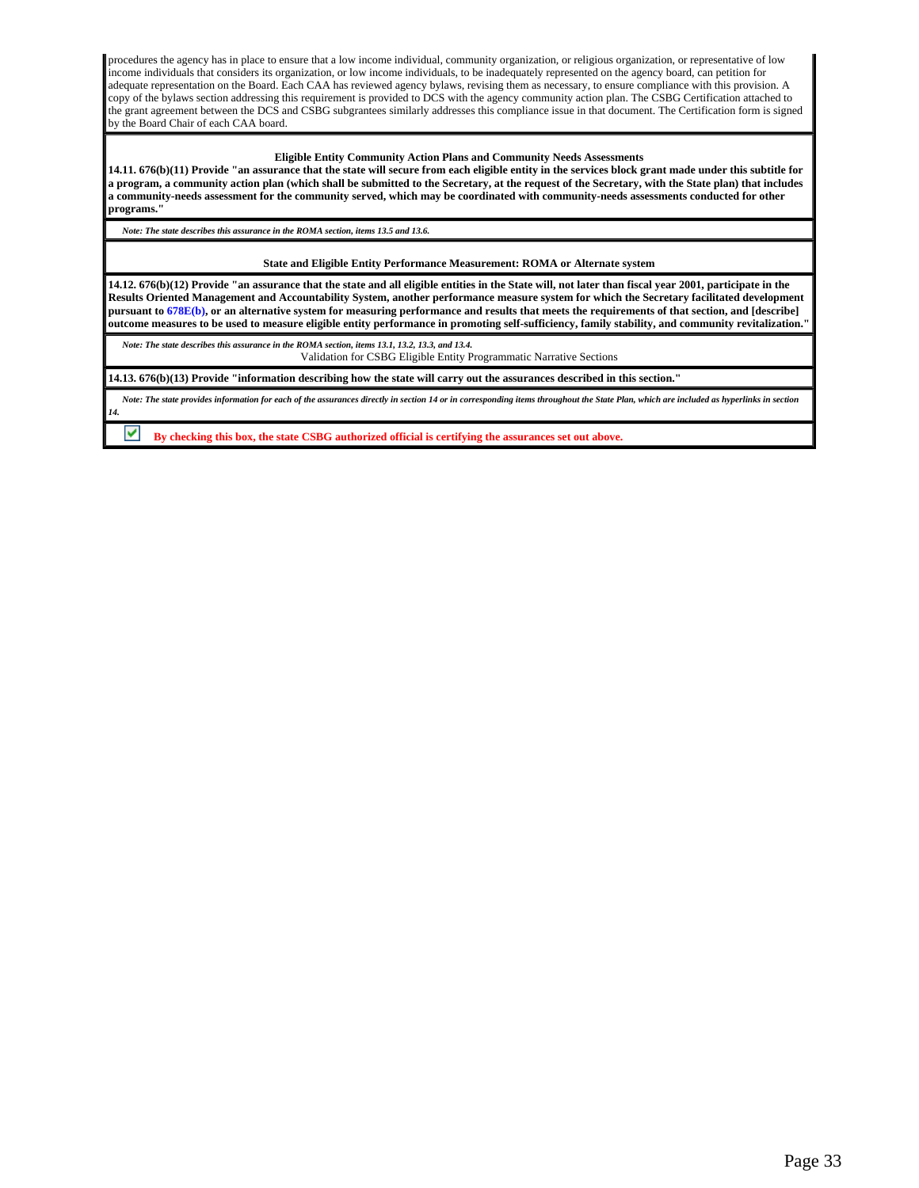procedures the agency has in place to ensure that a low income individual, community organization, or religious organization, or representative of low income individuals that considers its organization, or low income individuals, to be inadequately represented on the agency board, can petition for adequate representation on the Board. Each CAA has reviewed agency bylaws, revising them as necessary, to ensure compliance with this provision. A copy of the bylaws section addressing this requirement is provided to DCS with the agency community action plan. The CSBG Certification attached to the grant agreement between the DCS and CSBG subgrantees similarly addresses this compliance issue in that document. The Certification form is signed by the Board Chair of each CAA board.

**Eligible Entity Community Action Plans and Community Needs Assessments**

**14.11. 676(b)(11) Provide "an assurance that the state will secure from each eligible entity in the services block grant made under this subtitle for a program, a community action plan (which shall be submitted to the Secretary, at the request of the Secretary, with the State plan) that includes a community-needs assessment for the community served, which may be coordinated with community-needs assessments conducted for other programs."**

***Note: The state describes this assurance in the ROMA section, items 13.5 and 13.6.***

**State and Eligible Entity Performance Measurement: ROMA or Alternate system**

**14.12. 676(b)(12) Provide "an assurance that the state and all eligible entities in the State will, not later than fiscal year 2001, participate in the Results Oriented Management and Accountability System, another performance measure system for which the Secretary facilitated development pursuant to 678E(b), or an alternative system for measuring performance and results that meets the requirements of that section, and [describe] outcome measures to be used to measure eligible entity performance in promoting self-sufficiency, family stability, and community revitalization."**

***Note: The state describes this assurance in the ROMA section, items 13.1, 13.2, 13.3, and 13.4.***

Validation for CSBG Eligible Entity Programmatic Narrative Sections

**14.13. 676(b)(13) Provide "information describing how the state will carry out the assurances described in this section."**

***Note: The state provides information for each of the assurances directly in section 14 or in corresponding items throughout the State Plan, which are included as hyperlinks in section 14.***

☑ **By checking this box, the state CSBG authorized official is certifying the assurances set out above.**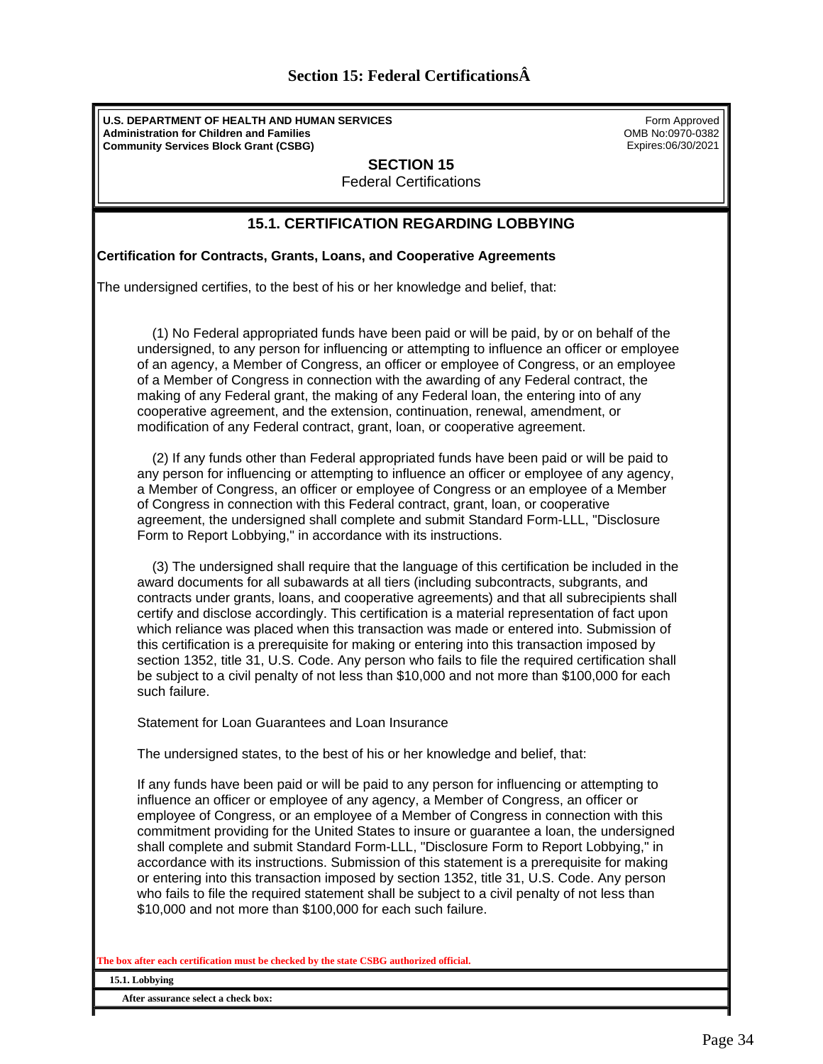# Section 15: Federal CertificationsÂ

**U.S. DEPARTMENT OF HEALTH AND HUMAN SERVICES**
**Administration for Children and Families**
**Community Services Block Grant (CSBG)**

Form Approved
OMB No:0970-0382
Expires:06/30/2021

## SECTION 15
Federal Certifications

### 15.1. CERTIFICATION REGARDING LOBBYING

**Certification for Contracts, Grants, Loans, and Cooperative Agreements**

The undersigned certifies, to the best of his or her knowledge and belief, that:

(1) No Federal appropriated funds have been paid or will be paid, by or on behalf of the undersigned, to any person for influencing or attempting to influence an officer or employee of an agency, a Member of Congress, an officer or employee of Congress, or an employee of a Member of Congress in connection with the awarding of any Federal contract, the making of any Federal grant, the making of any Federal loan, the entering into of any cooperative agreement, and the extension, continuation, renewal, amendment, or modification of any Federal contract, grant, loan, or cooperative agreement.

(2) If any funds other than Federal appropriated funds have been paid or will be paid to any person for influencing or attempting to influence an officer or employee of any agency, a Member of Congress, an officer or employee of Congress or an employee of a Member of Congress in connection with this Federal contract, grant, loan, or cooperative agreement, the undersigned shall complete and submit Standard Form-LLL, "Disclosure Form to Report Lobbying," in accordance with its instructions.

(3) The undersigned shall require that the language of this certification be included in the award documents for all subawards at all tiers (including subcontracts, subgrants, and contracts under grants, loans, and cooperative agreements) and that all subrecipients shall certify and disclose accordingly. This certification is a material representation of fact upon which reliance was placed when this transaction was made or entered into. Submission of this certification is a prerequisite for making or entering into this transaction imposed by section 1352, title 31, U.S. Code. Any person who fails to file the required certification shall be subject to a civil penalty of not less than $10,000 and not more than $100,000 for each such failure.

Statement for Loan Guarantees and Loan Insurance

The undersigned states, to the best of his or her knowledge and belief, that:

If any funds have been paid or will be paid to any person for influencing or attempting to influence an officer or employee of any agency, a Member of Congress, an officer or employee of Congress, or an employee of a Member of Congress in connection with this commitment providing for the United States to insure or guarantee a loan, the undersigned shall complete and submit Standard Form-LLL, "Disclosure Form to Report Lobbying," in accordance with its instructions. Submission of this statement is a prerequisite for making or entering into this transaction imposed by section 1352, title 31, U.S. Code. Any person who fails to file the required statement shall be subject to a civil penalty of not less than $10,000 and not more than $100,000 for each such failure.

**The box after each certification must be checked by the state CSBG authorized official.**

**15.1. Lobbying**

**After assurance select a check box:**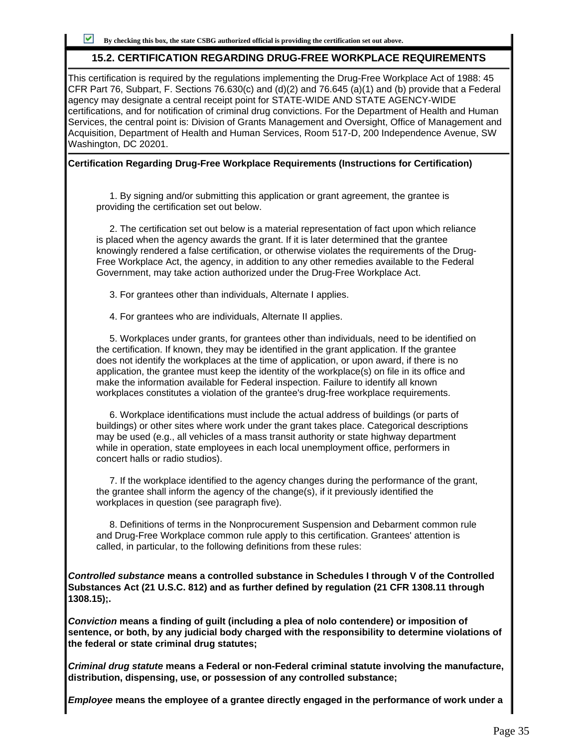☑ **By checking this box, the state CSBG authorized official is providing the certification set out above.**

## 15.2. CERTIFICATION REGARDING DRUG-FREE WORKPLACE REQUIREMENTS

This certification is required by the regulations implementing the Drug-Free Workplace Act of 1988: 45 CFR Part 76, Subpart, F. Sections 76.630(c) and (d)(2) and 76.645 (a)(1) and (b) provide that a Federal agency may designate a central receipt point for STATE-WIDE AND STATE AGENCY-WIDE certifications, and for notification of criminal drug convictions. For the Department of Health and Human Services, the central point is: Division of Grants Management and Oversight, Office of Management and Acquisition, Department of Health and Human Services, Room 517-D, 200 Independence Avenue, SW Washington, DC 20201.

**Certification Regarding Drug-Free Workplace Requirements (Instructions for Certification)**

1. By signing and/or submitting this application or grant agreement, the grantee is providing the certification set out below.

2. The certification set out below is a material representation of fact upon which reliance is placed when the agency awards the grant. If it is later determined that the grantee knowingly rendered a false certification, or otherwise violates the requirements of the Drug-Free Workplace Act, the agency, in addition to any other remedies available to the Federal Government, may take action authorized under the Drug-Free Workplace Act.

3. For grantees other than individuals, Alternate I applies.

4. For grantees who are individuals, Alternate II applies.

5. Workplaces under grants, for grantees other than individuals, need to be identified on the certification. If known, they may be identified in the grant application. If the grantee does not identify the workplaces at the time of application, or upon award, if there is no application, the grantee must keep the identity of the workplace(s) on file in its office and make the information available for Federal inspection. Failure to identify all known workplaces constitutes a violation of the grantee's drug-free workplace requirements.

6. Workplace identifications must include the actual address of buildings (or parts of buildings) or other sites where work under the grant takes place. Categorical descriptions may be used (e.g., all vehicles of a mass transit authority or state highway department while in operation, state employees in each local unemployment office, performers in concert halls or radio studios).

7. If the workplace identified to the agency changes during the performance of the grant, the grantee shall inform the agency of the change(s), if it previously identified the workplaces in question (see paragraph five).

8. Definitions of terms in the Nonprocurement Suspension and Debarment common rule and Drug-Free Workplace common rule apply to this certification. Grantees' attention is called, in particular, to the following definitions from these rules:

***Controlled substance*** **means a controlled substance in Schedules I through V of the Controlled Substances Act (21 U.S.C. 812) and as further defined by regulation (21 CFR 1308.11 through 1308.15);.**

***Conviction*** **means a finding of guilt (including a plea of nolo contendere) or imposition of sentence, or both, by any judicial body charged with the responsibility to determine violations of the federal or state criminal drug statutes;**

***Criminal drug statute*** **means a Federal or non-Federal criminal statute involving the manufacture, distribution, dispensing, use, or possession of any controlled substance;**

***Employee*** **means the employee of a grantee directly engaged in the performance of work under a**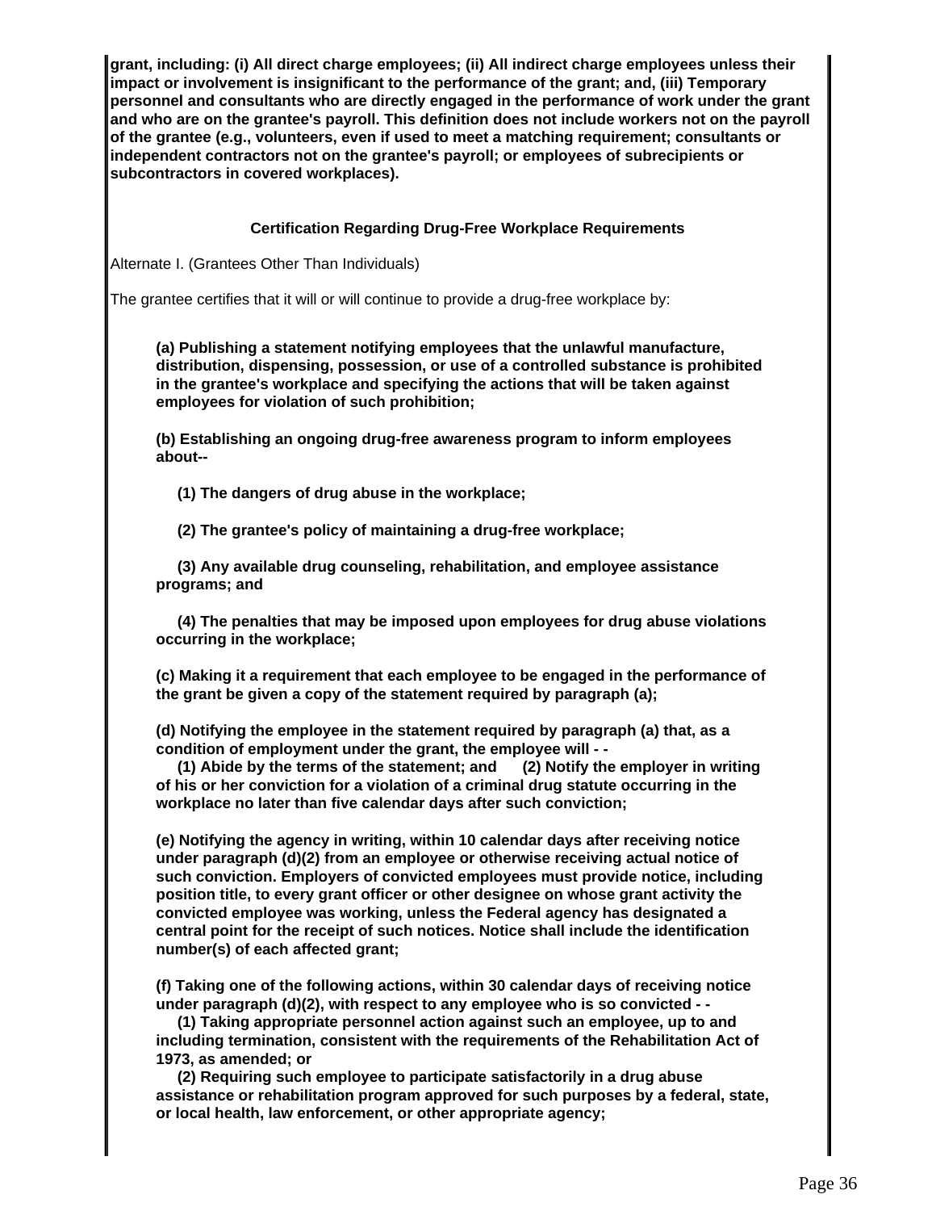**grant, including: (i) All direct charge employees; (ii) All indirect charge employees unless their impact or involvement is insignificant to the performance of the grant; and, (iii) Temporary personnel and consultants who are directly engaged in the performance of work under the grant and who are on the grantee's payroll. This definition does not include workers not on the payroll of the grantee (e.g., volunteers, even if used to meet a matching requirement; consultants or independent contractors not on the grantee's payroll; or employees of subrecipients or subcontractors in covered workplaces).**

### Certification Regarding Drug-Free Workplace Requirements

Alternate I. (Grantees Other Than Individuals)

The grantee certifies that it will or will continue to provide a drug-free workplace by:

**(a) Publishing a statement notifying employees that the unlawful manufacture, distribution, dispensing, possession, or use of a controlled substance is prohibited in the grantee's workplace and specifying the actions that will be taken against employees for violation of such prohibition;**

**(b) Establishing an ongoing drug-free awareness program to inform employees about--**

**(1) The dangers of drug abuse in the workplace;**

**(2) The grantee's policy of maintaining a drug-free workplace;**

**(3) Any available drug counseling, rehabilitation, and employee assistance programs; and**

**(4) The penalties that may be imposed upon employees for drug abuse violations occurring in the workplace;**

**(c) Making it a requirement that each employee to be engaged in the performance of the grant be given a copy of the statement required by paragraph (a);**

**(d) Notifying the employee in the statement required by paragraph (a) that, as a condition of employment under the grant, the employee will - -**
**(1) Abide by the terms of the statement; and (2) Notify the employer in writing of his or her conviction for a violation of a criminal drug statute occurring in the workplace no later than five calendar days after such conviction;**

**(e) Notifying the agency in writing, within 10 calendar days after receiving notice under paragraph (d)(2) from an employee or otherwise receiving actual notice of such conviction. Employers of convicted employees must provide notice, including position title, to every grant officer or other designee on whose grant activity the convicted employee was working, unless the Federal agency has designated a central point for the receipt of such notices. Notice shall include the identification number(s) of each affected grant;**

**(f) Taking one of the following actions, within 30 calendar days of receiving notice under paragraph (d)(2), with respect to any employee who is so convicted - -**
**(1) Taking appropriate personnel action against such an employee, up to and including termination, consistent with the requirements of the Rehabilitation Act of 1973, as amended; or**
**(2) Requiring such employee to participate satisfactorily in a drug abuse assistance or rehabilitation program approved for such purposes by a federal, state, or local health, law enforcement, or other appropriate agency;**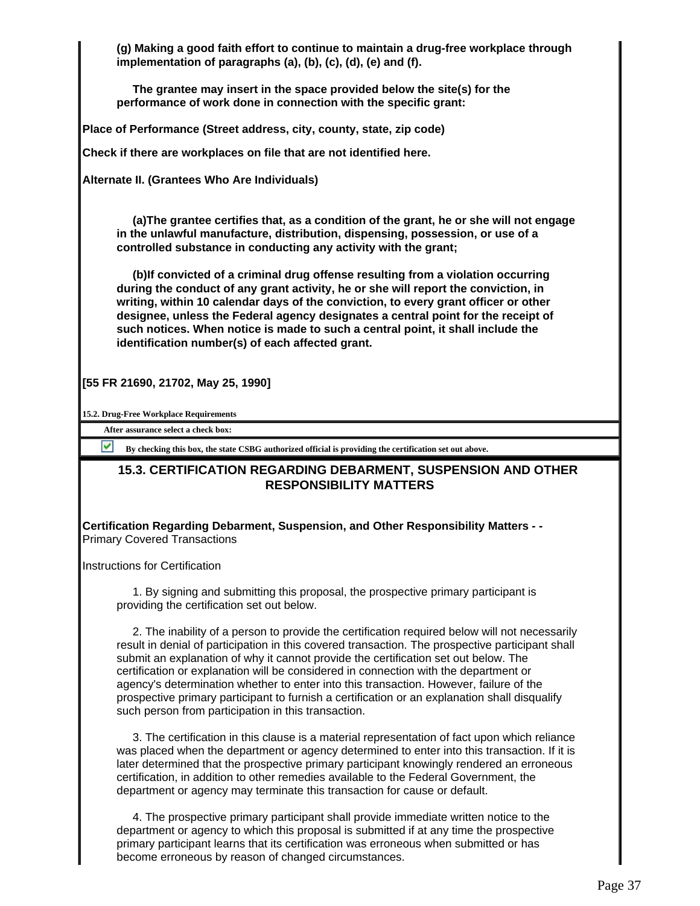**(g) Making a good faith effort to continue to maintain a drug-free workplace through implementation of paragraphs (a), (b), (c), (d), (e) and (f).**

**The grantee may insert in the space provided below the site(s) for the performance of work done in connection with the specific grant:**

**Place of Performance (Street address, city, county, state, zip code)**

**Check if there are workplaces on file that are not identified here.**

**Alternate II. (Grantees Who Are Individuals)**

**(a)The grantee certifies that, as a condition of the grant, he or she will not engage in the unlawful manufacture, distribution, dispensing, possession, or use of a controlled substance in conducting any activity with the grant;**

**(b)If convicted of a criminal drug offense resulting from a violation occurring during the conduct of any grant activity, he or she will report the conviction, in writing, within 10 calendar days of the conviction, to every grant officer or other designee, unless the Federal agency designates a central point for the receipt of such notices. When notice is made to such a central point, it shall include the identification number(s) of each affected grant.**

**[55 FR 21690, 21702, May 25, 1990]**

**15.2. Drug-Free Workplace Requirements**

**After assurance select a check box:**

☑ **By checking this box, the state CSBG authorized official is providing the certification set out above.**

## 15.3. CERTIFICATION REGARDING DEBARMENT, SUSPENSION AND OTHER RESPONSIBILITY MATTERS

**Certification Regarding Debarment, Suspension, and Other Responsibility Matters - -** Primary Covered Transactions

Instructions for Certification

1. By signing and submitting this proposal, the prospective primary participant is providing the certification set out below.

2. The inability of a person to provide the certification required below will not necessarily result in denial of participation in this covered transaction. The prospective participant shall submit an explanation of why it cannot provide the certification set out below. The certification or explanation will be considered in connection with the department or agency's determination whether to enter into this transaction. However, failure of the prospective primary participant to furnish a certification or an explanation shall disqualify such person from participation in this transaction.

3. The certification in this clause is a material representation of fact upon which reliance was placed when the department or agency determined to enter into this transaction. If it is later determined that the prospective primary participant knowingly rendered an erroneous certification, in addition to other remedies available to the Federal Government, the department or agency may terminate this transaction for cause or default.

4. The prospective primary participant shall provide immediate written notice to the department or agency to which this proposal is submitted if at any time the prospective primary participant learns that its certification was erroneous when submitted or has become erroneous by reason of changed circumstances.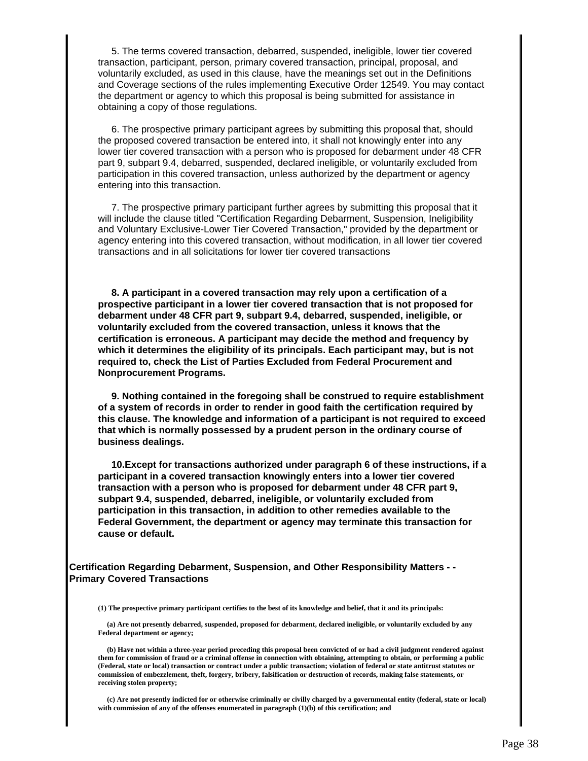5. The terms covered transaction, debarred, suspended, ineligible, lower tier covered transaction, participant, person, primary covered transaction, principal, proposal, and voluntarily excluded, as used in this clause, have the meanings set out in the Definitions and Coverage sections of the rules implementing Executive Order 12549. You may contact the department or agency to which this proposal is being submitted for assistance in obtaining a copy of those regulations.

6. The prospective primary participant agrees by submitting this proposal that, should the proposed covered transaction be entered into, it shall not knowingly enter into any lower tier covered transaction with a person who is proposed for debarment under 48 CFR part 9, subpart 9.4, debarred, suspended, declared ineligible, or voluntarily excluded from participation in this covered transaction, unless authorized by the department or agency entering into this transaction.

7. The prospective primary participant further agrees by submitting this proposal that it will include the clause titled "Certification Regarding Debarment, Suspension, Ineligibility and Voluntary Exclusive-Lower Tier Covered Transaction," provided by the department or agency entering into this covered transaction, without modification, in all lower tier covered transactions and in all solicitations for lower tier covered transactions

**8. A participant in a covered transaction may rely upon a certification of a prospective participant in a lower tier covered transaction that is not proposed for debarment under 48 CFR part 9, subpart 9.4, debarred, suspended, ineligible, or voluntarily excluded from the covered transaction, unless it knows that the certification is erroneous. A participant may decide the method and frequency by which it determines the eligibility of its principals. Each participant may, but is not required to, check the List of Parties Excluded from Federal Procurement and Nonprocurement Programs.**

**9. Nothing contained in the foregoing shall be construed to require establishment of a system of records in order to render in good faith the certification required by this clause. The knowledge and information of a participant is not required to exceed that which is normally possessed by a prudent person in the ordinary course of business dealings.**

**10.Except for transactions authorized under paragraph 6 of these instructions, if a participant in a covered transaction knowingly enters into a lower tier covered transaction with a person who is proposed for debarment under 48 CFR part 9, subpart 9.4, suspended, debarred, ineligible, or voluntarily excluded from participation in this transaction, in addition to other remedies available to the Federal Government, the department or agency may terminate this transaction for cause or default.**

**Certification Regarding Debarment, Suspension, and Other Responsibility Matters - - Primary Covered Transactions**

**(1) The prospective primary participant certifies to the best of its knowledge and belief, that it and its principals:**

**(a) Are not presently debarred, suspended, proposed for debarment, declared ineligible, or voluntarily excluded by any Federal department or agency;**

**(b) Have not within a three-year period preceding this proposal been convicted of or had a civil judgment rendered against them for commission of fraud or a criminal offense in connection with obtaining, attempting to obtain, or performing a public (Federal, state or local) transaction or contract under a public transaction; violation of federal or state antitrust statutes or commission of embezzlement, theft, forgery, bribery, falsification or destruction of records, making false statements, or receiving stolen property;**

**(c) Are not presently indicted for or otherwise criminally or civilly charged by a governmental entity (federal, state or local) with commission of any of the offenses enumerated in paragraph (1)(b) of this certification; and**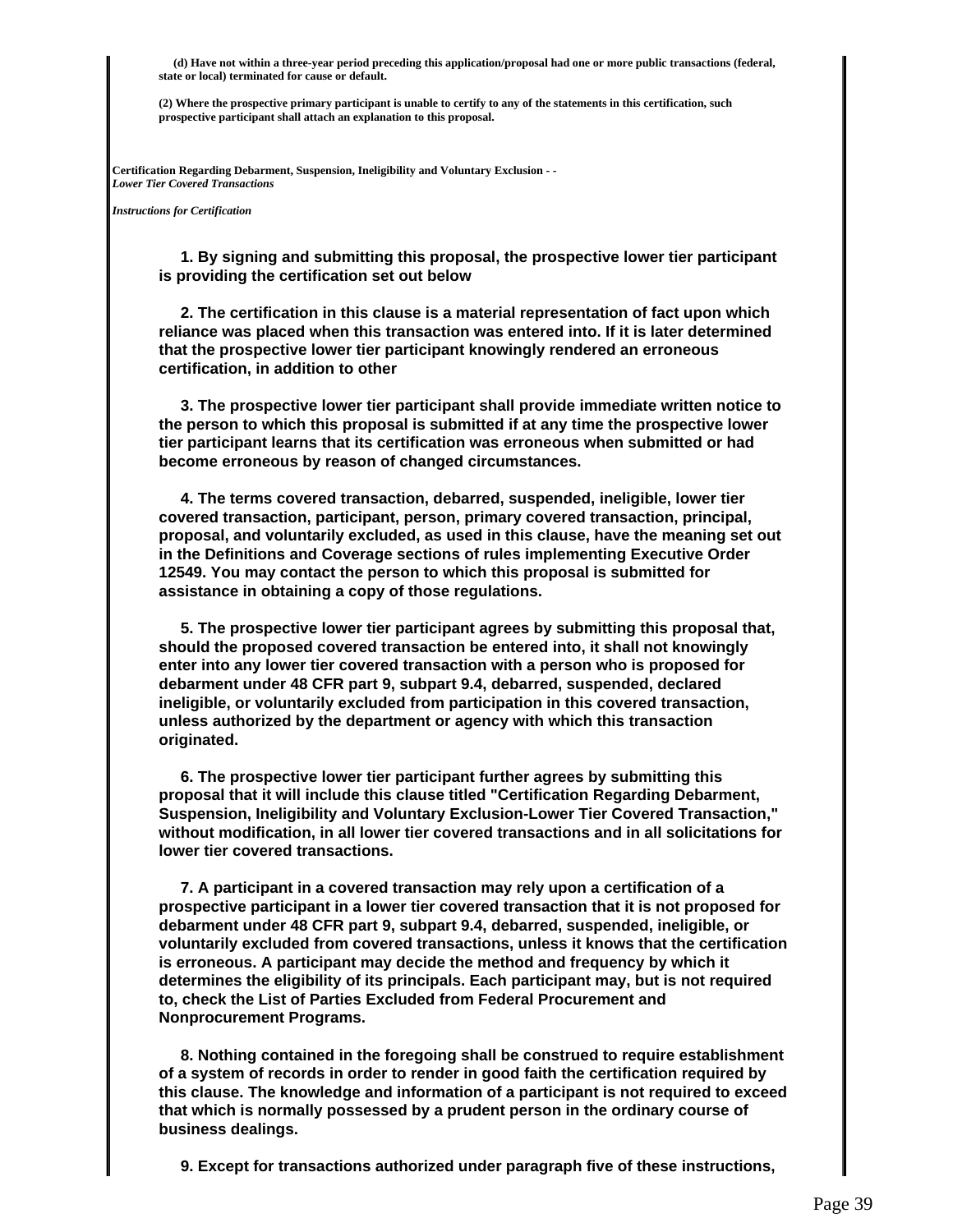**(d) Have not within a three-year period preceding this application/proposal had one or more public transactions (federal, state or local) terminated for cause or default.**

**(2) Where the prospective primary participant is unable to certify to any of the statements in this certification, such prospective participant shall attach an explanation to this proposal.**

**Certification Regarding Debarment, Suspension, Ineligibility and Voluntary Exclusion - -**
***Lower Tier Covered Transactions***

***Instructions for Certification***

**1. By signing and submitting this proposal, the prospective lower tier participant is providing the certification set out below**

**2. The certification in this clause is a material representation of fact upon which reliance was placed when this transaction was entered into. If it is later determined that the prospective lower tier participant knowingly rendered an erroneous certification, in addition to other**

**3. The prospective lower tier participant shall provide immediate written notice to the person to which this proposal is submitted if at any time the prospective lower tier participant learns that its certification was erroneous when submitted or had become erroneous by reason of changed circumstances.**

**4. The terms covered transaction, debarred, suspended, ineligible, lower tier covered transaction, participant, person, primary covered transaction, principal, proposal, and voluntarily excluded, as used in this clause, have the meaning set out in the Definitions and Coverage sections of rules implementing Executive Order 12549. You may contact the person to which this proposal is submitted for assistance in obtaining a copy of those regulations.**

**5. The prospective lower tier participant agrees by submitting this proposal that, should the proposed covered transaction be entered into, it shall not knowingly enter into any lower tier covered transaction with a person who is proposed for debarment under 48 CFR part 9, subpart 9.4, debarred, suspended, declared ineligible, or voluntarily excluded from participation in this covered transaction, unless authorized by the department or agency with which this transaction originated.**

**6. The prospective lower tier participant further agrees by submitting this proposal that it will include this clause titled "Certification Regarding Debarment, Suspension, Ineligibility and Voluntary Exclusion-Lower Tier Covered Transaction," without modification, in all lower tier covered transactions and in all solicitations for lower tier covered transactions.**

**7. A participant in a covered transaction may rely upon a certification of a prospective participant in a lower tier covered transaction that it is not proposed for debarment under 48 CFR part 9, subpart 9.4, debarred, suspended, ineligible, or voluntarily excluded from covered transactions, unless it knows that the certification is erroneous. A participant may decide the method and frequency by which it determines the eligibility of its principals. Each participant may, but is not required to, check the List of Parties Excluded from Federal Procurement and Nonprocurement Programs.**

**8. Nothing contained in the foregoing shall be construed to require establishment of a system of records in order to render in good faith the certification required by this clause. The knowledge and information of a participant is not required to exceed that which is normally possessed by a prudent person in the ordinary course of business dealings.**

**9. Except for transactions authorized under paragraph five of these instructions,**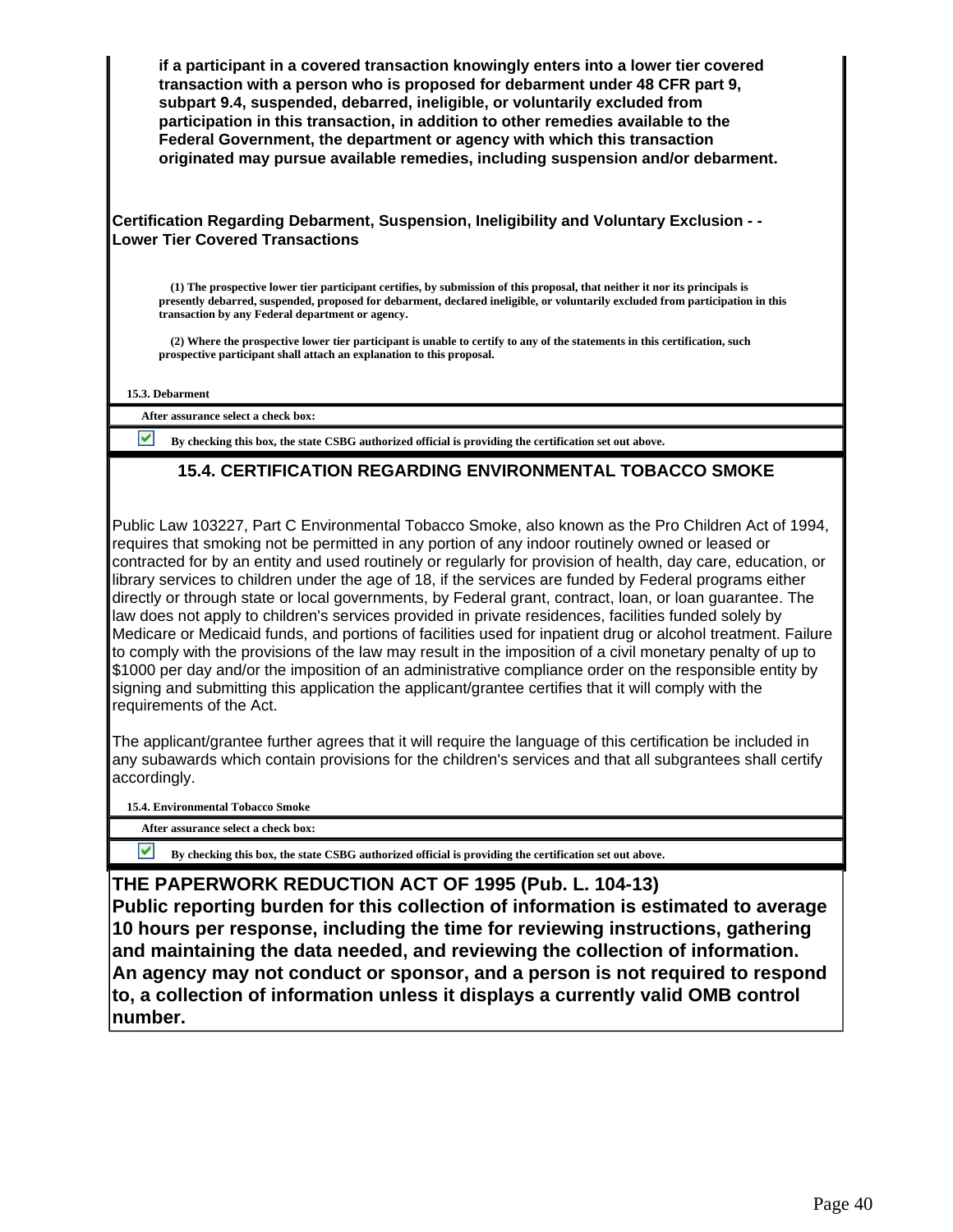**if a participant in a covered transaction knowingly enters into a lower tier covered transaction with a person who is proposed for debarment under 48 CFR part 9, subpart 9.4, suspended, debarred, ineligible, or voluntarily excluded from participation in this transaction, in addition to other remedies available to the Federal Government, the department or agency with which this transaction originated may pursue available remedies, including suspension and/or debarment.**

**Certification Regarding Debarment, Suspension, Ineligibility and Voluntary Exclusion - - Lower Tier Covered Transactions**

**(1) The prospective lower tier participant certifies, by submission of this proposal, that neither it nor its principals is presently debarred, suspended, proposed for debarment, declared ineligible, or voluntarily excluded from participation in this transaction by any Federal department or agency.**

**(2) Where the prospective lower tier participant is unable to certify to any of the statements in this certification, such prospective participant shall attach an explanation to this proposal.**

**15.3. Debarment**

**After assurance select a check box:**

☑ **By checking this box, the state CSBG authorized official is providing the certification set out above.**

## 15.4. CERTIFICATION REGARDING ENVIRONMENTAL TOBACCO SMOKE

Public Law 103227, Part C Environmental Tobacco Smoke, also known as the Pro Children Act of 1994, requires that smoking not be permitted in any portion of any indoor routinely owned or leased or contracted for by an entity and used routinely or regularly for provision of health, day care, education, or library services to children under the age of 18, if the services are funded by Federal programs either directly or through state or local governments, by Federal grant, contract, loan, or loan guarantee. The law does not apply to children's services provided in private residences, facilities funded solely by Medicare or Medicaid funds, and portions of facilities used for inpatient drug or alcohol treatment. Failure to comply with the provisions of the law may result in the imposition of a civil monetary penalty of up to $1000 per day and/or the imposition of an administrative compliance order on the responsible entity by signing and submitting this application the applicant/grantee certifies that it will comply with the requirements of the Act.

The applicant/grantee further agrees that it will require the language of this certification be included in any subawards which contain provisions for the children's services and that all subgrantees shall certify accordingly.

**15.4. Environmental Tobacco Smoke**

**After assurance select a check box:**

☑ **By checking this box, the state CSBG authorized official is providing the certification set out above.**

**THE PAPERWORK REDUCTION ACT OF 1995 (Pub. L. 104-13)**
**Public reporting burden for this collection of information is estimated to average 10 hours per response, including the time for reviewing instructions, gathering and maintaining the data needed, and reviewing the collection of information. An agency may not conduct or sponsor, and a person is not required to respond to, a collection of information unless it displays a currently valid OMB control number.**